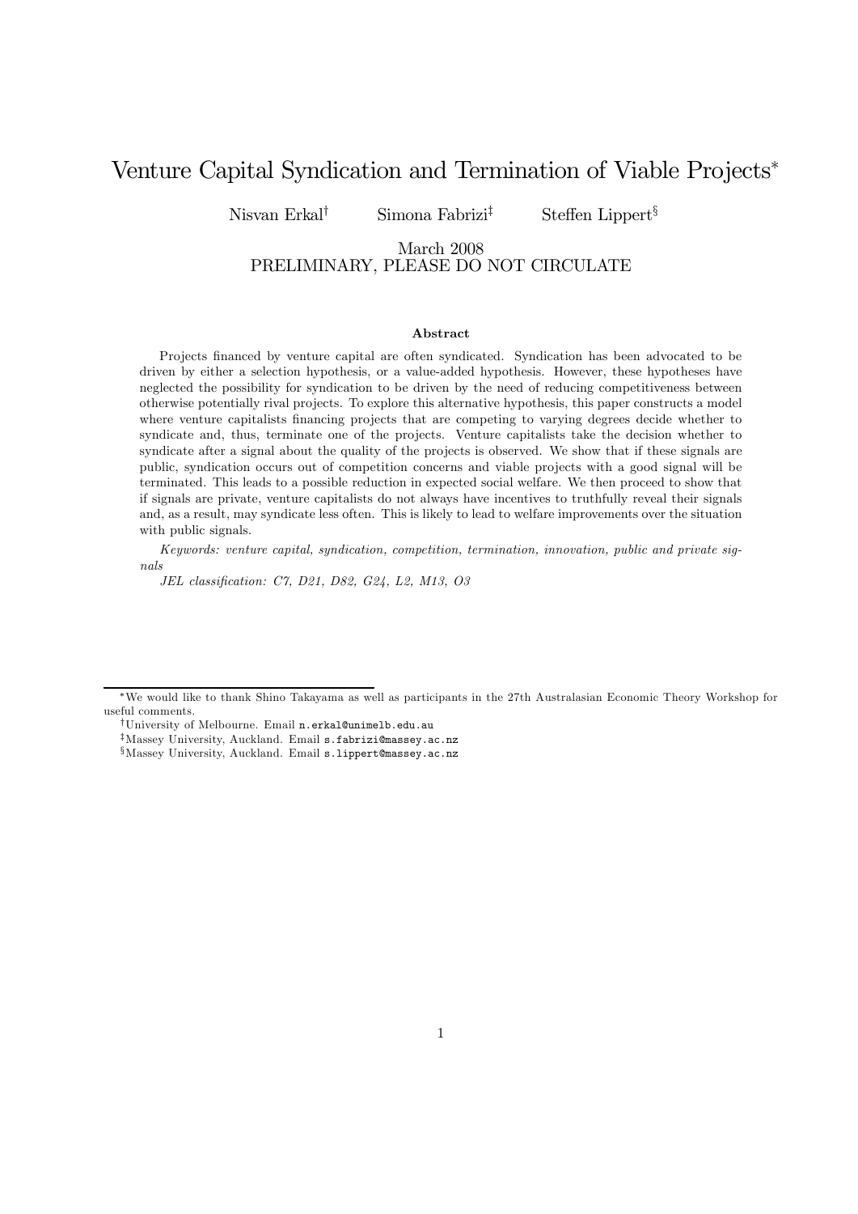# Venture Capital Syndication and Termination of Viable Projects*

Nisvan Erkal† Simona Fabrizi‡ Steffen Lippert§

March 2008
PRELIMINARY, PLEASE DO NOT CIRCULATE

### Abstract

Projects financed by venture capital are often syndicated. Syndication has been advocated to be driven by either a selection hypothesis, or a value-added hypothesis. However, these hypotheses have neglected the possibility for syndication to be driven by the need of reducing competitiveness between otherwise potentially rival projects. To explore this alternative hypothesis, this paper constructs a model where venture capitalists financing projects that are competing to varying degrees decide whether to syndicate and, thus, terminate one of the projects. Venture capitalists take the decision whether to syndicate after a signal about the quality of the projects is observed. We show that if these signals are public, syndication occurs out of competition concerns and viable projects with a good signal will be terminated. This leads to a possible reduction in expected social welfare. We then proceed to show that if signals are private, venture capitalists do not always have incentives to truthfully reveal their signals and, as a result, may syndicate less often. This is likely to lead to welfare improvements over the situation with public signals.

*Keywords: venture capital, syndication, competition, termination, innovation, public and private signals*

*JEL classification: C7, D21, D82, G24, L2, M13, O3*

---

*We would like to thank Shino Takayama as well as participants in the 27th Australasian Economic Theory Workshop for useful comments.

†University of Melbourne. Email n.erkal@unimelb.edu.au

‡Massey University, Auckland. Email s.fabrizi@massey.ac.nz

§Massey University, Auckland. Email s.lippert@massey.ac.nz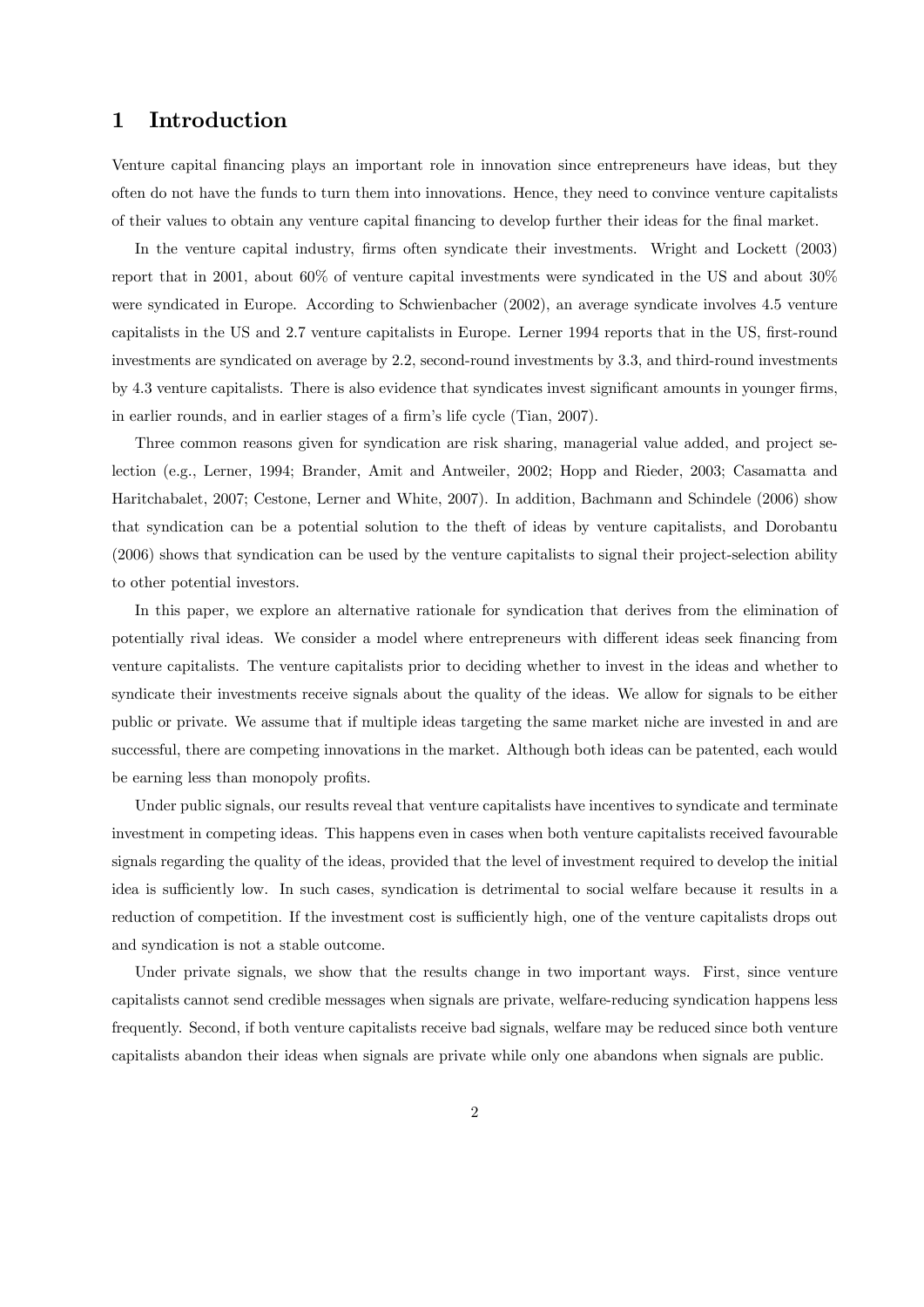# 1 Introduction

Venture capital financing plays an important role in innovation since entrepreneurs have ideas, but they often do not have the funds to turn them into innovations. Hence, they need to convince venture capitalists of their values to obtain any venture capital financing to develop further their ideas for the final market.

In the venture capital industry, firms often syndicate their investments. Wright and Lockett (2003) report that in 2001, about 60% of venture capital investments were syndicated in the US and about 30% were syndicated in Europe. According to Schwienbacher (2002), an average syndicate involves 4.5 venture capitalists in the US and 2.7 venture capitalists in Europe. Lerner 1994 reports that in the US, first-round investments are syndicated on average by 2.2, second-round investments by 3.3, and third-round investments by 4.3 venture capitalists. There is also evidence that syndicates invest significant amounts in younger firms, in earlier rounds, and in earlier stages of a firm's life cycle (Tian, 2007).

Three common reasons given for syndication are risk sharing, managerial value added, and project selection (e.g., Lerner, 1994; Brander, Amit and Antweiler, 2002; Hopp and Rieder, 2003; Casamatta and Haritchabalet, 2007; Cestone, Lerner and White, 2007). In addition, Bachmann and Schindele (2006) show that syndication can be a potential solution to the theft of ideas by venture capitalists, and Dorobantu (2006) shows that syndication can be used by the venture capitalists to signal their project-selection ability to other potential investors.

In this paper, we explore an alternative rationale for syndication that derives from the elimination of potentially rival ideas. We consider a model where entrepreneurs with different ideas seek financing from venture capitalists. The venture capitalists prior to deciding whether to invest in the ideas and whether to syndicate their investments receive signals about the quality of the ideas. We allow for signals to be either public or private. We assume that if multiple ideas targeting the same market niche are invested in and are successful, there are competing innovations in the market. Although both ideas can be patented, each would be earning less than monopoly profits.

Under public signals, our results reveal that venture capitalists have incentives to syndicate and terminate investment in competing ideas. This happens even in cases when both venture capitalists received favourable signals regarding the quality of the ideas, provided that the level of investment required to develop the initial idea is sufficiently low. In such cases, syndication is detrimental to social welfare because it results in a reduction of competition. If the investment cost is sufficiently high, one of the venture capitalists drops out and syndication is not a stable outcome.

Under private signals, we show that the results change in two important ways. First, since venture capitalists cannot send credible messages when signals are private, welfare-reducing syndication happens less frequently. Second, if both venture capitalists receive bad signals, welfare may be reduced since both venture capitalists abandon their ideas when signals are private while only one abandons when signals are public.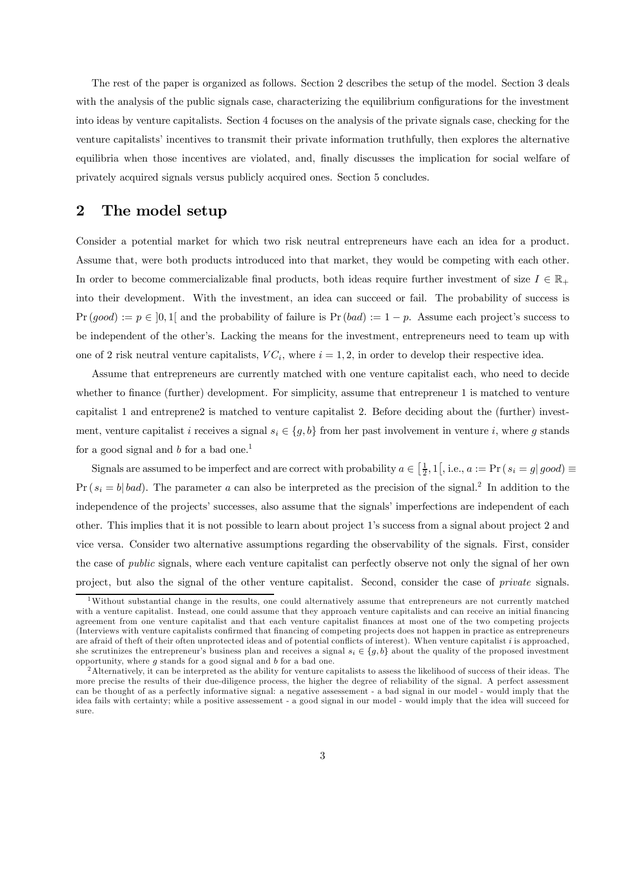The rest of the paper is organized as follows. Section 2 describes the setup of the model. Section 3 deals with the analysis of the public signals case, characterizing the equilibrium configurations for the investment into ideas by venture capitalists. Section 4 focuses on the analysis of the private signals case, checking for the venture capitalists' incentives to transmit their private information truthfully, then explores the alternative equilibria when those incentives are violated, and, finally discusses the implication for social welfare of privately acquired signals versus publicly acquired ones. Section 5 concludes.

## 2 The model setup

Consider a potential market for which two risk neutral entrepreneurs have each an idea for a product. Assume that, were both products introduced into that market, they would be competing with each other. In order to become commercializable final products, both ideas require further investment of size $I \in \mathbb{R}_+$ into their development. With the investment, an idea can succeed or fail. The probability of success is $\Pr(good) := p \in ]0,1[$ and the probability of failure is $\Pr(bad) := 1-p$. Assume each project's success to be independent of the other's. Lacking the means for the investment, entrepreneurs need to team up with one of 2 risk neutral venture capitalists, $VC_i$, where $i = 1, 2$, in order to develop their respective idea.

Assume that entrepreneurs are currently matched with one venture capitalist each, who need to decide whether to finance (further) development. For simplicity, assume that entrepreneur 1 is matched to venture capitalist 1 and entreprene2 is matched to venture capitalist 2. Before deciding about the (further) investment, venture capitalist $i$ receives a signal $s_i \in \{g, b\}$ from her past involvement in venture $i$, where $g$ stands for a good signal and $b$ for a bad one.[1]

Signals are assumed to be imperfect and are correct with probability $a \in \left[\frac{1}{2}, 1\right[$, i.e., $a := \Pr(s_i = g|\, good) \equiv \Pr(s_i = b|\, bad)$. The parameter $a$ can also be interpreted as the precision of the signal.[2] In addition to the independence of the projects' successes, also assume that the signals' imperfections are independent of each other. This implies that it is not possible to learn about project 1's success from a signal about project 2 and vice versa. Consider two alternative assumptions regarding the observability of the signals. First, consider the case of *public* signals, where each venture capitalist can perfectly observe not only the signal of her own project, but also the signal of the other venture capitalist. Second, consider the case of *private* signals.

[1] Without substantial change in the results, one could alternatively assume that entrepreneurs are not currently matched with a venture capitalist. Instead, one could assume that they approach venture capitalists and can receive an initial financing agreement from one venture capitalist and that each venture capitalist finances at most one of the two competing projects (Interviews with venture capitalists confirmed that financing of competing projects does not happen in practice as entrepreneurs are afraid of theft of their often unprotected ideas and of potential conflicts of interest). When venture capitalist $i$ is approached, she scrutinizes the entrepreneur's business plan and receives a signal $s_i \in \{g, b\}$ about the quality of the proposed investment opportunity, where $g$ stands for a good signal and $b$ for a bad one.

[2] Alternatively, it can be interpreted as the ability for venture capitalists to assess the likelihood of success of their ideas. The more precise the results of their due-diligence process, the higher the degree of reliability of the signal. A perfect assessment can be thought of as a perfectly informative signal: a negative assessement - a bad signal in our model - would imply that the idea fails with certainty; while a positive assessement - a good signal in our model - would imply that the idea will succeed for sure.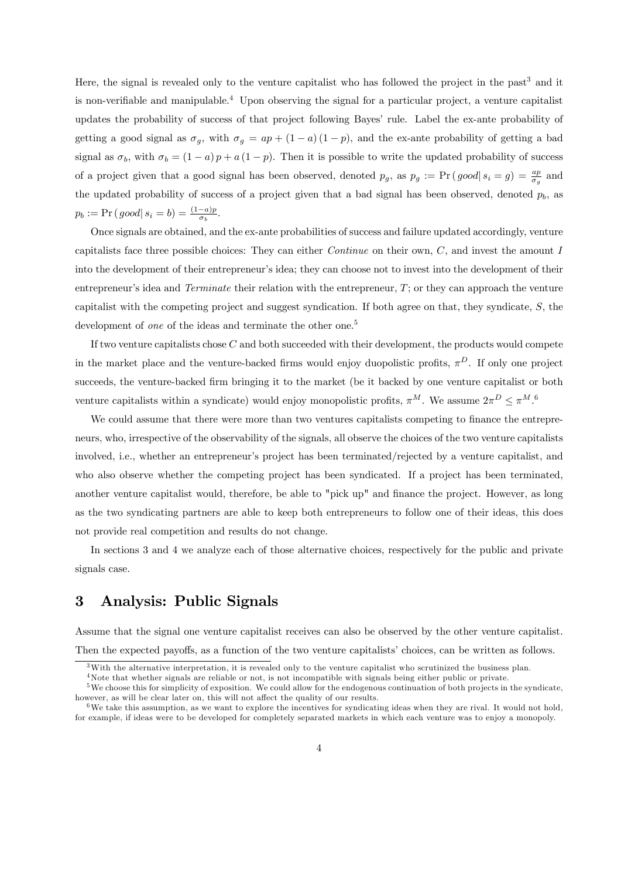Here, the signal is revealed only to the venture capitalist who has followed the project in the past[3] and it is non-verifiable and manipulable.[4] Upon observing the signal for a particular project, a venture capitalist updates the probability of success of that project following Bayes' rule. Label the ex-ante probability of getting a good signal as $\sigma_g$, with $\sigma_g = ap + (1-a)(1-p)$, and the ex-ante probability of getting a bad signal as $\sigma_b$, with $\sigma_b = (1-a)p + a(1-p)$. Then it is possible to write the updated probability of success of a project given that a good signal has been observed, denoted $p_g$, as $p_g := \Pr(good|\, s_i = g) = \frac{ap}{\sigma_g}$ and the updated probability of success of a project given that a bad signal has been observed, denoted $p_b$, as $p_b := \Pr(good|\, s_i = b) = \frac{(1-a)p}{\sigma_b}$.

Once signals are obtained, and the ex-ante probabilities of success and failure updated accordingly, venture capitalists face three possible choices: They can either *Continue* on their own, $C$, and invest the amount $I$ into the development of their entrepreneur's idea; they can choose not to invest into the development of their entrepreneur's idea and *Terminate* their relation with the entrepreneur, $T$; or they can approach the venture capitalist with the competing project and suggest syndication. If both agree on that, they syndicate, $S$, the development of *one* of the ideas and terminate the other one.[5]

If two venture capitalists chose $C$ and both succeeded with their development, the products would compete in the market place and the venture-backed firms would enjoy duopolistic profits, $\pi^D$. If only one project succeeds, the venture-backed firm bringing it to the market (be it backed by one venture capitalist or both venture capitalists within a syndicate) would enjoy monopolistic profits, $\pi^M$. We assume $2\pi^D \leq \pi^M$.[6]

We could assume that there were more than two ventures capitalists competing to finance the entrepreneurs, who, irrespective of the observability of the signals, all observe the choices of the two venture capitalists involved, i.e., whether an entrepreneur's project has been terminated/rejected by a venture capitalist, and who also observe whether the competing project has been syndicated. If a project has been terminated, another venture capitalist would, therefore, be able to "pick up" and finance the project. However, as long as the two syndicating partners are able to keep both entrepreneurs to follow one of their ideas, this does not provide real competition and results do not change.

In sections 3 and 4 we analyze each of those alternative choices, respectively for the public and private signals case.

## 3 Analysis: Public Signals

Assume that the signal one venture capitalist receives can also be observed by the other venture capitalist. Then the expected payoffs, as a function of the two venture capitalists' choices, can be written as follows.

---

[3] With the alternative interpretation, it is revealed only to the venture capitalist who scrutinized the business plan.

[4] Note that whether signals are reliable or not, is not incompatible with signals being either public or private.

[5] We choose this for simplicity of exposition. We could allow for the endogenous continuation of both projects in the syndicate, however, as will be clear later on, this will not affect the quality of our results.

[6] We take this assumption, as we want to explore the incentives for syndicating ideas when they are rival. It would not hold, for example, if ideas were to be developed for completely separated markets in which each venture was to enjoy a monopoly.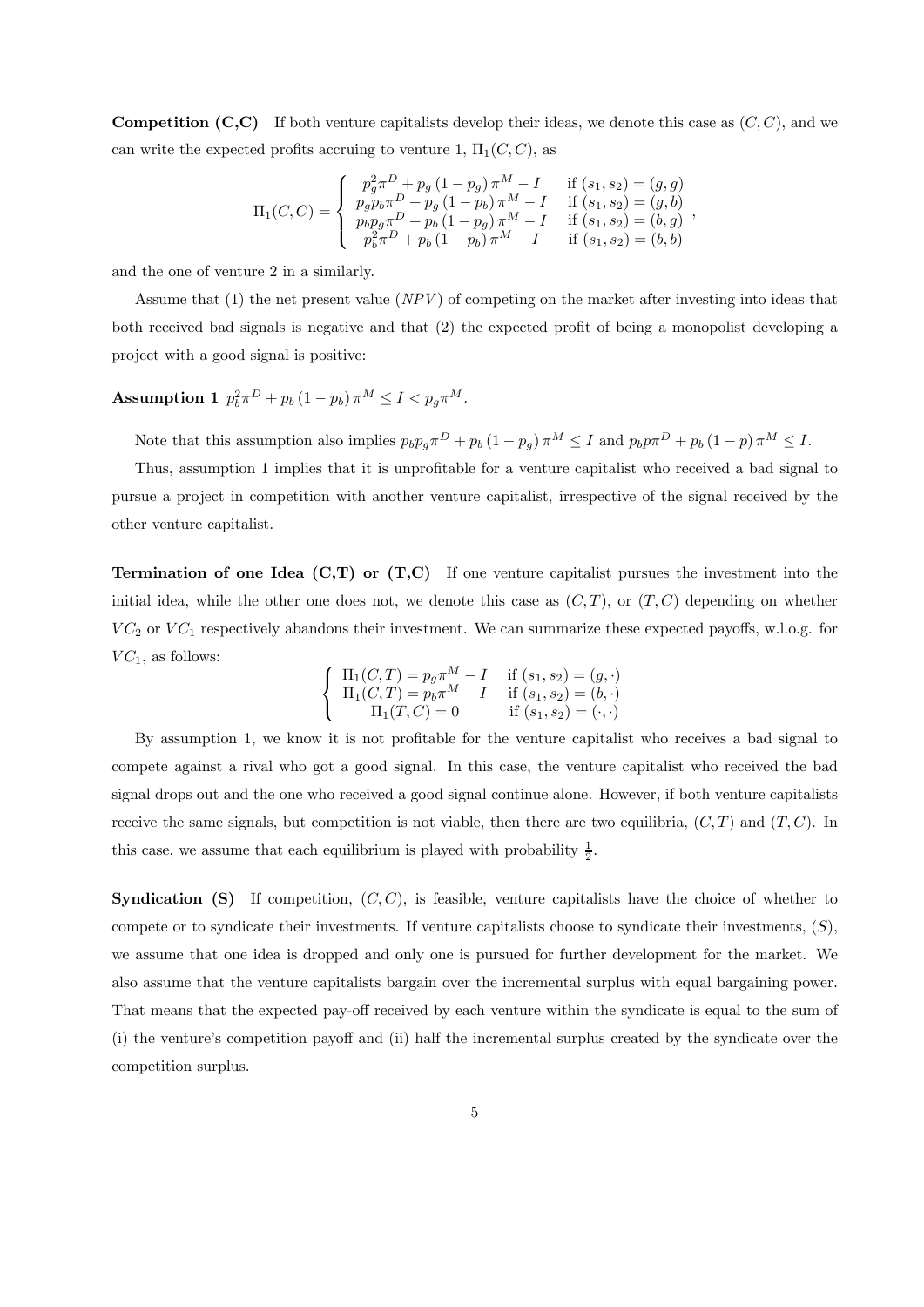**Competition (C,C)** If both venture capitalists develop their ideas, we denote this case as $(C, C)$, and we can write the expected profits accruing to venture 1, $\Pi_1(C, C)$, as

$$\Pi_1(C,C) = \begin{cases} p_g^2 \pi^D + p_g (1 - p_g) \pi^M - I & \text{if } (s_1, s_2) = (g, g) \\ p_g p_b \pi^D + p_g (1 - p_b) \pi^M - I & \text{if } (s_1, s_2) = (g, b) \\ p_b p_g \pi^D + p_b (1 - p_g) \pi^M - I & \text{if } (s_1, s_2) = (b, g) \\ p_b^2 \pi^D + p_b (1 - p_b) \pi^M - I & \text{if } (s_1, s_2) = (b, b) \end{cases},$$

and the one of venture 2 in a similarly.

Assume that (1) the net present value ($NPV$) of competing on the market after investing into ideas that both received bad signals is negative and that (2) the expected profit of being a monopolist developing a project with a good signal is positive:

**Assumption 1** $p_b^2 \pi^D + p_b (1 - p_b) \pi^M \leq I < p_g \pi^M$.

Note that this assumption also implies $p_b p_g \pi^D + p_b (1 - p_g) \pi^M \leq I$ and $p_b p \pi^D + p_b (1 - p) \pi^M \leq I$.

Thus, assumption 1 implies that it is unprofitable for a venture capitalist who received a bad signal to pursue a project in competition with another venture capitalist, irrespective of the signal received by the other venture capitalist.

**Termination of one Idea (C,T) or (T,C)** If one venture capitalist pursues the investment into the initial idea, while the other one does not, we denote this case as $(C, T)$, or $(T, C)$ depending on whether $VC_2$ or $VC_1$ respectively abandons their investment. We can summarize these expected payoffs, w.l.o.g. for $VC_1$, as follows:

$$\begin{cases} \Pi_1(C,T) = p_g \pi^M - I & \text{if } (s_1, s_2) = (g, \cdot) \\ \Pi_1(C,T) = p_b \pi^M - I & \text{if } (s_1, s_2) = (b, \cdot) \\ \Pi_1(T,C) = 0 & \text{if } (s_1, s_2) = (\cdot, \cdot) \end{cases}$$

By assumption 1, we know it is not profitable for the venture capitalist who receives a bad signal to compete against a rival who got a good signal. In this case, the venture capitalist who received the bad signal drops out and the one who received a good signal continue alone. However, if both venture capitalists receive the same signals, but competition is not viable, then there are two equilibria, $(C, T)$ and $(T, C)$. In this case, we assume that each equilibrium is played with probability $\frac{1}{2}$.

**Syndication (S)** If competition, $(C, C)$, is feasible, venture capitalists have the choice of whether to compete or to syndicate their investments. If venture capitalists choose to syndicate their investments, $(S)$, we assume that one idea is dropped and only one is pursued for further development for the market. We also assume that the venture capitalists bargain over the incremental surplus with equal bargaining power. That means that the expected pay-off received by each venture within the syndicate is equal to the sum of (i) the venture's competition payoff and (ii) half the incremental surplus created by the syndicate over the competition surplus.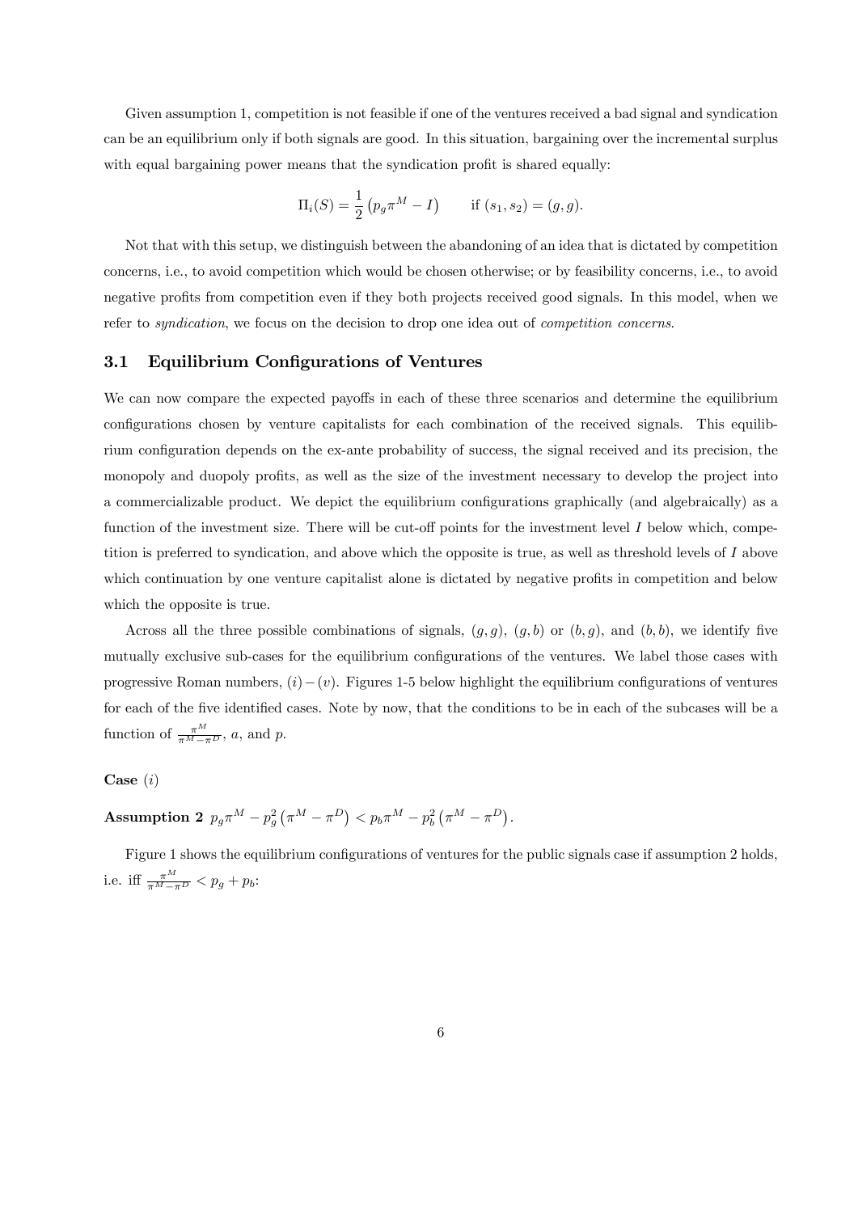Given assumption 1, competition is not feasible if one of the ventures received a bad signal and syndication can be an equilibrium only if both signals are good. In this situation, bargaining over the incremental surplus with equal bargaining power means that the syndication profit is shared equally:

$$\Pi_i(S) = \frac{1}{2}\left(p_g \pi^M - I\right) \qquad \text{if } (s_1, s_2) = (g, g).$$

Not that with this setup, we distinguish between the abandoning of an idea that is dictated by competition concerns, i.e., to avoid competition which would be chosen otherwise; or by feasibility concerns, i.e., to avoid negative profits from competition even if they both projects received good signals. In this model, when we refer to *syndication*, we focus on the decision to drop one idea out of *competition concerns*.

### 3.1 Equilibrium Configurations of Ventures

We can now compare the expected payoffs in each of these three scenarios and determine the equilibrium configurations chosen by venture capitalists for each combination of the received signals. This equilibrium configuration depends on the ex-ante probability of success, the signal received and its precision, the monopoly and duopoly profits, as well as the size of the investment necessary to develop the project into a commercializable product. We depict the equilibrium configurations graphically (and algebraically) as a function of the investment size. There will be cut-off points for the investment level $I$ below which, competition is preferred to syndication, and above which the opposite is true, as well as threshold levels of $I$ above which continuation by one venture capitalist alone is dictated by negative profits in competition and below which the opposite is true.

Across all the three possible combinations of signals, $(g, g)$, $(g, b)$ or $(b, g)$, and $(b, b)$, we identify five mutually exclusive sub-cases for the equilibrium configurations of the ventures. We label those cases with progressive Roman numbers, $(i)-(v)$. Figures 1-5 below highlight the equilibrium configurations of ventures for each of the five identified cases. Note by now, that the conditions to be in each of the subcases will be a function of $\frac{\pi^M}{\pi^M - \pi^D}$, $a$, and $p$.

**Case** $(i)$

**Assumption 2** $p_g \pi^M - p_g^2\left(\pi^M - \pi^D\right) < p_b \pi^M - p_b^2\left(\pi^M - \pi^D\right)$.

Figure 1 shows the equilibrium configurations of ventures for the public signals case if assumption 2 holds, i.e. iff $\frac{\pi^M}{\pi^M - \pi^D} < p_g + p_b$: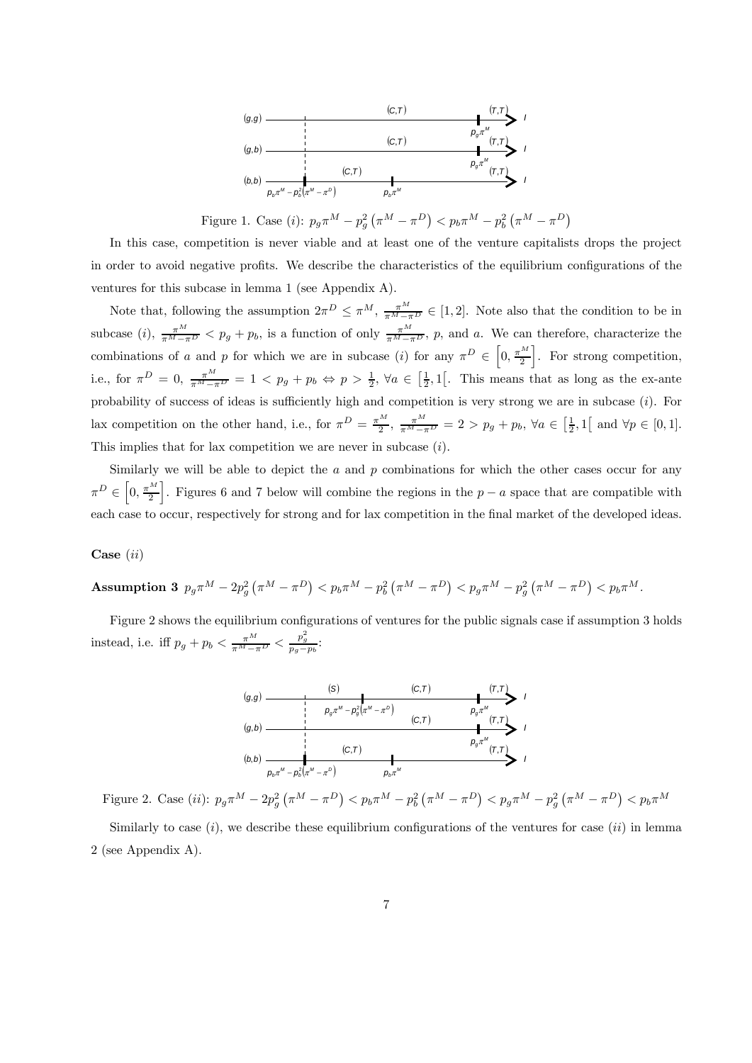Figure 1. Case $(i)$: $p_g\pi^M - p_g^2\left(\pi^M - \pi^D\right) < p_b\pi^M - p_b^2\left(\pi^M - \pi^D\right)$

In this case, competition is never viable and at least one of the venture capitalists drops the project in order to avoid negative profits. We describe the characteristics of the equilibrium configurations of the ventures for this subcase in lemma 1 (see Appendix A).

Note that, following the assumption $2\pi^D \leq \pi^M$, $\frac{\pi^M}{\pi^M - \pi^D} \in [1, 2]$. Note also that the condition to be in subcase $(i)$, $\frac{\pi^M}{\pi^M - \pi^D} < p_g + p_b$, is a function of only $\frac{\pi^M}{\pi^M - \pi^D}$, $p$, and $a$. We can therefore, characterize the combinations of $a$ and $p$ for which we are in subcase $(i)$ for any $\pi^D \in \left[0, \frac{\pi^M}{2}\right]$. For strong competition, i.e., for $\pi^D = 0$, $\frac{\pi^M}{\pi^M - \pi^D} = 1 < p_g + p_b \Leftrightarrow p > \frac{1}{2}$, $\forall a \in \left[\frac{1}{2}, 1\right[$. This means that as long as the ex-ante probability of success of ideas is sufficiently high and competition is very strong we are in subcase $(i)$. For lax competition on the other hand, i.e., for $\pi^D = \frac{\pi^M}{2}$, $\frac{\pi^M}{\pi^M - \pi^D} = 2 > p_g + p_b$, $\forall a \in \left[\frac{1}{2}, 1\right[$ and $\forall p \in [0, 1]$. This implies that for lax competition we are never in subcase $(i)$.

Similarly we will be able to depict the $a$ and $p$ combinations for which the other cases occur for any $\pi^D \in \left[0, \frac{\pi^M}{2}\right]$. Figures 6 and 7 below will combine the regions in the $p - a$ space that are compatible with each case to occur, respectively for strong and for lax competition in the final market of the developed ideas.

**Case** $(ii)$

**Assumption 3** $p_g\pi^M - 2p_g^2\left(\pi^M - \pi^D\right) < p_b\pi^M - p_b^2\left(\pi^M - \pi^D\right) < p_g\pi^M - p_g^2\left(\pi^M - \pi^D\right) < p_b\pi^M$.

Figure 2 shows the equilibrium configurations of ventures for the public signals case if assumption 3 holds instead, i.e. iff $p_g + p_b < \frac{\pi^M}{\pi^M - \pi^D} < \frac{p_g^2}{p_g - p_b}$:

Figure 2. Case $(ii)$: $p_g\pi^M - 2p_g^2\left(\pi^M - \pi^D\right) < p_b\pi^M - p_b^2\left(\pi^M - \pi^D\right) < p_g\pi^M - p_g^2\left(\pi^M - \pi^D\right) < p_b\pi^M$

Similarly to case $(i)$, we describe these equilibrium configurations of the ventures for case $(ii)$ in lemma 2 (see Appendix A).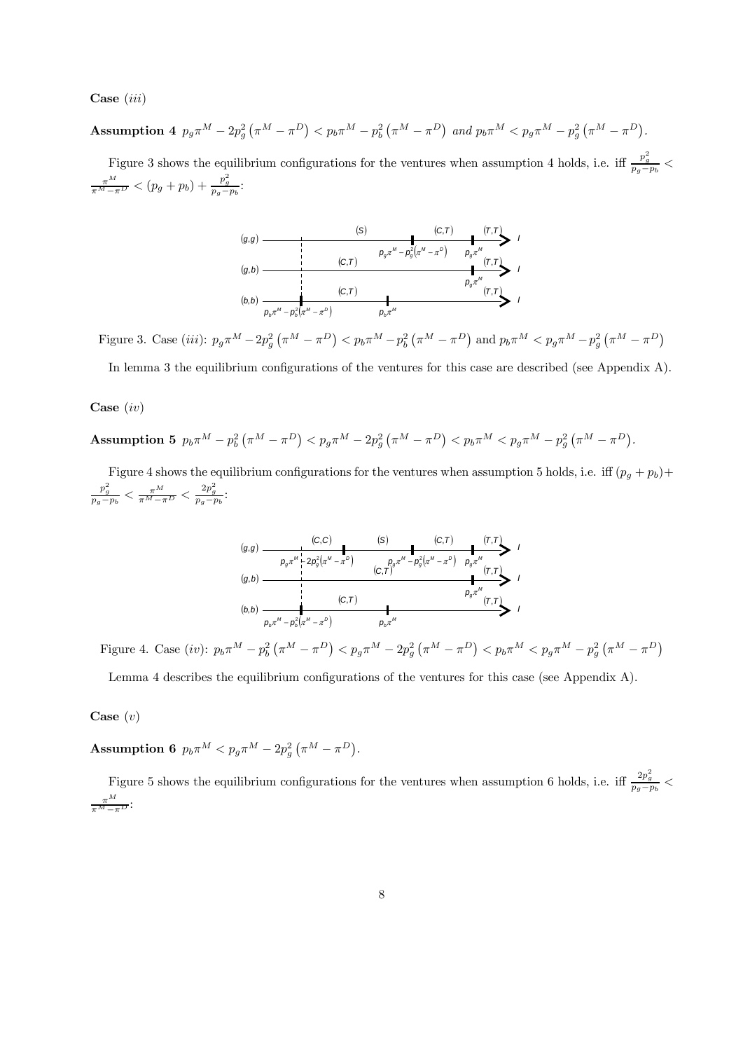**Case** $(iii)$

**Assumption 4** $p_g\pi^M - 2p_g^2\left(\pi^M - \pi^D\right) < p_b\pi^M - p_b^2\left(\pi^M - \pi^D\right)$ *and* $p_b\pi^M < p_g\pi^M - p_g^2\left(\pi^M - \pi^D\right)$.

Figure 3 shows the equilibrium configurations for the ventures when assumption 4 holds, i.e. iff $\frac{p_g^2}{p_g - p_b} < \frac{\pi^M}{\pi^M - \pi^D} < (p_g + p_b) + \frac{p_g^2}{p_g - p_b}$:

Figure 3. Case $(iii)$: $p_g\pi^M - 2p_g^2\left(\pi^M - \pi^D\right) < p_b\pi^M - p_b^2\left(\pi^M - \pi^D\right)$ and $p_b\pi^M < p_g\pi^M - p_g^2\left(\pi^M - \pi^D\right)$

In lemma 3 the equilibrium configurations of the ventures for this case are described (see Appendix A).

**Case** $(iv)$

**Assumption 5** $p_b\pi^M - p_b^2\left(\pi^M - \pi^D\right) < p_g\pi^M - 2p_g^2\left(\pi^M - \pi^D\right) < p_b\pi^M < p_g\pi^M - p_g^2\left(\pi^M - \pi^D\right)$.

Figure 4 shows the equilibrium configurations for the ventures when assumption 5 holds, i.e. iff $(p_g + p_b) + \frac{p_g^2}{p_g - p_b} < \frac{\pi^M}{\pi^M - \pi^D} < \frac{2p_g^2}{p_g - p_b}$:

Figure 4. Case $(iv)$: $p_b\pi^M - p_b^2\left(\pi^M - \pi^D\right) < p_g\pi^M - 2p_g^2\left(\pi^M - \pi^D\right) < p_b\pi^M < p_g\pi^M - p_g^2\left(\pi^M - \pi^D\right)$

Lemma 4 describes the equilibrium configurations of the ventures for this case (see Appendix A).

**Case** $(v)$

**Assumption 6** $p_b\pi^M < p_g\pi^M - 2p_g^2\left(\pi^M - \pi^D\right)$.

Figure 5 shows the equilibrium configurations for the ventures when assumption 6 holds, i.e. iff $\frac{2p_g^2}{p_g - p_b} < \frac{\pi^M}{\pi^M - \pi^D}$: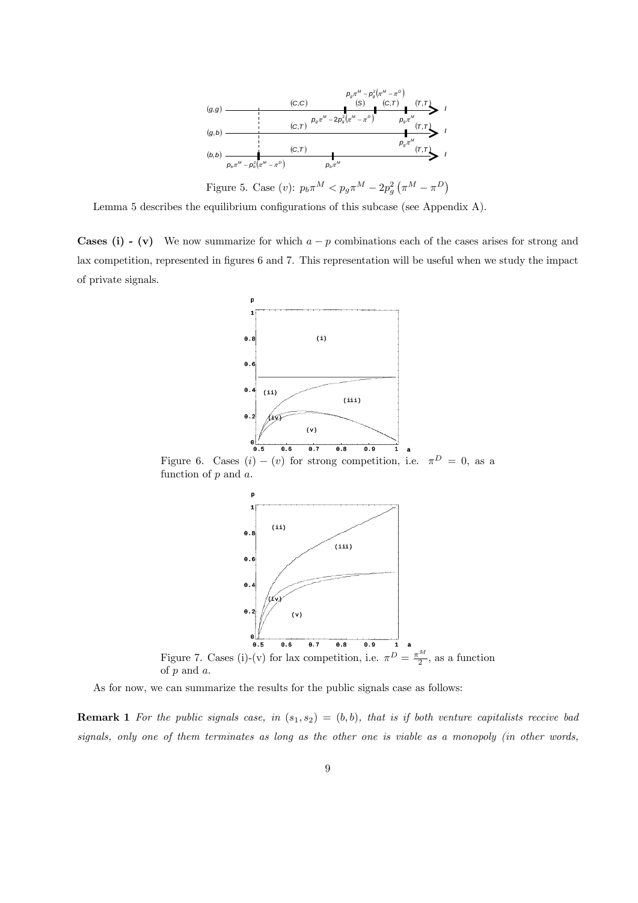Figure 5. Case $(v)$: $p_b\pi^M < p_g\pi^M - 2p_g^2\left(\pi^M - \pi^D\right)$

Lemma 5 describes the equilibrium configurations of this subcase (see Appendix A).

**Cases (i) - (v)** We now summarize for which $a-p$ combinations each of the cases arises for strong and lax competition, represented in figures 6 and 7. This representation will be useful when we study the impact of private signals.

Figure 6. Cases $(i)-(v)$ for strong competition, i.e. $\pi^D = 0$, as a function of $p$ and $a$.

Figure 7. Cases (i)-(v) for lax competition, i.e. $\pi^D = \frac{\pi^M}{2}$, as a function of $p$ and $a$.

As for now, we can summarize the results for the public signals case as follows:

**Remark 1** *For the public signals case, in* $(s_1, s_2) = (b, b)$*, that is if both venture capitalists receive bad signals, only one of them terminates as long as the other one is viable as a monopoly (in other words,*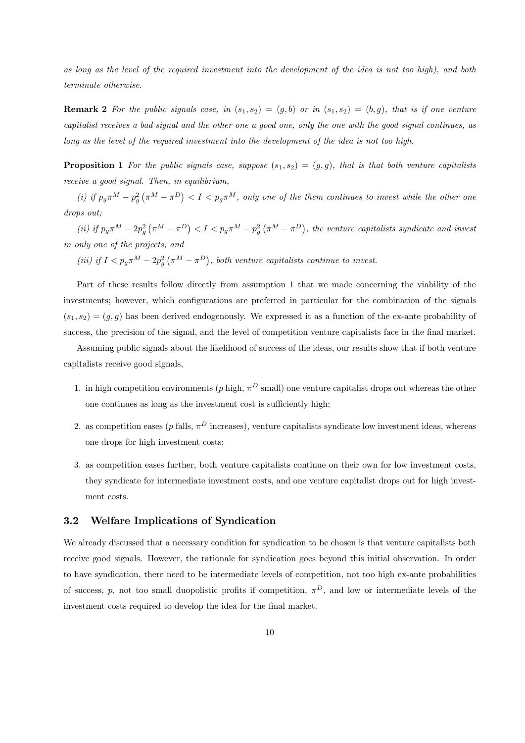*as long as the level of the required investment into the development of the idea is not too high), and both terminate otherwise.*

**Remark 2** *For the public signals case, in $(s_1, s_2) = (g, b)$ or in $(s_1, s_2) = (b, g)$, that is if one venture capitalist receives a bad signal and the other one a good one, only the one with the good signal continues, as long as the level of the required investment into the development of the idea is not too high.*

**Proposition 1** *For the public signals case, suppose $(s_1, s_2) = (g, g)$, that is that both venture capitalists receive a good signal. Then, in equilibrium,*

*(i) if $p_g \pi^M - p_g^2 \left(\pi^M - \pi^D\right) < I < p_g \pi^M$, only one of the them continues to invest while the other one drops out;*

*(ii) if $p_g \pi^M - 2p_g^2 \left(\pi^M - \pi^D\right) < I < p_g \pi^M - p_g^2 \left(\pi^M - \pi^D\right)$, the venture capitalists syndicate and invest in only one of the projects; and*

*(iii) if $I < p_g \pi^M - 2p_g^2 \left(\pi^M - \pi^D\right)$, both venture capitalists continue to invest.*

Part of these results follow directly from assumption 1 that we made concerning the viability of the investments; however, which configurations are preferred in particular for the combination of the signals $(s_1, s_2) = (g, g)$ has been derived endogenously. We expressed it as a function of the ex-ante probability of success, the precision of the signal, and the level of competition venture capitalists face in the final market.

Assuming public signals about the likelihood of success of the ideas, our results show that if both venture capitalists receive good signals,

1. in high competition environments ($p$ high, $\pi^D$ small) one venture capitalist drops out whereas the other one continues as long as the investment cost is sufficiently high;
2. as competition eases ($p$ falls, $\pi^D$ increases), venture capitalists syndicate low investment ideas, whereas one drops for high investment costs;
3. as competition eases further, both venture capitalists continue on their own for low investment costs, they syndicate for intermediate investment costs, and one venture capitalist drops out for high investment costs.

### 3.2 Welfare Implications of Syndication

We already discussed that a necessary condition for syndication to be chosen is that venture capitalists both receive good signals. However, the rationale for syndication goes beyond this initial observation. In order to have syndication, there need to be intermediate levels of competition, not too high ex-ante probabilities of success, $p$, not too small duopolistic profits if competition, $\pi^D$, and low or intermediate levels of the investment costs required to develop the idea for the final market.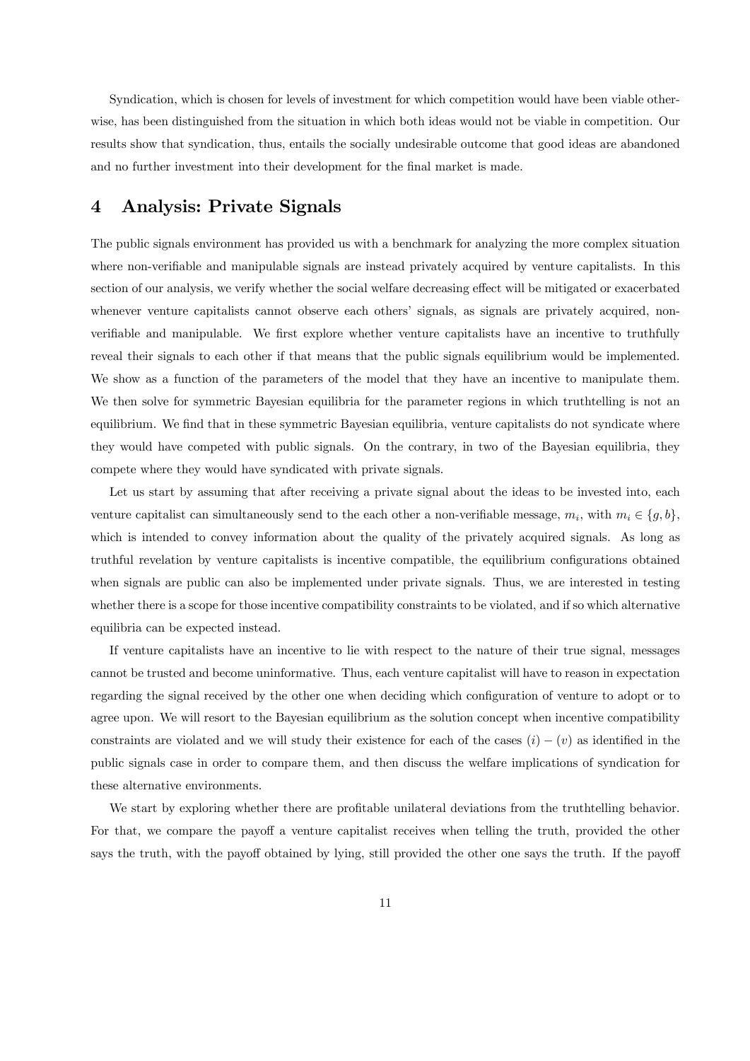Syndication, which is chosen for levels of investment for which competition would have been viable otherwise, has been distinguished from the situation in which both ideas would not be viable in competition. Our results show that syndication, thus, entails the socially undesirable outcome that good ideas are abandoned and no further investment into their development for the final market is made.

# 4 Analysis: Private Signals

The public signals environment has provided us with a benchmark for analyzing the more complex situation where non-verifiable and manipulable signals are instead privately acquired by venture capitalists. In this section of our analysis, we verify whether the social welfare decreasing effect will be mitigated or exacerbated whenever venture capitalists cannot observe each others' signals, as signals are privately acquired, non-verifiable and manipulable. We first explore whether venture capitalists have an incentive to truthfully reveal their signals to each other if that means that the public signals equilibrium would be implemented. We show as a function of the parameters of the model that they have an incentive to manipulate them. We then solve for symmetric Bayesian equilibria for the parameter regions in which truthtelling is not an equilibrium. We find that in these symmetric Bayesian equilibria, venture capitalists do not syndicate where they would have competed with public signals. On the contrary, in two of the Bayesian equilibria, they compete where they would have syndicated with private signals.

Let us start by assuming that after receiving a private signal about the ideas to be invested into, each venture capitalist can simultaneously send to the each other a non-verifiable message, $m_i$, with $m_i \in \{g, b\}$, which is intended to convey information about the quality of the privately acquired signals. As long as truthful revelation by venture capitalists is incentive compatible, the equilibrium configurations obtained when signals are public can also be implemented under private signals. Thus, we are interested in testing whether there is a scope for those incentive compatibility constraints to be violated, and if so which alternative equilibria can be expected instead.

If venture capitalists have an incentive to lie with respect to the nature of their true signal, messages cannot be trusted and become uninformative. Thus, each venture capitalist will have to reason in expectation regarding the signal received by the other one when deciding which configuration of venture to adopt or to agree upon. We will resort to the Bayesian equilibrium as the solution concept when incentive compatibility constraints are violated and we will study their existence for each of the cases $(i) - (v)$ as identified in the public signals case in order to compare them, and then discuss the welfare implications of syndication for these alternative environments.

We start by exploring whether there are profitable unilateral deviations from the truthtelling behavior. For that, we compare the payoff a venture capitalist receives when telling the truth, provided the other says the truth, with the payoff obtained by lying, still provided the other one says the truth. If the payoff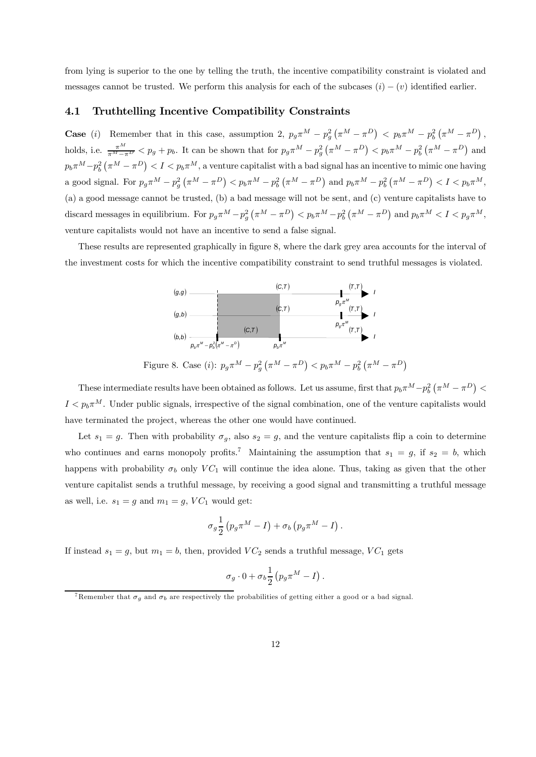from lying is superior to the one by telling the truth, the incentive compatibility constraint is violated and messages cannot be trusted. We perform this analysis for each of the subcases $(i)-(v)$ identified earlier.

## 4.1 Truthtelling Incentive Compatibility Constraints

**Case** $(i)$ Remember that in this case, assumption 2, $p_g\pi^M - p_g^2\left(\pi^M - \pi^D\right) < p_b\pi^M - p_b^2\left(\pi^M - \pi^D\right)$, holds, i.e. $\frac{\pi^M}{\pi^M - \pi^D} < p_g + p_b$. It can be shown that for $p_g\pi^M - p_g^2\left(\pi^M - \pi^D\right) < p_b\pi^M - p_b^2\left(\pi^M - \pi^D\right)$ and $p_b\pi^M - p_b^2\left(\pi^M - \pi^D\right) < I < p_b\pi^M$, a venture capitalist with a bad signal has an incentive to mimic one having a good signal. For $p_g\pi^M - p_g^2\left(\pi^M - \pi^D\right) < p_b\pi^M - p_b^2\left(\pi^M - \pi^D\right)$ and $p_b\pi^M - p_b^2\left(\pi^M - \pi^D\right) < I < p_b\pi^M$, (a) a good message cannot be trusted, (b) a bad message will not be sent, and (c) venture capitalists have to discard messages in equilibrium. For $p_g\pi^M - p_g^2\left(\pi^M - \pi^D\right) < p_b\pi^M - p_b^2\left(\pi^M - \pi^D\right)$ and $p_b\pi^M < I < p_g\pi^M$, venture capitalists would not have an incentive to send a false signal.

These results are represented graphically in figure 8, where the dark grey area accounts for the interval of the investment costs for which the incentive compatibility constraint to send truthful messages is violated.

Figure 8. Case $(i)$: $p_g\pi^M - p_g^2\left(\pi^M - \pi^D\right) < p_b\pi^M - p_b^2\left(\pi^M - \pi^D\right)$

These intermediate results have been obtained as follows. Let us assume, first that $p_b\pi^M - p_b^2\left(\pi^M - \pi^D\right) < I < p_b\pi^M$. Under public signals, irrespective of the signal combination, one of the venture capitalists would have terminated the project, whereas the other one would have continued.

Let $s_1 = g$. Then with probability $\sigma_g$, also $s_2 = g$, and the venture capitalists flip a coin to determine who continues and earns monopoly profits.[7] Maintaining the assumption that $s_1 = g$, if $s_2 = b$, which happens with probability $\sigma_b$ only $VC_1$ will continue the idea alone. Thus, taking as given that the other venture capitalist sends a truthful message, by receiving a good signal and transmitting a truthful message as well, i.e. $s_1 = g$ and $m_1 = g$, $VC_1$ would get:

$$\sigma_g\frac{1}{2}\left(p_g\pi^M - I\right) + \sigma_b\left(p_g\pi^M - I\right).$$

If instead $s_1 = g$, but $m_1 = b$, then, provided $VC_2$ sends a truthful message, $VC_1$ gets

$$\sigma_g \cdot 0 + \sigma_b\frac{1}{2}\left(p_g\pi^M - I\right).$$

[7] Remember that $\sigma_g$ and $\sigma_b$ are respectively the probabilities of getting either a good or a bad signal.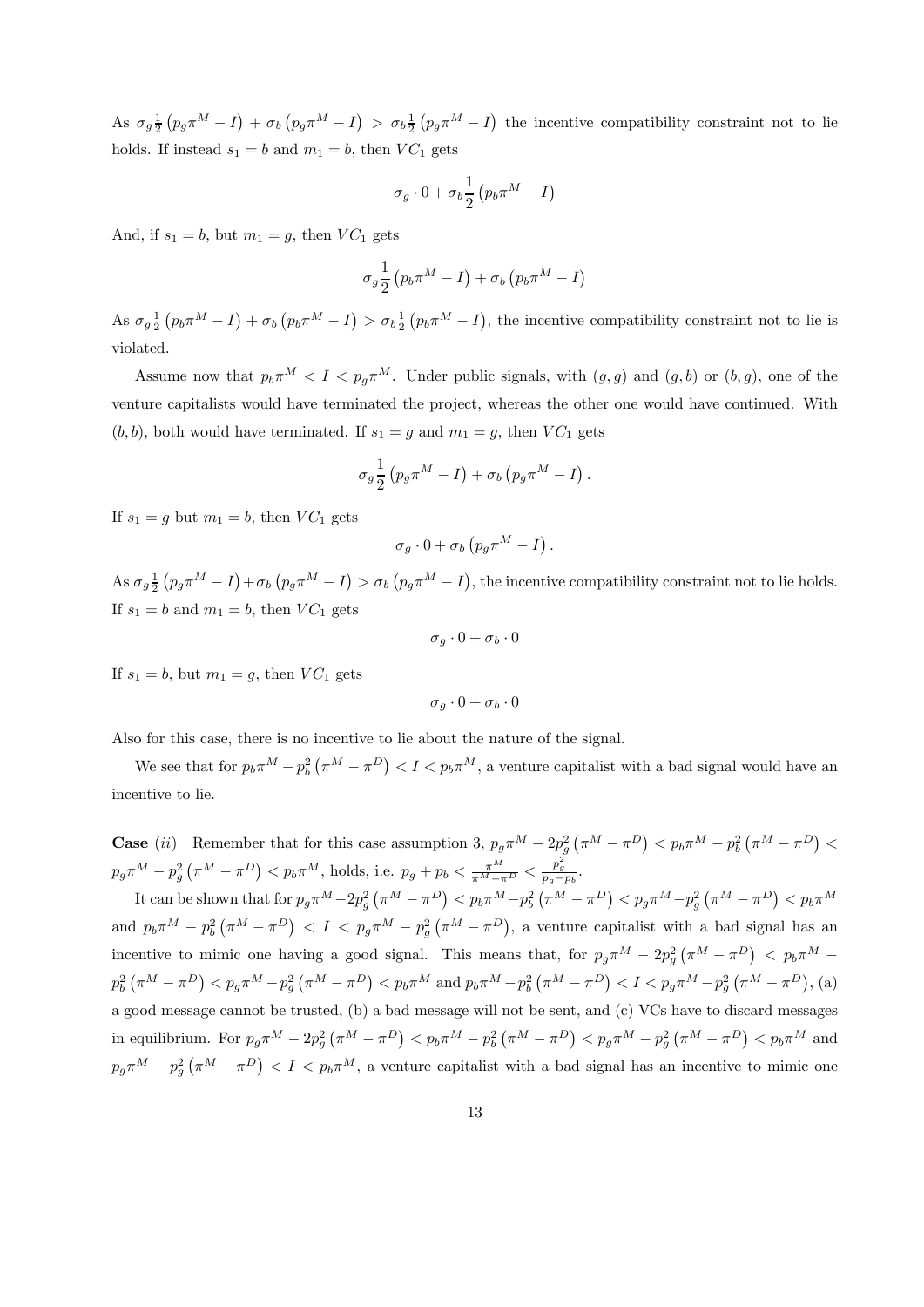As $\sigma_g \frac{1}{2}\left(p_g \pi^M - I\right) + \sigma_b \left(p_g \pi^M - I\right) > \sigma_b \frac{1}{2}\left(p_g \pi^M - I\right)$ the incentive compatibility constraint not to lie holds. If instead $s_1 = b$ and $m_1 = b$, then $VC_1$ gets

$$\sigma_g \cdot 0 + \sigma_b \frac{1}{2}\left(p_b \pi^M - I\right)$$

And, if $s_1 = b$, but $m_1 = g$, then $VC_1$ gets

$$\sigma_g \frac{1}{2}\left(p_b \pi^M - I\right) + \sigma_b \left(p_b \pi^M - I\right)$$

As $\sigma_g \frac{1}{2}\left(p_b \pi^M - I\right) + \sigma_b \left(p_b \pi^M - I\right) > \sigma_b \frac{1}{2}\left(p_b \pi^M - I\right)$, the incentive compatibility constraint not to lie is violated.

Assume now that $p_b \pi^M < I < p_g \pi^M$. Under public signals, with $(g, g)$ and $(g, b)$ or $(b, g)$, one of the venture capitalists would have terminated the project, whereas the other one would have continued. With $(b, b)$, both would have terminated. If $s_1 = g$ and $m_1 = g$, then $VC_1$ gets

$$\sigma_g \frac{1}{2}\left(p_g \pi^M - I\right) + \sigma_b \left(p_g \pi^M - I\right).$$

If $s_1 = g$ but $m_1 = b$, then $VC_1$ gets

$$\sigma_g \cdot 0 + \sigma_b \left(p_g \pi^M - I\right).$$

As $\sigma_g \frac{1}{2}\left(p_g \pi^M - I\right) + \sigma_b \left(p_g \pi^M - I\right) > \sigma_b \left(p_g \pi^M - I\right)$, the incentive compatibility constraint not to lie holds. If $s_1 = b$ and $m_1 = b$, then $VC_1$ gets

$$\sigma_g \cdot 0 + \sigma_b \cdot 0$$

If $s_1 = b$, but $m_1 = g$, then $VC_1$ gets

$$\sigma_g \cdot 0 + \sigma_b \cdot 0$$

Also for this case, there is no incentive to lie about the nature of the signal.

We see that for $p_b \pi^M - p_b^2\left(\pi^M - \pi^D\right) < I < p_b \pi^M$, a venture capitalist with a bad signal would have an incentive to lie.

**Case** $(ii)$ Remember that for this case assumption 3, $p_g \pi^M - 2p_g^2\left(\pi^M - \pi^D\right) < p_b \pi^M - p_b^2\left(\pi^M - \pi^D\right) < p_g \pi^M - p_g^2\left(\pi^M - \pi^D\right) < p_b \pi^M$, holds, i.e. $p_g + p_b < \frac{\pi^M}{\pi^M - \pi^D} < \frac{p_g^2}{p_g - p_b}$.

It can be shown that for $p_g \pi^M - 2p_g^2\left(\pi^M - \pi^D\right) < p_b \pi^M - p_b^2\left(\pi^M - \pi^D\right) < p_g \pi^M - p_g^2\left(\pi^M - \pi^D\right) < p_b \pi^M$ and $p_b \pi^M - p_b^2\left(\pi^M - \pi^D\right) < I < p_g \pi^M - p_g^2\left(\pi^M - \pi^D\right)$, a venture capitalist with a bad signal has an incentive to mimic one having a good signal. This means that, for $p_g \pi^M - 2p_g^2\left(\pi^M - \pi^D\right) < p_b \pi^M - p_b^2\left(\pi^M - \pi^D\right) < p_g \pi^M - p_g^2\left(\pi^M - \pi^D\right) < p_b \pi^M$ and $p_b \pi^M - p_b^2\left(\pi^M - \pi^D\right) < I < p_g \pi^M - p_g^2\left(\pi^M - \pi^D\right)$, (a) a good message cannot be trusted, (b) a bad message will not be sent, and (c) VCs have to discard messages in equilibrium. For $p_g \pi^M - 2p_g^2\left(\pi^M - \pi^D\right) < p_b \pi^M - p_b^2\left(\pi^M - \pi^D\right) < p_g \pi^M - p_g^2\left(\pi^M - \pi^D\right) < p_b \pi^M$ and $p_g \pi^M - p_g^2\left(\pi^M - \pi^D\right) < I < p_b \pi^M$, a venture capitalist with a bad signal has an incentive to mimic one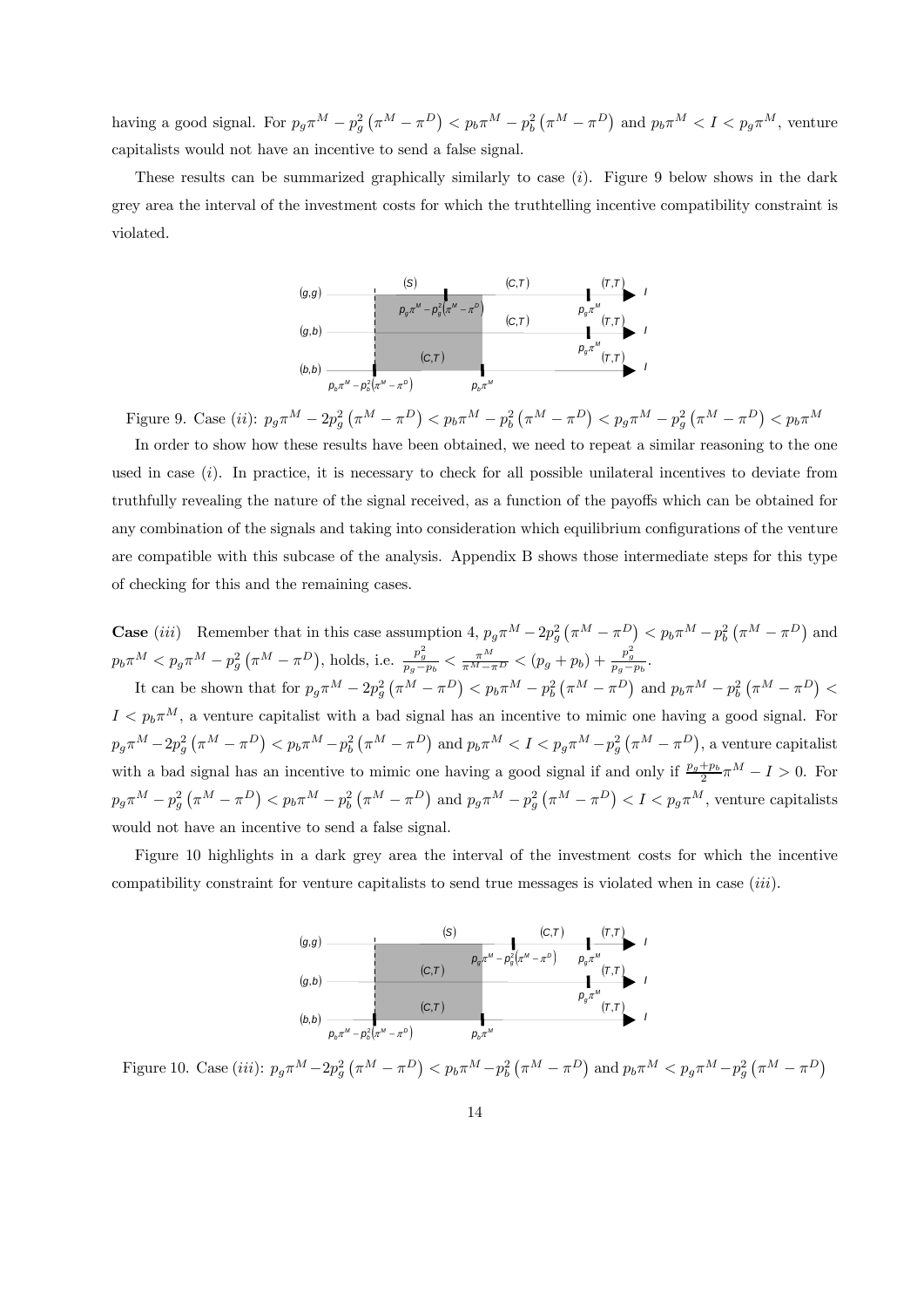having a good signal. For $p_g\pi^M - p_g^2\left(\pi^M - \pi^D\right) < p_b\pi^M - p_b^2\left(\pi^M - \pi^D\right)$ and $p_b\pi^M < I < p_g\pi^M$, venture capitalists would not have an incentive to send a false signal.

These results can be summarized graphically similarly to case $(i)$. Figure 9 below shows in the dark grey area the interval of the investment costs for which the truthtelling incentive compatibility constraint is violated.

Figure 9. Case $(ii)$: $p_g\pi^M - 2p_g^2\left(\pi^M - \pi^D\right) < p_b\pi^M - p_b^2\left(\pi^M - \pi^D\right) < p_g\pi^M - p_g^2\left(\pi^M - \pi^D\right) < p_b\pi^M$

In order to show how these results have been obtained, we need to repeat a similar reasoning to the one used in case $(i)$. In practice, it is necessary to check for all possible unilateral incentives to deviate from truthfully revealing the nature of the signal received, as a function of the payoffs which can be obtained for any combination of the signals and taking into consideration which equilibrium configurations of the venture are compatible with this subcase of the analysis. Appendix B shows those intermediate steps for this type of checking for this and the remaining cases.

**Case** $(iii)$ Remember that in this case assumption 4, $p_g\pi^M - 2p_g^2\left(\pi^M - \pi^D\right) < p_b\pi^M - p_b^2\left(\pi^M - \pi^D\right)$ and $p_b\pi^M < p_g\pi^M - p_g^2\left(\pi^M - \pi^D\right)$, holds, i.e. $\frac{p_g^2}{p_g - p_b} < \frac{\pi^M}{\pi^M - \pi^D} < (p_g + p_b) + \frac{p_g^2}{p_g - p_b}$.

It can be shown that for $p_g\pi^M - 2p_g^2\left(\pi^M - \pi^D\right) < p_b\pi^M - p_b^2\left(\pi^M - \pi^D\right)$ and $p_b\pi^M - p_b^2\left(\pi^M - \pi^D\right) < I < p_b\pi^M$, a venture capitalist with a bad signal has an incentive to mimic one having a good signal. For $p_g\pi^M - 2p_g^2\left(\pi^M - \pi^D\right) < p_b\pi^M - p_b^2\left(\pi^M - \pi^D\right)$ and $p_b\pi^M < I < p_g\pi^M - p_g^2\left(\pi^M - \pi^D\right)$, a venture capitalist with a bad signal has an incentive to mimic one having a good signal if and only if $\frac{p_g + p_b}{2}\pi^M - I > 0$. For $p_g\pi^M - p_g^2\left(\pi^M - \pi^D\right) < p_b\pi^M - p_b^2\left(\pi^M - \pi^D\right)$ and $p_g\pi^M - p_g^2\left(\pi^M - \pi^D\right) < I < p_g\pi^M$, venture capitalists would not have an incentive to send a false signal.

Figure 10 highlights in a dark grey area the interval of the investment costs for which the incentive compatibility constraint for venture capitalists to send true messages is violated when in case $(iii)$.

Figure 10. Case $(iii)$: $p_g\pi^M - 2p_g^2\left(\pi^M - \pi^D\right) < p_b\pi^M - p_b^2\left(\pi^M - \pi^D\right)$ and $p_b\pi^M < p_g\pi^M - p_g^2\left(\pi^M - \pi^D\right)$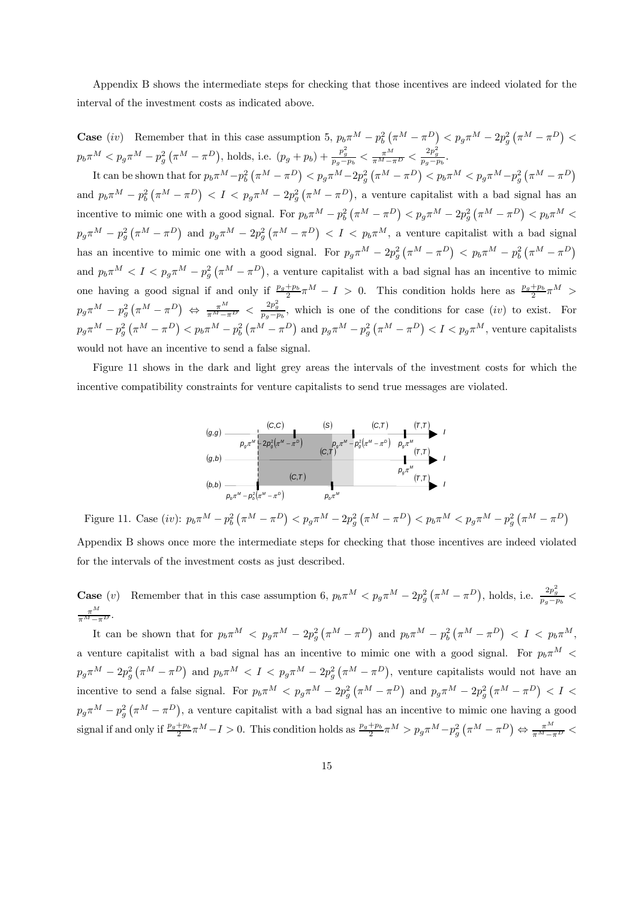Appendix B shows the intermediate steps for checking that those incentives are indeed violated for the interval of the investment costs as indicated above.

**Case** $(iv)$ Remember that in this case assumption 5, $p_b\pi^M - p_b^2\left(\pi^M - \pi^D\right) < p_g\pi^M - 2p_g^2\left(\pi^M - \pi^D\right) < p_b\pi^M < p_g\pi^M - p_g^2\left(\pi^M - \pi^D\right)$, holds, i.e. $(p_g + p_b) + \frac{p_g^2}{p_g - p_b} < \frac{\pi^M}{\pi^M - \pi^D} < \frac{2p_g^2}{p_g - p_b}$.

It can be shown that for $p_b\pi^M - p_b^2\left(\pi^M - \pi^D\right) < p_g\pi^M - 2p_g^2\left(\pi^M - \pi^D\right) < p_b\pi^M < p_g\pi^M - p_g^2\left(\pi^M - \pi^D\right)$ and $p_b\pi^M - p_b^2\left(\pi^M - \pi^D\right) < I < p_g\pi^M - 2p_g^2\left(\pi^M - \pi^D\right)$, a venture capitalist with a bad signal has an incentive to mimic one with a good signal. For $p_b\pi^M - p_b^2\left(\pi^M - \pi^D\right) < p_g\pi^M - 2p_g^2\left(\pi^M - \pi^D\right) < p_b\pi^M < p_g\pi^M - p_g^2\left(\pi^M - \pi^D\right)$ and $p_g\pi^M - 2p_g^2\left(\pi^M - \pi^D\right) < I < p_b\pi^M$, a venture capitalist with a bad signal has an incentive to mimic one with a good signal. For $p_g\pi^M - 2p_g^2\left(\pi^M - \pi^D\right) < p_b\pi^M - p_b^2\left(\pi^M - \pi^D\right)$ and $p_b\pi^M < I < p_g\pi^M - p_g^2\left(\pi^M - \pi^D\right)$, a venture capitalist with a bad signal has an incentive to mimic one having a good signal if and only if $\frac{p_g + p_b}{2}\pi^M - I > 0$. This condition holds here as $\frac{p_g + p_b}{2}\pi^M > p_g\pi^M - p_g^2\left(\pi^M - \pi^D\right) \Leftrightarrow \frac{\pi^M}{\pi^M - \pi^D} < \frac{2p_g^2}{p_g - p_b}$, which is one of the conditions for case $(iv)$ to exist. For $p_g\pi^M - p_g^2\left(\pi^M - \pi^D\right) < p_b\pi^M - p_b^2\left(\pi^M - \pi^D\right)$ and $p_g\pi^M - p_g^2\left(\pi^M - \pi^D\right) < I < p_g\pi^M$, venture capitalists would not have an incentive to send a false signal.

Figure 11 shows in the dark and light grey areas the intervals of the investment costs for which the incentive compatibility constraints for venture capitalists to send true messages are violated.

Figure 11. Case $(iv)$: $p_b\pi^M - p_b^2\left(\pi^M - \pi^D\right) < p_g\pi^M - 2p_g^2\left(\pi^M - \pi^D\right) < p_b\pi^M < p_g\pi^M - p_g^2\left(\pi^M - \pi^D\right)$

Appendix B shows once more the intermediate steps for checking that those incentives are indeed violated for the intervals of the investment costs as just described.

**Case** $(v)$ Remember that in this case assumption 6, $p_b\pi^M < p_g\pi^M - 2p_g^2\left(\pi^M - \pi^D\right)$, holds, i.e. $\frac{2p_g^2}{p_g - p_b} < \frac{\pi^M}{\pi^M - \pi^D}$.

It can be shown that for $p_b\pi^M < p_g\pi^M - 2p_g^2\left(\pi^M - \pi^D\right)$ and $p_b\pi^M - p_b^2\left(\pi^M - \pi^D\right) < I < p_b\pi^M$, a venture capitalist with a bad signal has an incentive to mimic one with a good signal. For $p_b\pi^M < p_g\pi^M - 2p_g^2\left(\pi^M - \pi^D\right)$ and $p_b\pi^M < I < p_g\pi^M - 2p_g^2\left(\pi^M - \pi^D\right)$, venture capitalists would not have an incentive to send a false signal. For $p_b\pi^M < p_g\pi^M - 2p_g^2\left(\pi^M - \pi^D\right)$ and $p_g\pi^M - 2p_g^2\left(\pi^M - \pi^D\right) < I < p_g\pi^M - p_g^2\left(\pi^M - \pi^D\right)$, a venture capitalist with a bad signal has an incentive to mimic one having a good signal if and only if $\frac{p_g + p_b}{2}\pi^M - I > 0$. This condition holds as $\frac{p_g + p_b}{2}\pi^M > p_g\pi^M - p_g^2\left(\pi^M - \pi^D\right) \Leftrightarrow \frac{\pi^M}{\pi^M - \pi^D} <$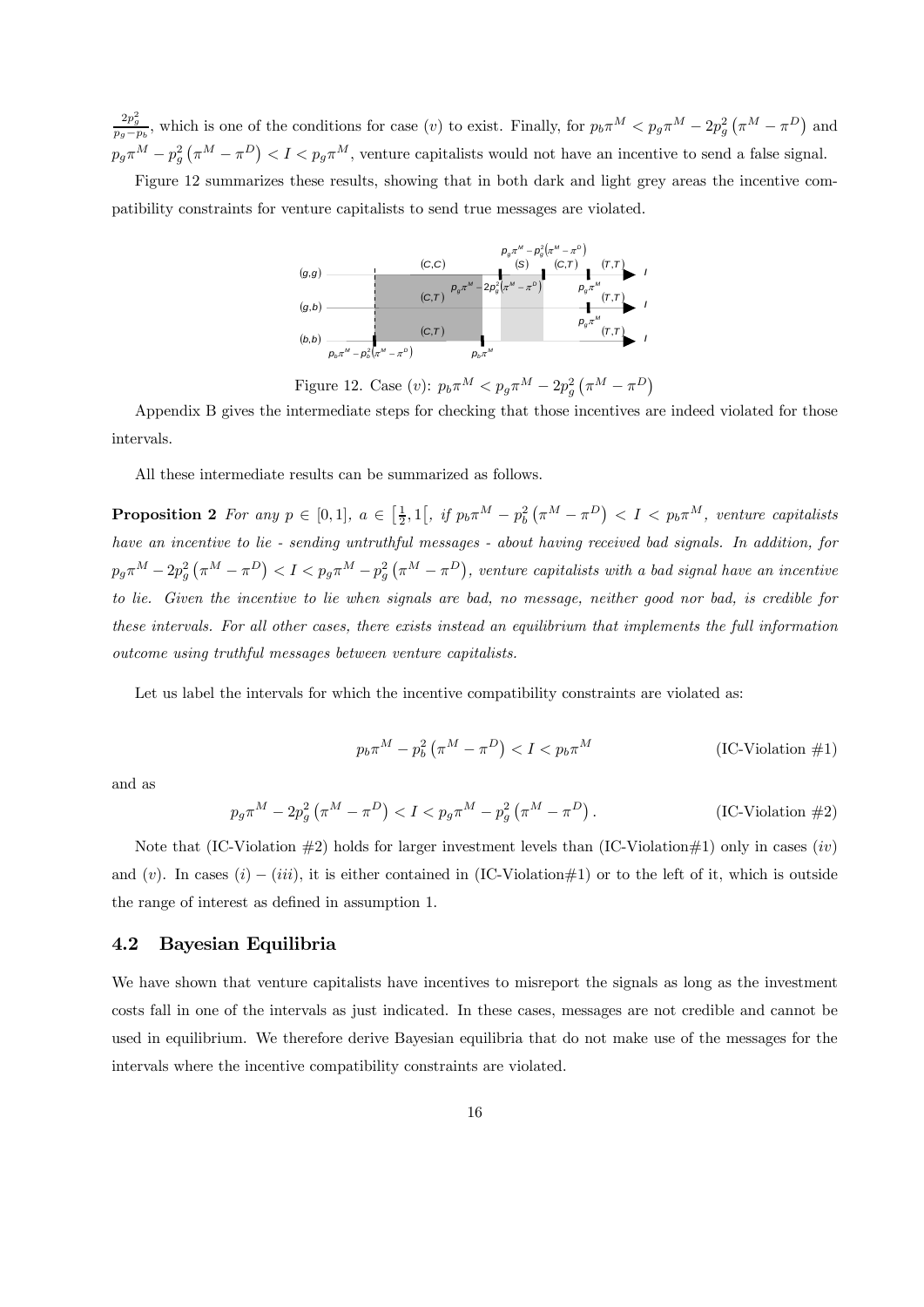$\frac{2p_g^2}{p_g - p_b}$, which is one of the conditions for case $(v)$ to exist. Finally, for $p_b\pi^M < p_g\pi^M - 2p_g^2\left(\pi^M - \pi^D\right)$ and $p_g\pi^M - p_g^2\left(\pi^M - \pi^D\right) < I < p_g\pi^M$, venture capitalists would not have an incentive to send a false signal.

Figure 12 summarizes these results, showing that in both dark and light grey areas the incentive compatibility constraints for venture capitalists to send true messages are violated.

Figure 12. Case $(v)$: $p_b\pi^M < p_g\pi^M - 2p_g^2\left(\pi^M - \pi^D\right)$

Appendix B gives the intermediate steps for checking that those incentives are indeed violated for those intervals.

All these intermediate results can be summarized as follows.

**Proposition 2** *For any $p \in [0, 1]$, $a \in \left[\frac{1}{2}, 1\right[$, if $p_b\pi^M - p_b^2\left(\pi^M - \pi^D\right) < I < p_b\pi^M$, venture capitalists have an incentive to lie - sending untruthful messages - about having received bad signals. In addition, for $p_g\pi^M - 2p_g^2\left(\pi^M - \pi^D\right) < I < p_g\pi^M - p_g^2\left(\pi^M - \pi^D\right)$, venture capitalists with a bad signal have an incentive to lie. Given the incentive to lie when signals are bad, no message, neither good nor bad, is credible for these intervals. For all other cases, there exists instead an equilibrium that implements the full information outcome using truthful messages between venture capitalists.*

Let us label the intervals for which the incentive compatibility constraints are violated as:

$$p_b\pi^M - p_b^2\left(\pi^M - \pi^D\right) < I < p_b\pi^M \qquad \text{(IC-Violation \#1)}$$

and as

$$p_g\pi^M - 2p_g^2\left(\pi^M - \pi^D\right) < I < p_g\pi^M - p_g^2\left(\pi^M - \pi^D\right). \qquad \text{(IC-Violation \#2)}$$

Note that (IC-Violation #2) holds for larger investment levels than (IC-Violation#1) only in cases $(iv)$ and $(v)$. In cases $(i) - (iii)$, it is either contained in (IC-Violation#1) or to the left of it, which is outside the range of interest as defined in assumption 1.

## 4.2 Bayesian Equilibria

We have shown that venture capitalists have incentives to misreport the signals as long as the investment costs fall in one of the intervals as just indicated. In these cases, messages are not credible and cannot be used in equilibrium. We therefore derive Bayesian equilibria that do not make use of the messages for the intervals where the incentive compatibility constraints are violated.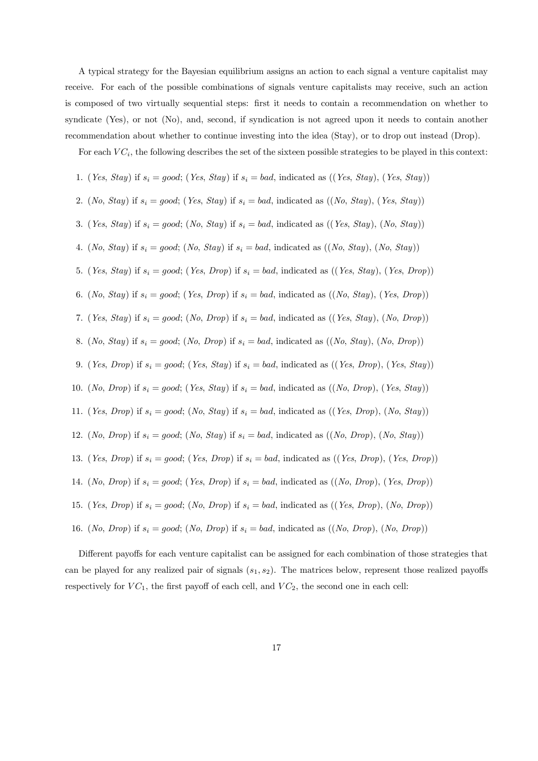A typical strategy for the Bayesian equilibrium assigns an action to each signal a venture capitalist may receive. For each of the possible combinations of signals venture capitalists may receive, such an action is composed of two virtually sequential steps: first it needs to contain a recommendation on whether to syndicate (Yes), or not (No), and, second, if syndication is not agreed upon it needs to contain another recommendation about whether to continue investing into the idea (Stay), or to drop out instead (Drop).

For each $VC_i$, the following describes the set of the sixteen possible strategies to be played in this context:

1. (*Yes*, *Stay*) if $s_i = good$; (*Yes*, *Stay*) if $s_i = bad$, indicated as ((*Yes*, *Stay*), (*Yes*, *Stay*))
2. (*No*, *Stay*) if $s_i = good$; (*Yes*, *Stay*) if $s_i = bad$, indicated as ((*No*, *Stay*), (*Yes*, *Stay*))
3. (*Yes*, *Stay*) if $s_i = good$; (*No*, *Stay*) if $s_i = bad$, indicated as ((*Yes*, *Stay*), (*No*, *Stay*))
4. (*No*, *Stay*) if $s_i = good$; (*No*, *Stay*) if $s_i = bad$, indicated as ((*No*, *Stay*), (*No*, *Stay*))
5. (*Yes*, *Stay*) if $s_i = good$; (*Yes*, *Drop*) if $s_i = bad$, indicated as ((*Yes*, *Stay*), (*Yes*, *Drop*))
6. (*No*, *Stay*) if $s_i = good$; (*Yes*, *Drop*) if $s_i = bad$, indicated as ((*No*, *Stay*), (*Yes*, *Drop*))
7. (*Yes*, *Stay*) if $s_i = good$; (*No*, *Drop*) if $s_i = bad$, indicated as ((*Yes*, *Stay*), (*No*, *Drop*))
8. (*No*, *Stay*) if $s_i = good$; (*No*, *Drop*) if $s_i = bad$, indicated as ((*No*, *Stay*), (*No*, *Drop*))
9. (*Yes*, *Drop*) if $s_i = good$; (*Yes*, *Stay*) if $s_i = bad$, indicated as ((*Yes*, *Drop*), (*Yes*, *Stay*))
10. (*No*, *Drop*) if $s_i = good$; (*Yes*, *Stay*) if $s_i = bad$, indicated as ((*No*, *Drop*), (*Yes*, *Stay*))
11. (*Yes*, *Drop*) if $s_i = good$; (*No*, *Stay*) if $s_i = bad$, indicated as ((*Yes*, *Drop*), (*No*, *Stay*))
12. (*No*, *Drop*) if $s_i = good$; (*No*, *Stay*) if $s_i = bad$, indicated as ((*No*, *Drop*), (*No*, *Stay*))
13. (*Yes*, *Drop*) if $s_i = good$; (*Yes*, *Drop*) if $s_i = bad$, indicated as ((*Yes*, *Drop*), (*Yes*, *Drop*))
14. (*No*, *Drop*) if $s_i = good$; (*Yes*, *Drop*) if $s_i = bad$, indicated as ((*No*, *Drop*), (*Yes*, *Drop*))
15. (*Yes*, *Drop*) if $s_i = good$; (*No*, *Drop*) if $s_i = bad$, indicated as ((*Yes*, *Drop*), (*No*, *Drop*))
16. (*No*, *Drop*) if $s_i = good$; (*No*, *Drop*) if $s_i = bad$, indicated as ((*No*, *Drop*), (*No*, *Drop*))

Different payoffs for each venture capitalist can be assigned for each combination of those strategies that can be played for any realized pair of signals $(s_1, s_2)$. The matrices below, represent those realized payoffs respectively for $VC_1$, the first payoff of each cell, and $VC_2$, the second one in each cell: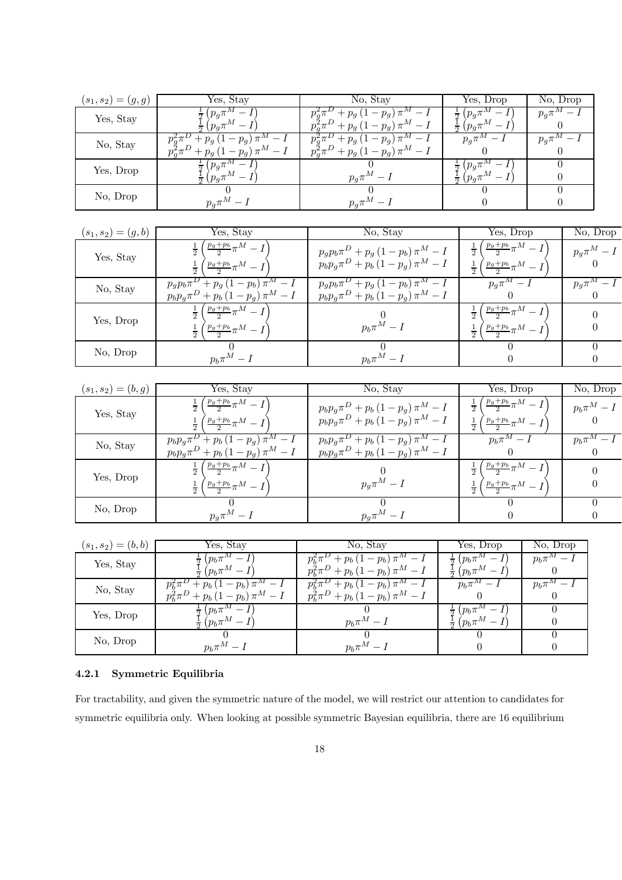| $(s_1,s_2)=(g,g)$ | Yes, Stay | No, Stay | Yes, Drop | No, Drop |
|---|---|---|---|---|
| Yes, Stay | $\frac{1}{2}\left(p_g\pi^M - I\right)$ <br> $\frac{1}{2}\left(p_g\pi^M - I\right)$ | $p_g^2\pi^D + p_g\left(1-p_g\right)\pi^M - I$ <br> $p_g^2\pi^D + p_g\left(1-p_g\right)\pi^M - I$ | $\frac{1}{2}\left(p_g\pi^M - I\right)$ <br> $\frac{1}{2}\left(p_g\pi^M - I\right)$ | $p_g\pi^M - I$ <br> $0$ |
| No, Stay | $p_g^2\pi^D + p_g\left(1-p_g\right)\pi^M - I$ <br> $p_g^2\pi^D + p_g\left(1-p_g\right)\pi^M - I$ | $p_g^2\pi^D + p_g\left(1-p_g\right)\pi^M - I$ <br> $p_g^2\pi^D + p_g\left(1-p_g\right)\pi^M - I$ | $p_g\pi^M - I$ <br> $0$ | $p_g\pi^M - I$ <br> $0$ |
| Yes, Drop | $\frac{1}{2}\left(p_g\pi^M - I\right)$ <br> $\frac{1}{2}\left(p_g\pi^M - I\right)$ | $0$ <br> $p_g\pi^M - I$ | $\frac{1}{2}\left(p_g\pi^M - I\right)$ <br> $\frac{1}{2}\left(p_g\pi^M - I\right)$ | $0$ <br> $0$ |
| No, Drop | $0$ <br> $p_g\pi^M - I$ | $0$ <br> $p_g\pi^M - I$ | $0$ <br> $0$ | $0$ <br> $0$ |

| $(s_1,s_2)=(g,b)$ | Yes, Stay | No, Stay | Yes, Drop | No, Drop |
|---|---|---|---|---|
| Yes, Stay | $\frac{1}{2}\left(\frac{p_g+p_b}{2}\pi^M - I\right)$ <br> $\frac{1}{2}\left(\frac{p_g+p_b}{2}\pi^M - I\right)$ | $p_gp_b\pi^D + p_g\left(1-p_b\right)\pi^M - I$ <br> $p_bp_g\pi^D + p_b\left(1-p_g\right)\pi^M - I$ | $\frac{1}{2}\left(\frac{p_g+p_b}{2}\pi^M - I\right)$ <br> $\frac{1}{2}\left(\frac{p_g+p_b}{2}\pi^M - I\right)$ | $p_g\pi^M - I$ <br> $0$ |
| No, Stay | $p_gp_b\pi^D + p_g\left(1-p_b\right)\pi^M - I$ <br> $p_bp_g\pi^D + p_b\left(1-p_g\right)\pi^M - I$ | $p_gp_b\pi^D + p_g\left(1-p_b\right)\pi^M - I$ <br> $p_bp_g\pi^D + p_b\left(1-p_g\right)\pi^M - I$ | $p_g\pi^M - I$ <br> $0$ | $p_g\pi^M - I$ <br> $0$ |
| Yes, Drop | $\frac{1}{2}\left(\frac{p_g+p_b}{2}\pi^M - I\right)$ <br> $\frac{1}{2}\left(\frac{p_g+p_b}{2}\pi^M - I\right)$ | $0$ <br> $p_b\pi^M - I$ | $\frac{1}{2}\left(\frac{p_g+p_b}{2}\pi^M - I\right)$ <br> $\frac{1}{2}\left(\frac{p_g+p_b}{2}\pi^M - I\right)$ | $0$ <br> $0$ |
| No, Drop | $0$ <br> $p_b\pi^M - I$ | $0$ <br> $p_b\pi^M - I$ | $0$ <br> $0$ | $0$ <br> $0$ |

| $(s_1,s_2)=(b,g)$ | Yes, Stay | No, Stay | Yes, Drop | No, Drop |
|---|---|---|---|---|
| Yes, Stay | $\frac{1}{2}\left(\frac{p_g+p_b}{2}\pi^M - I\right)$ <br> $\frac{1}{2}\left(\frac{p_g+p_b}{2}\pi^M - I\right)$ | $p_bp_g\pi^D + p_b\left(1-p_g\right)\pi^M - I$ <br> $p_bp_g\pi^D + p_b\left(1-p_g\right)\pi^M - I$ | $\frac{1}{2}\left(\frac{p_g+p_b}{2}\pi^M - I\right)$ <br> $\frac{1}{2}\left(\frac{p_g+p_b}{2}\pi^M - I\right)$ | $p_b\pi^M - I$ <br> $0$ |
| No, Stay | $p_bp_g\pi^D + p_b\left(1-p_g\right)\pi^M - I$ <br> $p_bp_g\pi^D + p_b\left(1-p_g\right)\pi^M - I$ | $p_bp_g\pi^D + p_b\left(1-p_g\right)\pi^M - I$ <br> $p_bp_g\pi^D + p_b\left(1-p_g\right)\pi^M - I$ | $p_b\pi^M - I$ <br> $0$ | $p_b\pi^M - I$ <br> $0$ |
| Yes, Drop | $\frac{1}{2}\left(\frac{p_g+p_b}{2}\pi^M - I\right)$ <br> $\frac{1}{2}\left(\frac{p_g+p_b}{2}\pi^M - I\right)$ | $0$ <br> $p_g\pi^M - I$ | $\frac{1}{2}\left(\frac{p_g+p_b}{2}\pi^M - I\right)$ <br> $\frac{1}{2}\left(\frac{p_g+p_b}{2}\pi^M - I\right)$ | $0$ <br> $0$ |
| No, Drop | $0$ <br> $p_g\pi^M - I$ | $0$ <br> $p_g\pi^M - I$ | $0$ <br> $0$ | $0$ <br> $0$ |

| $(s_1,s_2)=(b,b)$ | Yes, Stay | No, Stay | Yes, Drop | No, Drop |
|---|---|---|---|---|
| Yes, Stay | $\frac{1}{2}\left(p_b\pi^M - I\right)$ <br> $\frac{1}{2}\left(p_b\pi^M - I\right)$ | $p_b^2\pi^D + p_b\left(1-p_b\right)\pi^M - I$ <br> $p_b^2\pi^D + p_b\left(1-p_b\right)\pi^M - I$ | $\frac{1}{2}\left(p_b\pi^M - I\right)$ <br> $\frac{1}{2}\left(p_b\pi^M - I\right)$ | $p_b\pi^M - I$ <br> $0$ |
| No, Stay | $p_b^2\pi^D + p_b\left(1-p_b\right)\pi^M - I$ <br> $p_b^2\pi^D + p_b\left(1-p_b\right)\pi^M - I$ | $p_b^2\pi^D + p_b\left(1-p_b\right)\pi^M - I$ <br> $p_b^2\pi^D + p_b\left(1-p_b\right)\pi^M - I$ | $p_b\pi^M - I$ <br> $0$ | $p_b\pi^M - I$ <br> $0$ |
| Yes, Drop | $\frac{1}{2}\left(p_b\pi^M - I\right)$ <br> $\frac{1}{2}\left(p_b\pi^M - I\right)$ | $0$ <br> $p_b\pi^M - I$ | $\frac{1}{2}\left(p_b\pi^M - I\right)$ <br> $\frac{1}{2}\left(p_b\pi^M - I\right)$ | $0$ <br> $0$ |
| No, Drop | $0$ <br> $p_b\pi^M - I$ | $0$ <br> $p_b\pi^M - I$ | $0$ <br> $0$ | $0$ <br> $0$ |

#### 4.2.1 Symmetric Equilibria

For tractability, and given the symmetric nature of the model, we will restrict our attention to candidates for symmetric equilibria only. When looking at possible symmetric Bayesian equilibria, there are 16 equilibrium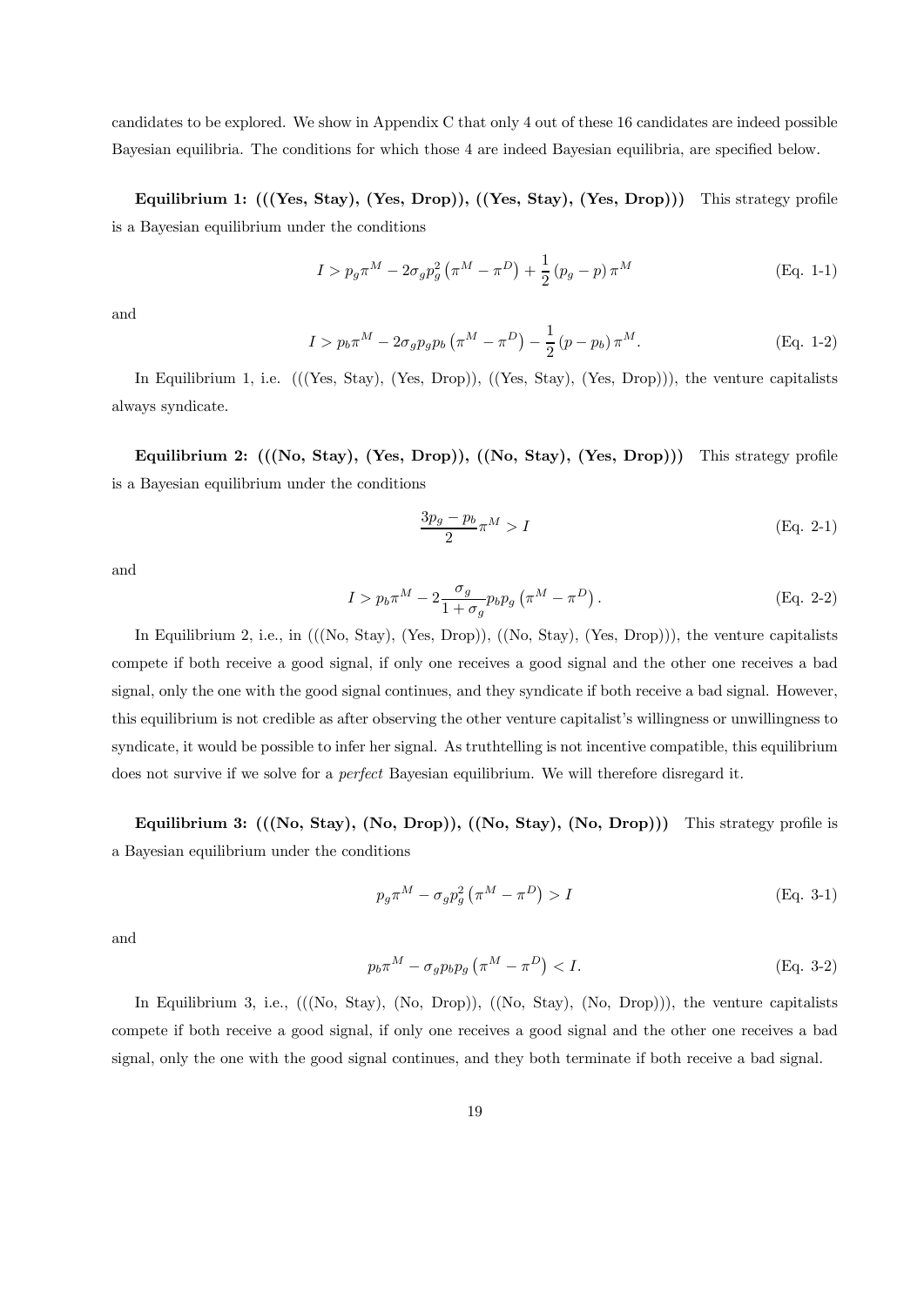candidates to be explored. We show in Appendix C that only 4 out of these 16 candidates are indeed possible Bayesian equilibria. The conditions for which those 4 are indeed Bayesian equilibria, are specified below.

**Equilibrium 1: (((Yes, Stay), (Yes, Drop)), ((Yes, Stay), (Yes, Drop)))** This strategy profile is a Bayesian equilibrium under the conditions

$$I > p_g \pi^M - 2\sigma_g p_g^2 \left(\pi^M - \pi^D\right) + \frac{1}{2}\left(p_g - p\right)\pi^M \tag{Eq. 1-1}$$

and

$$I > p_b \pi^M - 2\sigma_g p_g p_b \left(\pi^M - \pi^D\right) - \frac{1}{2}\left(p - p_b\right)\pi^M. \tag{Eq. 1-2}$$

In Equilibrium 1, i.e. (((Yes, Stay), (Yes, Drop)), ((Yes, Stay), (Yes, Drop))), the venture capitalists always syndicate.

**Equilibrium 2: (((No, Stay), (Yes, Drop)), ((No, Stay), (Yes, Drop)))** This strategy profile is a Bayesian equilibrium under the conditions

$$\frac{3p_g - p_b}{2}\pi^M > I \tag{Eq. 2-1}$$

and

$$I > p_b \pi^M - 2\frac{\sigma_g}{1+\sigma_g} p_b p_g \left(\pi^M - \pi^D\right). \tag{Eq. 2-2}$$

In Equilibrium 2, i.e., in (((No, Stay), (Yes, Drop)), ((No, Stay), (Yes, Drop))), the venture capitalists compete if both receive a good signal, if only one receives a good signal and the other one receives a bad signal, only the one with the good signal continues, and they syndicate if both receive a bad signal. However, this equilibrium is not credible as after observing the other venture capitalist's willingness or unwillingness to syndicate, it would be possible to infer her signal. As truthtelling is not incentive compatible, this equilibrium does not survive if we solve for a *perfect* Bayesian equilibrium. We will therefore disregard it.

**Equilibrium 3: (((No, Stay), (No, Drop)), ((No, Stay), (No, Drop)))** This strategy profile is a Bayesian equilibrium under the conditions

$$p_g \pi^M - \sigma_g p_g^2 \left(\pi^M - \pi^D\right) > I \tag{Eq. 3-1}$$

and

$$p_b \pi^M - \sigma_g p_b p_g \left(\pi^M - \pi^D\right) < I. \tag{Eq. 3-2}$$

In Equilibrium 3, i.e., (((No, Stay), (No, Drop)), ((No, Stay), (No, Drop))), the venture capitalists compete if both receive a good signal, if only one receives a good signal and the other one receives a bad signal, only the one with the good signal continues, and they both terminate if both receive a bad signal.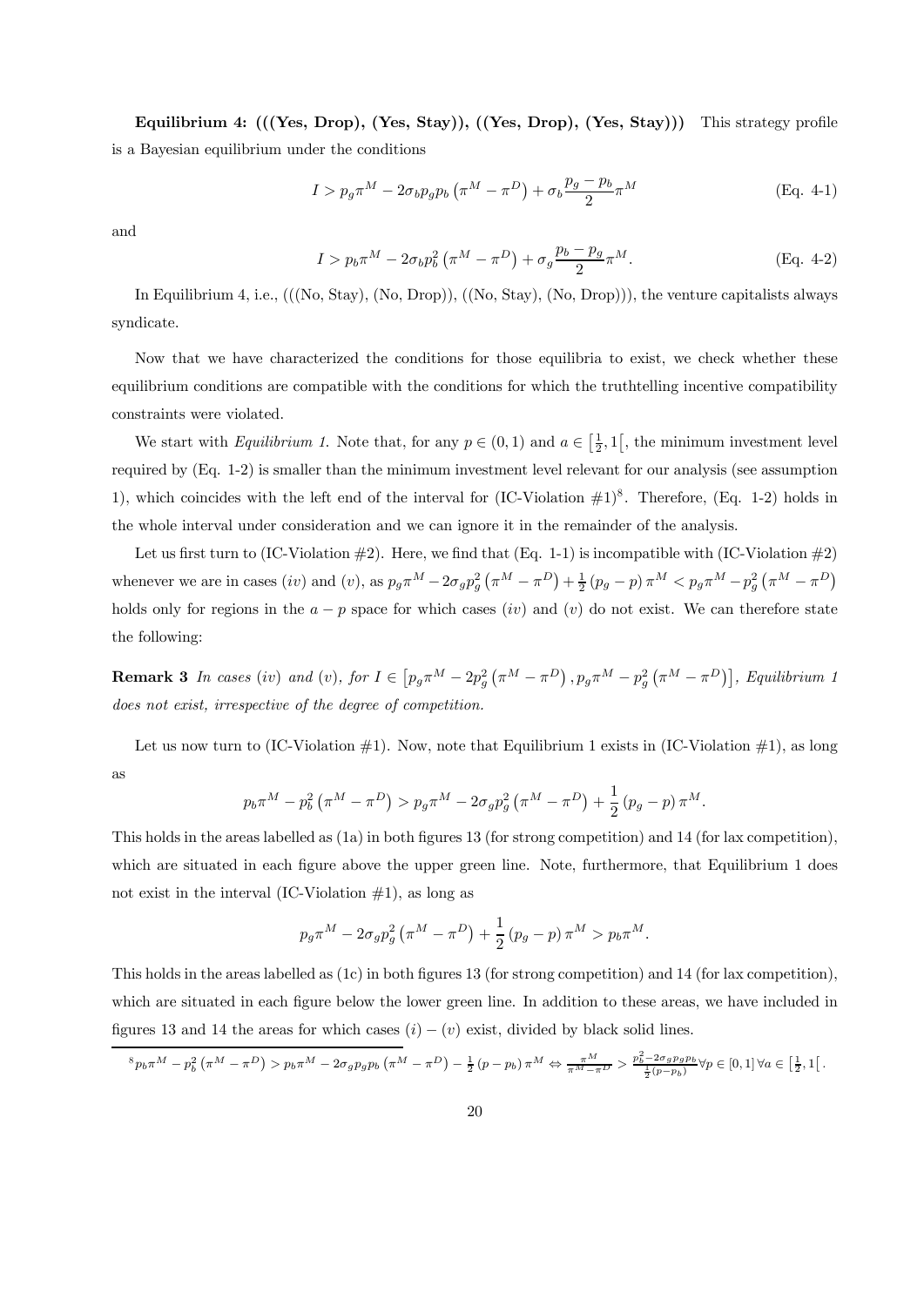**Equilibrium 4: (((Yes, Drop), (Yes, Stay)), ((Yes, Drop), (Yes, Stay)))** This strategy profile is a Bayesian equilibrium under the conditions

$$I > p_g \pi^M - 2\sigma_b p_g p_b \left(\pi^M - \pi^D\right) + \sigma_b \frac{p_g - p_b}{2} \pi^M \tag{Eq. 4-1}$$

and

$$I > p_b \pi^M - 2\sigma_b p_b^2 \left(\pi^M - \pi^D\right) + \sigma_g \frac{p_b - p_g}{2} \pi^M. \tag{Eq. 4-2}$$

In Equilibrium 4, i.e., (((No, Stay), (No, Drop)), ((No, Stay), (No, Drop))), the venture capitalists always syndicate.

Now that we have characterized the conditions for those equilibria to exist, we check whether these equilibrium conditions are compatible with the conditions for which the truthtelling incentive compatibility constraints were violated.

We start with *Equilibrium 1.* Note that, for any $p \in (0,1)$ and $a \in \left[\frac{1}{2}, 1\right[$, the minimum investment level required by (Eq. 1-2) is smaller than the minimum investment level relevant for our analysis (see assumption 1), which coincides with the left end of the interval for (IC-Violation #1)[8]. Therefore, (Eq. 1-2) holds in the whole interval under consideration and we can ignore it in the remainder of the analysis.

Let us first turn to (IC-Violation #2). Here, we find that (Eq. 1-1) is incompatible with (IC-Violation #2) whenever we are in cases $(iv)$ and $(v)$, as $p_g \pi^M - 2\sigma_g p_g^2 \left(\pi^M - \pi^D\right) + \frac{1}{2}(p_g - p) \pi^M < p_g \pi^M - p_g^2 \left(\pi^M - \pi^D\right)$ holds only for regions in the $a - p$ space for which cases $(iv)$ and $(v)$ do not exist. We can therefore state the following:

**Remark 3** *In cases $(iv)$ and $(v)$, for $I \in \left[p_g \pi^M - 2p_g^2 \left(\pi^M - \pi^D\right), p_g \pi^M - p_g^2 \left(\pi^M - \pi^D\right)\right]$, Equilibrium 1 does not exist, irrespective of the degree of competition.*

Let us now turn to (IC-Violation #1). Now, note that Equilibrium 1 exists in (IC-Violation #1), as long as

$$p_b \pi^M - p_b^2 \left(\pi^M - \pi^D\right) > p_g \pi^M - 2\sigma_g p_g^2 \left(\pi^M - \pi^D\right) + \frac{1}{2}(p_g - p) \pi^M.$$

This holds in the areas labelled as (1a) in both figures 13 (for strong competition) and 14 (for lax competition), which are situated in each figure above the upper green line. Note, furthermore, that Equilibrium 1 does not exist in the interval (IC-Violation #1), as long as

$$p_g \pi^M - 2\sigma_g p_g^2 \left(\pi^M - \pi^D\right) + \frac{1}{2}(p_g - p) \pi^M > p_b \pi^M.$$

This holds in the areas labelled as (1c) in both figures 13 (for strong competition) and 14 (for lax competition), which are situated in each figure below the lower green line. In addition to these areas, we have included in figures 13 and 14 the areas for which cases $(i) - (v)$ exist, divided by black solid lines.

[8] $p_b \pi^M - p_b^2 \left(\pi^M - \pi^D\right) > p_b \pi^M - 2\sigma_g p_g p_b \left(\pi^M - \pi^D\right) - \frac{1}{2}(p - p_b) \pi^M \Leftrightarrow \frac{\pi^M}{\pi^M - \pi^D} > \frac{p_b^2 - 2\sigma_g p_g p_b}{\frac{1}{2}(p - p_b)} \forall p \in [0,1] \, \forall a \in \left[\frac{1}{2}, 1\right[$.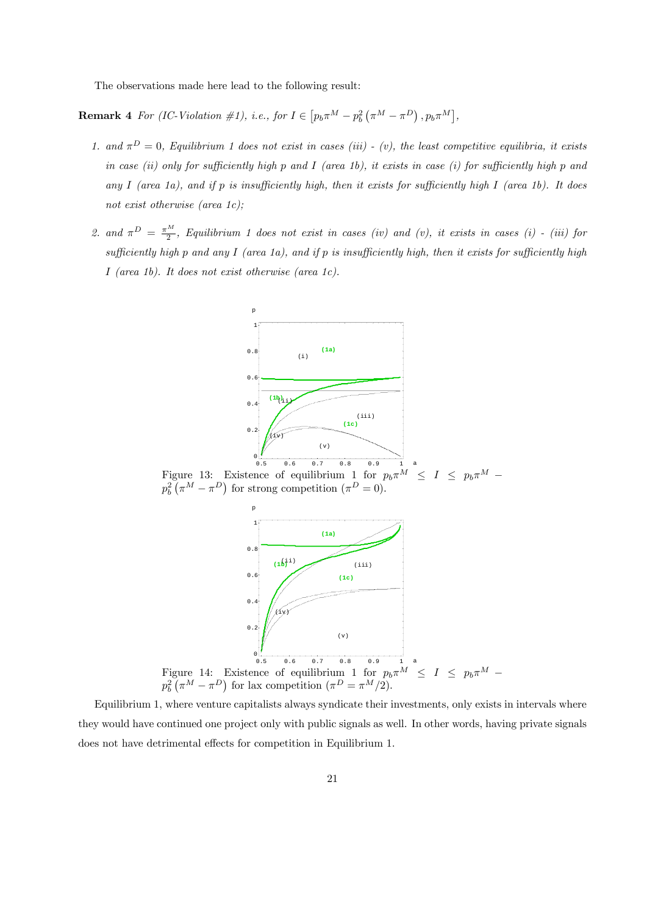The observations made here lead to the following result:

**Remark 4** *For (IC-Violation #1), i.e., for* $I \in \left[p_b \pi^M - p_b^2 \left(\pi^M - \pi^D\right), p_b \pi^M\right]$,

1. *and* $\pi^D = 0$*, Equilibrium 1 does not exist in cases (iii) - (v), the least competitive equilibria, it exists in case (ii) only for sufficiently high* $p$ *and* $I$ *(area 1b), it exists in case (i) for sufficiently high* $p$ *and any* $I$ *(area 1a), and if* $p$ *is insufficiently high, then it exists for sufficiently high* $I$ *(area 1b). It does not exist otherwise (area 1c);*

2. *and* $\pi^D = \frac{\pi^M}{2}$*, Equilibrium 1 does not exist in cases (iv) and (v), it exists in cases (i) - (iii) for sufficiently high* $p$ *and any* $I$ *(area 1a), and if* $p$ *is insufficiently high, then it exists for sufficiently high* $I$ *(area 1b). It does not exist otherwise (area 1c).*

Figure 13: Existence of equilibrium 1 for $p_b \pi^M \leq I \leq p_b \pi^M - p_b^2 \left(\pi^M - \pi^D\right)$ for strong competition ($\pi^D = 0$).

Figure 14: Existence of equilibrium 1 for $p_b \pi^M \leq I \leq p_b \pi^M - p_b^2 \left(\pi^M - \pi^D\right)$ for lax competition ($\pi^D = \pi^M/2$).

Equilibrium 1, where venture capitalists always syndicate their investments, only exists in intervals where they would have continued one project only with public signals as well. In other words, having private signals does not have detrimental effects for competition in Equilibrium 1.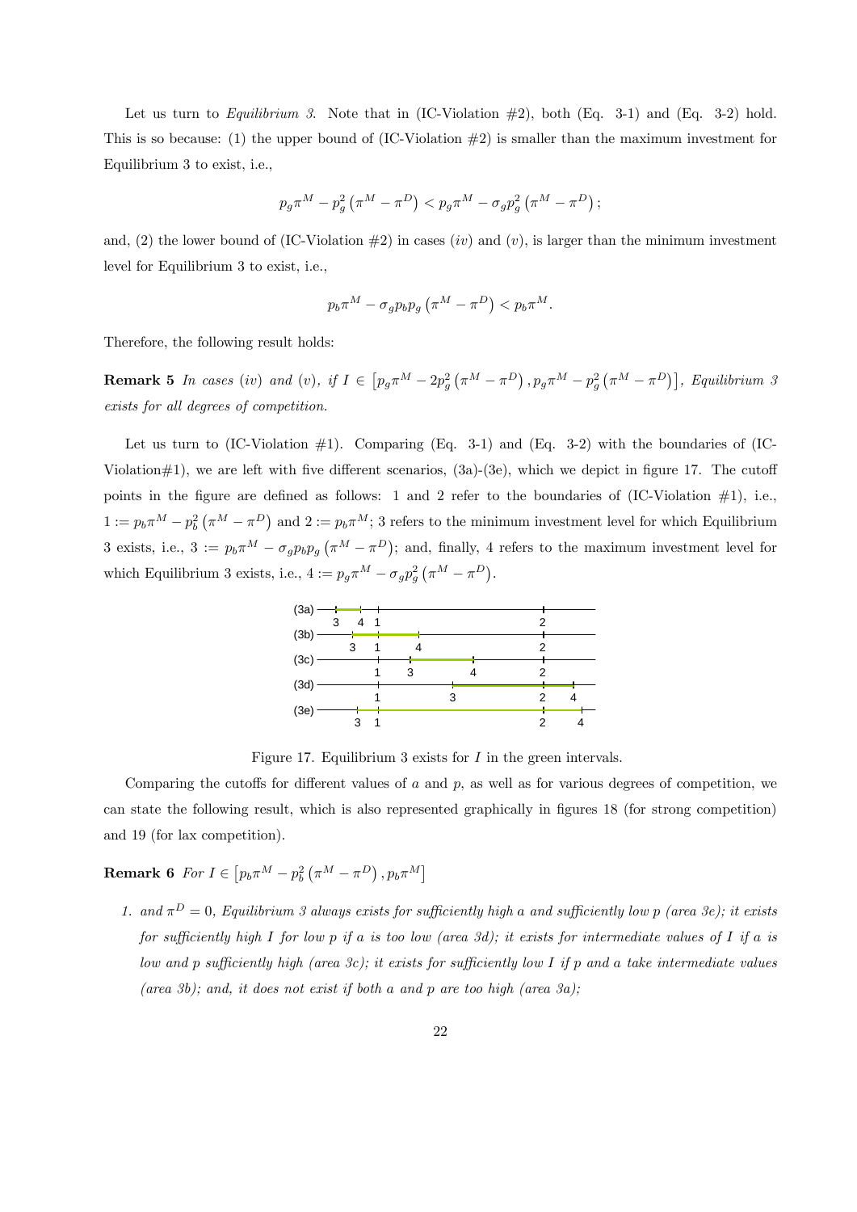Let us turn to *Equilibrium 3*. Note that in (IC-Violation #2), both (Eq. 3-1) and (Eq. 3-2) hold. This is so because: (1) the upper bound of (IC-Violation #2) is smaller than the maximum investment for Equilibrium 3 to exist, i.e.,

$$p_g\pi^M - p_g^2\left(\pi^M - \pi^D\right) < p_g\pi^M - \sigma_g p_g^2\left(\pi^M - \pi^D\right);$$

and, (2) the lower bound of (IC-Violation #2) in cases $(iv)$ and $(v)$, is larger than the minimum investment level for Equilibrium 3 to exist, i.e.,

$$p_b\pi^M - \sigma_g p_b p_g\left(\pi^M - \pi^D\right) < p_b\pi^M.$$

Therefore, the following result holds:

**Remark 5** *In cases $(iv)$ and $(v)$, if $I \in \left[p_g\pi^M - 2p_g^2\left(\pi^M - \pi^D\right), p_g\pi^M - p_g^2\left(\pi^M - \pi^D\right)\right]$, Equilibrium 3 exists for all degrees of competition.*

Let us turn to (IC-Violation #1). Comparing (Eq. 3-1) and (Eq. 3-2) with the boundaries of (IC-Violation#1), we are left with five different scenarios, (3a)-(3e), which we depict in figure 17. The cutoff points in the figure are defined as follows: 1 and 2 refer to the boundaries of (IC-Violation #1), i.e., $1 := p_b\pi^M - p_b^2\left(\pi^M - \pi^D\right)$ and $2 := p_b\pi^M$; 3 refers to the minimum investment level for which Equilibrium 3 exists, i.e., $3 := p_b\pi^M - \sigma_g p_b p_g\left(\pi^M - \pi^D\right)$; and, finally, 4 refers to the maximum investment level for which Equilibrium 3 exists, i.e., $4 := p_g\pi^M - \sigma_g p_g^2\left(\pi^M - \pi^D\right)$.

Figure 17. Equilibrium 3 exists for $I$ in the green intervals.

Comparing the cutoffs for different values of $a$ and $p$, as well as for various degrees of competition, we can state the following result, which is also represented graphically in figures 18 (for strong competition) and 19 (for lax competition).

**Remark 6** *For $I \in \left[p_b\pi^M - p_b^2\left(\pi^M - \pi^D\right), p_b\pi^M\right]$*

1. *and $\pi^D = 0$, Equilibrium 3 always exists for sufficiently high $a$ and sufficiently low $p$ (area 3e); it exists for sufficiently high $I$ for low $p$ if $a$ is too low (area 3d); it exists for intermediate values of $I$ if $a$ is low and $p$ sufficiently high (area 3c); it exists for sufficiently low $I$ if $p$ and $a$ take intermediate values (area 3b); and, it does not exist if both $a$ and $p$ are too high (area 3a);*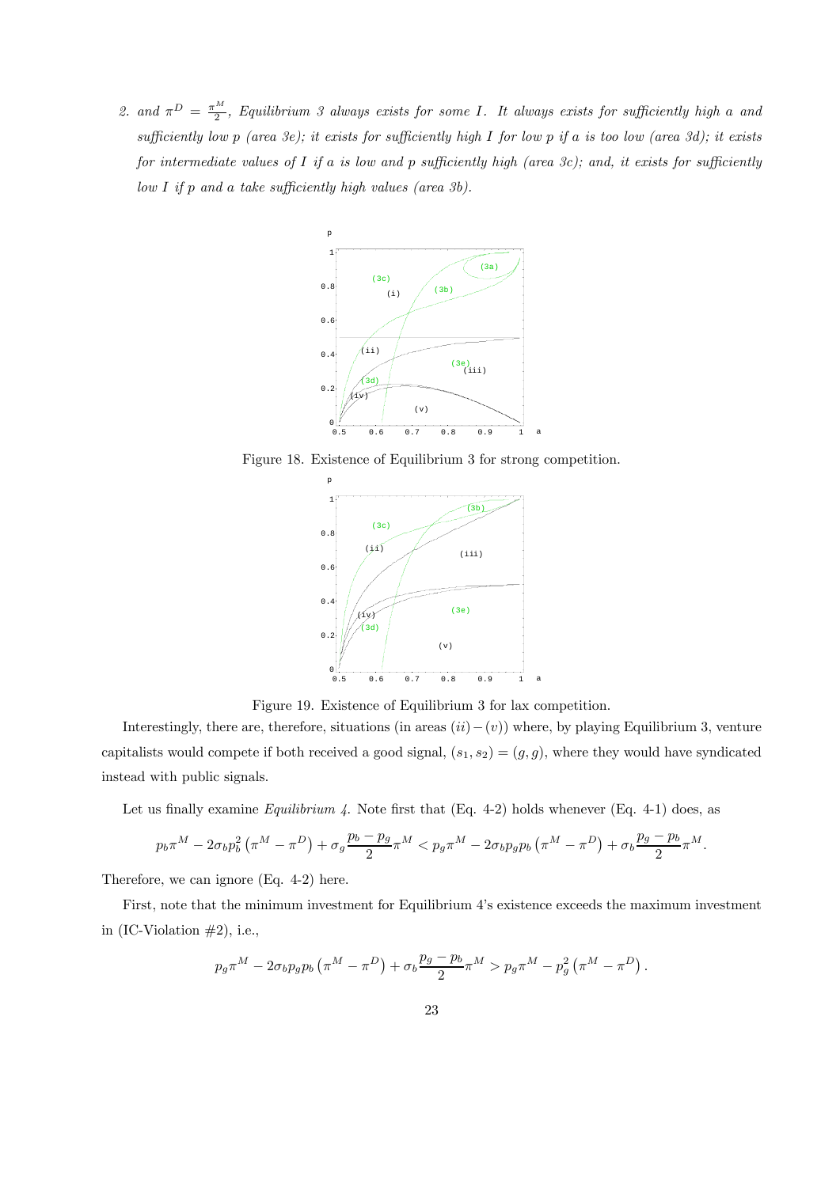2. and $\pi^D = \frac{\pi^M}{2}$, *Equilibrium 3 always exists for some $I$. It always exists for sufficiently high $a$ and sufficiently low $p$ (area 3e); it exists for sufficiently high $I$ for low $p$ if $a$ is too low (area 3d); it exists for intermediate values of $I$ if $a$ is low and $p$ sufficiently high (area 3c); and, it exists for sufficiently low $I$ if $p$ and $a$ take sufficiently high values (area 3b).*

Figure 18. Existence of Equilibrium 3 for strong competition.

Figure 19. Existence of Equilibrium 3 for lax competition.

Interestingly, there are, therefore, situations (in areas $(ii)-(v)$) where, by playing Equilibrium 3, venture capitalists would compete if both received a good signal, $(s_1, s_2) = (g, g)$, where they would have syndicated instead with public signals.

Let us finally examine *Equilibrium 4*. Note first that (Eq. 4-2) holds whenever (Eq. 4-1) does, as

$$p_b \pi^M - 2\sigma_b p_b^2 \left(\pi^M - \pi^D\right) + \sigma_g \frac{p_b - p_g}{2} \pi^M < p_g \pi^M - 2\sigma_b p_g p_b \left(\pi^M - \pi^D\right) + \sigma_b \frac{p_g - p_b}{2} \pi^M.$$

Therefore, we can ignore (Eq. 4-2) here.

First, note that the minimum investment for Equilibrium 4's existence exceeds the maximum investment in (IC-Violation #2), i.e.,

$$p_g \pi^M - 2\sigma_b p_g p_b \left(\pi^M - \pi^D\right) + \sigma_b \frac{p_g - p_b}{2} \pi^M > p_g \pi^M - p_g^2 \left(\pi^M - \pi^D\right).$$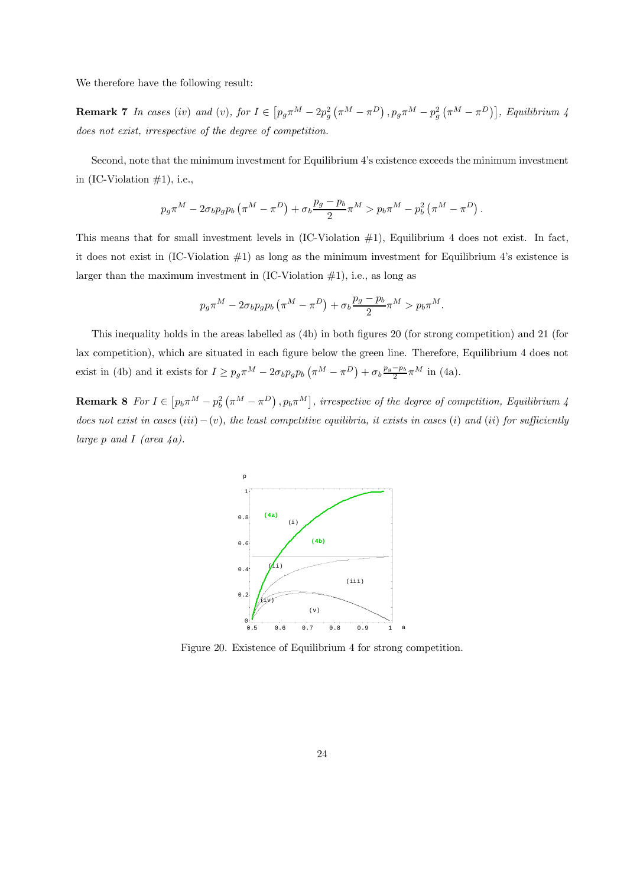We therefore have the following result:

**Remark 7** *In cases (iv) and (v), for* $I \in \left[p_g \pi^M - 2p_g^2\left(\pi^M - \pi^D\right), p_g \pi^M - p_g^2\left(\pi^M - \pi^D\right)\right]$*, Equilibrium 4 does not exist, irrespective of the degree of competition.*

Second, note that the minimum investment for Equilibrium 4's existence exceeds the minimum investment in (IC-Violation #1), i.e.,

$$p_g \pi^M - 2\sigma_b p_g p_b \left(\pi^M - \pi^D\right) + \sigma_b \frac{p_g - p_b}{2} \pi^M > p_b \pi^M - p_b^2 \left(\pi^M - \pi^D\right).$$

This means that for small investment levels in (IC-Violation #1), Equilibrium 4 does not exist. In fact, it does not exist in (IC-Violation #1) as long as the minimum investment for Equilibrium 4's existence is larger than the maximum investment in (IC-Violation #1), i.e., as long as

$$p_g \pi^M - 2\sigma_b p_g p_b \left(\pi^M - \pi^D\right) + \sigma_b \frac{p_g - p_b}{2} \pi^M > p_b \pi^M.$$

This inequality holds in the areas labelled as (4b) in both figures 20 (for strong competition) and 21 (for lax competition), which are situated in each figure below the green line. Therefore, Equilibrium 4 does not exist in (4b) and it exists for $I \geq p_g \pi^M - 2\sigma_b p_g p_b \left(\pi^M - \pi^D\right) + \sigma_b \frac{p_g - p_b}{2} \pi^M$ in (4a).

**Remark 8** *For* $I \in \left[p_b \pi^M - p_b^2\left(\pi^M - \pi^D\right), p_b \pi^M\right]$*, irrespective of the degree of competition, Equilibrium 4 does not exist in cases (iii) − (v), the least competitive equilibria, it exists in cases (i) and (ii) for sufficiently large p and I (area 4a).*

Figure 20. Existence of Equilibrium 4 for strong competition.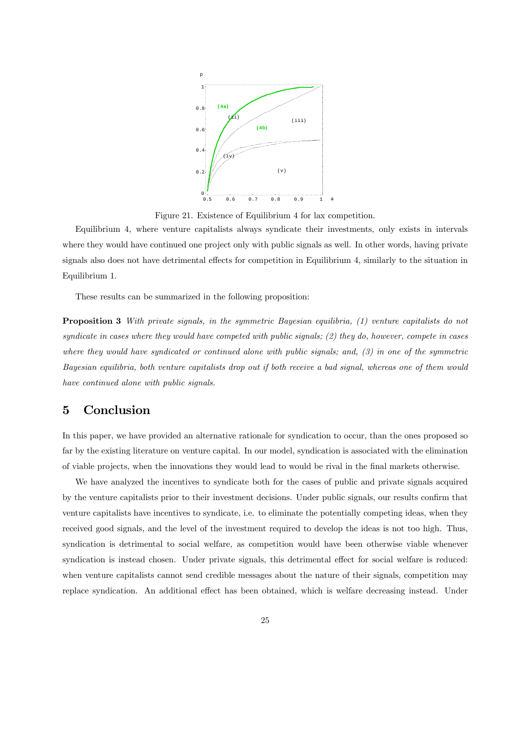Figure 21. Existence of Equilibrium 4 for lax competition.

Equilibrium 4, where venture capitalists always syndicate their investments, only exists in intervals where they would have continued one project only with public signals as well. In other words, having private signals also does not have detrimental effects for competition in Equilibrium 4, similarly to the situation in Equilibrium 1.

These results can be summarized in the following proposition:

**Proposition 3** *With private signals, in the symmetric Bayesian equilibria, (1) venture capitalists do not syndicate in cases where they would have competed with public signals; (2) they do, however, compete in cases where they would have syndicated or continued alone with public signals; and, (3) in one of the symmetric Bayesian equilibria, both venture capitalists drop out if both receive a bad signal, whereas one of them would have continued alone with public signals.*

## 5 Conclusion

In this paper, we have provided an alternative rationale for syndication to occur, than the ones proposed so far by the existing literature on venture capital. In our model, syndication is associated with the elimination of viable projects, when the innovations they would lead to would be rival in the final markets otherwise.

We have analyzed the incentives to syndicate both for the cases of public and private signals acquired by the venture capitalists prior to their investment decisions. Under public signals, our results confirm that venture capitalists have incentives to syndicate, i.e. to eliminate the potentially competing ideas, when they received good signals, and the level of the investment required to develop the ideas is not too high. Thus, syndication is detrimental to social welfare, as competition would have been otherwise viable whenever syndication is instead chosen. Under private signals, this detrimental effect for social welfare is reduced: when venture capitalists cannot send credible messages about the nature of their signals, competition may replace syndication. An additional effect has been obtained, which is welfare decreasing instead. Under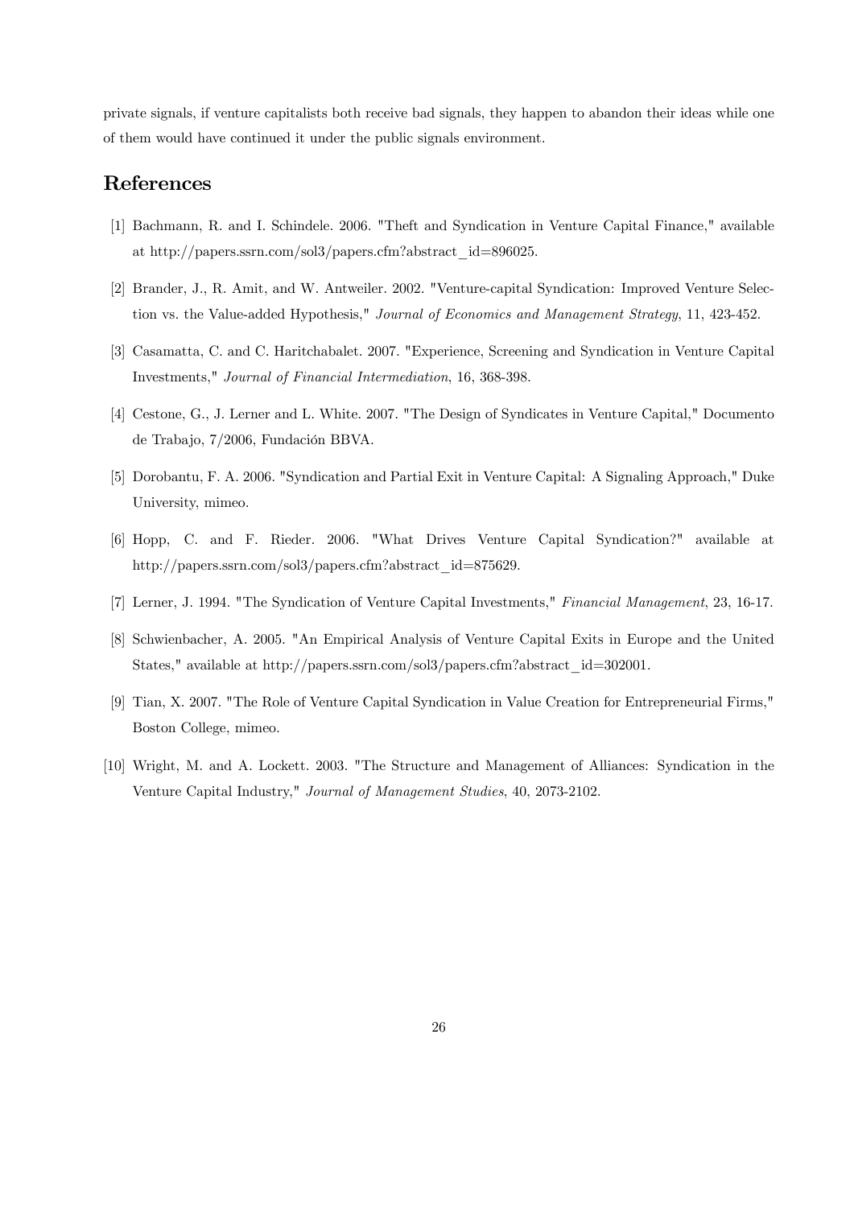private signals, if venture capitalists both receive bad signals, they happen to abandon their ideas while one of them would have continued it under the public signals environment.

## References

[1] Bachmann, R. and I. Schindele. 2006. "Theft and Syndication in Venture Capital Finance," available at http://papers.ssrn.com/sol3/papers.cfm?abstract_id=896025.

[2] Brander, J., R. Amit, and W. Antweiler. 2002. "Venture-capital Syndication: Improved Venture Selection vs. the Value-added Hypothesis," *Journal of Economics and Management Strategy*, 11, 423-452.

[3] Casamatta, C. and C. Haritchabalet. 2007. "Experience, Screening and Syndication in Venture Capital Investments," *Journal of Financial Intermediation*, 16, 368-398.

[4] Cestone, G., J. Lerner and L. White. 2007. "The Design of Syndicates in Venture Capital," Documento de Trabajo, 7/2006, Fundación BBVA.

[5] Dorobantu, F. A. 2006. "Syndication and Partial Exit in Venture Capital: A Signaling Approach," Duke University, mimeo.

[6] Hopp, C. and F. Rieder. 2006. "What Drives Venture Capital Syndication?" available at http://papers.ssrn.com/sol3/papers.cfm?abstract_id=875629.

[7] Lerner, J. 1994. "The Syndication of Venture Capital Investments," *Financial Management*, 23, 16-17.

[8] Schwienbacher, A. 2005. "An Empirical Analysis of Venture Capital Exits in Europe and the United States," available at http://papers.ssrn.com/sol3/papers.cfm?abstract_id=302001.

[9] Tian, X. 2007. "The Role of Venture Capital Syndication in Value Creation for Entrepreneurial Firms," Boston College, mimeo.

[10] Wright, M. and A. Lockett. 2003. "The Structure and Management of Alliances: Syndication in the Venture Capital Industry," *Journal of Management Studies*, 40, 2073-2102.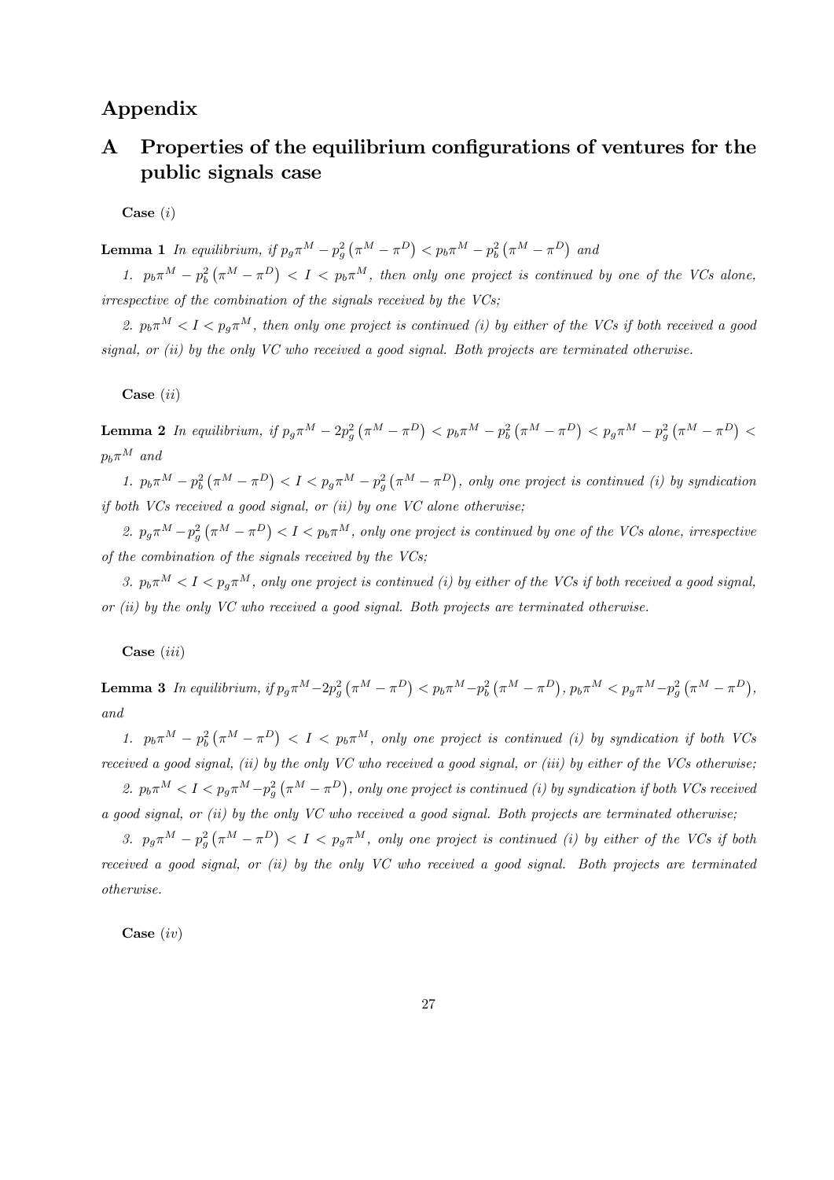# Appendix

## A Properties of the equilibrium configurations of ventures for the public signals case

**Case** $(i)$

**Lemma 1** *In equilibrium, if* $p_g\pi^M - p_g^2\left(\pi^M - \pi^D\right) < p_b\pi^M - p_b^2\left(\pi^M - \pi^D\right)$ *and*

*1.* $p_b\pi^M - p_b^2\left(\pi^M - \pi^D\right) < I < p_b\pi^M$*, then only one project is continued by one of the VCs alone, irrespective of the combination of the signals received by the VCs;*

*2.* $p_b\pi^M < I < p_g\pi^M$*, then only one project is continued (i) by either of the VCs if both received a good signal, or (ii) by the only VC who received a good signal. Both projects are terminated otherwise.*

**Case** $(ii)$

**Lemma 2** *In equilibrium, if* $p_g\pi^M - 2p_g^2\left(\pi^M - \pi^D\right) < p_b\pi^M - p_b^2\left(\pi^M - \pi^D\right) < p_g\pi^M - p_g^2\left(\pi^M - \pi^D\right) < p_b\pi^M$ *and*

*1.* $p_b\pi^M - p_b^2\left(\pi^M - \pi^D\right) < I < p_g\pi^M - p_g^2\left(\pi^M - \pi^D\right)$*, only one project is continued (i) by syndication if both VCs received a good signal, or (ii) by one VC alone otherwise;*

*2.* $p_g\pi^M - p_g^2\left(\pi^M - \pi^D\right) < I < p_b\pi^M$*, only one project is continued by one of the VCs alone, irrespective of the combination of the signals received by the VCs;*

*3.* $p_b\pi^M < I < p_g\pi^M$*, only one project is continued (i) by either of the VCs if both received a good signal, or (ii) by the only VC who received a good signal. Both projects are terminated otherwise.*

**Case** $(iii)$

**Lemma 3** *In equilibrium, if* $p_g\pi^M - 2p_g^2\left(\pi^M - \pi^D\right) < p_b\pi^M - p_b^2\left(\pi^M - \pi^D\right)$*,* $p_b\pi^M < p_g\pi^M - p_g^2\left(\pi^M - \pi^D\right)$*, and*

*1.* $p_b\pi^M - p_b^2\left(\pi^M - \pi^D\right) < I < p_b\pi^M$*, only one project is continued (i) by syndication if both VCs received a good signal, (ii) by the only VC who received a good signal, or (iii) by either of the VCs otherwise;*

*2.* $p_b\pi^M < I < p_g\pi^M - p_g^2\left(\pi^M - \pi^D\right)$*, only one project is continued (i) by syndication if both VCs received a good signal, or (ii) by the only VC who received a good signal. Both projects are terminated otherwise;*

*3.* $p_g\pi^M - p_g^2\left(\pi^M - \pi^D\right) < I < p_g\pi^M$*, only one project is continued (i) by either of the VCs if both received a good signal, or (ii) by the only VC who received a good signal. Both projects are terminated otherwise.*

**Case** $(iv)$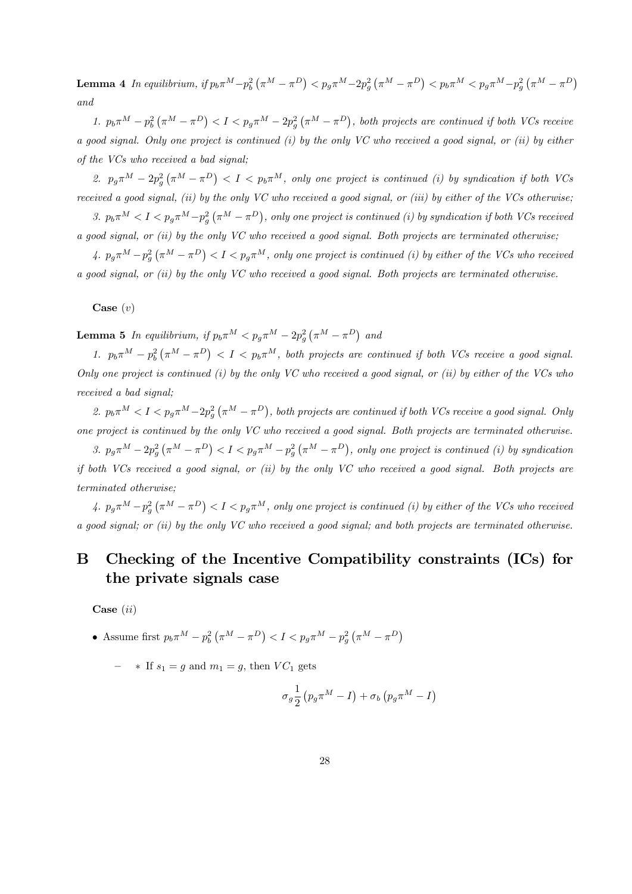**Lemma 4** *In equilibrium, if* $p_b\pi^M - p_b^2\left(\pi^M - \pi^D\right) < p_g\pi^M - 2p_g^2\left(\pi^M - \pi^D\right) < p_b\pi^M < p_g\pi^M - p_g^2\left(\pi^M - \pi^D\right)$ *and*

*1.* $p_b\pi^M - p_b^2\left(\pi^M - \pi^D\right) < I < p_g\pi^M - 2p_g^2\left(\pi^M - \pi^D\right)$*, both projects are continued if both VCs receive a good signal. Only one project is continued (i) by the only VC who received a good signal, or (ii) by either of the VCs who received a bad signal;*

*2.* $p_g\pi^M - 2p_g^2\left(\pi^M - \pi^D\right) < I < p_b\pi^M$*, only one project is continued (i) by syndication if both VCs received a good signal, (ii) by the only VC who received a good signal, or (iii) by either of the VCs otherwise;*

*3.* $p_b\pi^M < I < p_g\pi^M - p_g^2\left(\pi^M - \pi^D\right)$*, only one project is continued (i) by syndication if both VCs received a good signal, or (ii) by the only VC who received a good signal. Both projects are terminated otherwise;*

*4.* $p_g\pi^M - p_g^2\left(\pi^M - \pi^D\right) < I < p_g\pi^M$*, only one project is continued (i) by either of the VCs who received a good signal, or (ii) by the only VC who received a good signal. Both projects are terminated otherwise.*

**Case** $(v)$

**Lemma 5** *In equilibrium, if* $p_b\pi^M < p_g\pi^M - 2p_g^2\left(\pi^M - \pi^D\right)$ *and*

*1.* $p_b\pi^M - p_b^2\left(\pi^M - \pi^D\right) < I < p_b\pi^M$*, both projects are continued if both VCs receive a good signal. Only one project is continued (i) by the only VC who received a good signal, or (ii) by either of the VCs who received a bad signal;*

*2.* $p_b\pi^M < I < p_g\pi^M - 2p_g^2\left(\pi^M - \pi^D\right)$*, both projects are continued if both VCs receive a good signal. Only one project is continued by the only VC who received a good signal. Both projects are terminated otherwise.*

*3.* $p_g\pi^M - 2p_g^2\left(\pi^M - \pi^D\right) < I < p_g\pi^M - p_g^2\left(\pi^M - \pi^D\right)$*, only one project is continued (i) by syndication if both VCs received a good signal, or (ii) by the only VC who received a good signal. Both projects are terminated otherwise;*

*4.* $p_g\pi^M - p_g^2\left(\pi^M - \pi^D\right) < I < p_g\pi^M$*, only one project is continued (i) by either of the VCs who received a good signal; or (ii) by the only VC who received a good signal; and both projects are terminated otherwise.*

# B Checking of the Incentive Compatibility constraints (ICs) for the private signals case

**Case** $(ii)$

- Assume first $p_b\pi^M - p_b^2\left(\pi^M - \pi^D\right) < I < p_g\pi^M - p_g^2\left(\pi^M - \pi^D\right)$

  – * If $s_1 = g$ and $m_1 = g$, then $VC_1$ gets

$$\sigma_g \frac{1}{2}\left(p_g\pi^M - I\right) + \sigma_b\left(p_g\pi^M - I\right)$$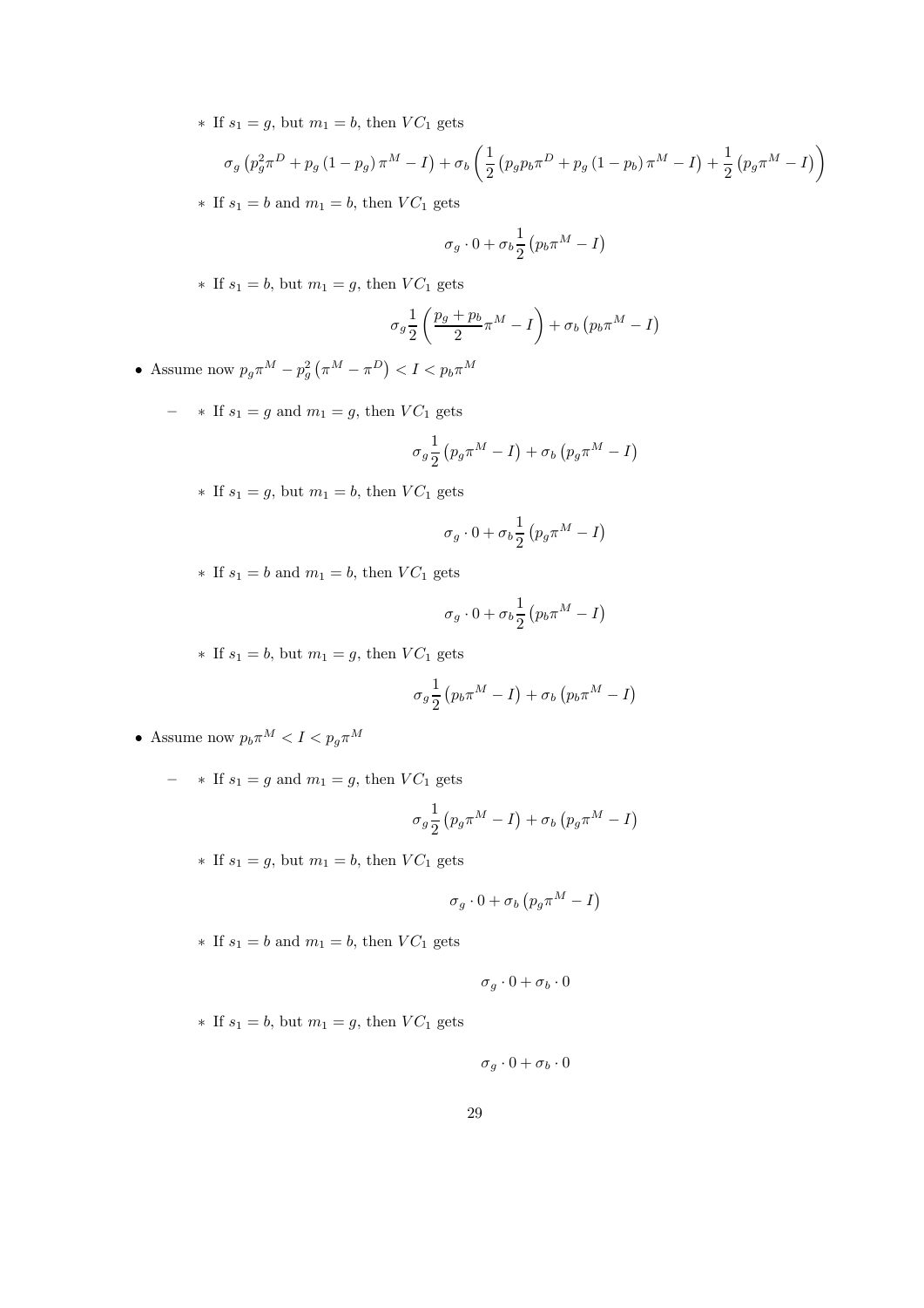* If $s_1 = g$, but $m_1 = b$, then $VC_1$ gets

$$\sigma_g \left(p_g^2 \pi^D + p_g (1 - p_g) \pi^M - I\right) + \sigma_b \left(\frac{1}{2}\left(p_g p_b \pi^D + p_g (1 - p_b) \pi^M - I\right) + \frac{1}{2}\left(p_g \pi^M - I\right)\right)$$

  * If $s_1 = b$ and $m_1 = b$, then $VC_1$ gets

$$\sigma_g \cdot 0 + \sigma_b \frac{1}{2}\left(p_b \pi^M - I\right)$$

  * If $s_1 = b$, but $m_1 = g$, then $VC_1$ gets

$$\sigma_g \frac{1}{2}\left(\frac{p_g + p_b}{2}\pi^M - I\right) + \sigma_b \left(p_b \pi^M - I\right)$$

- Assume now $p_g \pi^M - p_g^2 \left(\pi^M - \pi^D\right) < I < p_b \pi^M$

  - * If $s_1 = g$ and $m_1 = g$, then $VC_1$ gets

$$\sigma_g \frac{1}{2}\left(p_g \pi^M - I\right) + \sigma_b \left(p_g \pi^M - I\right)$$

    * If $s_1 = g$, but $m_1 = b$, then $VC_1$ gets

$$\sigma_g \cdot 0 + \sigma_b \frac{1}{2}\left(p_g \pi^M - I\right)$$

    * If $s_1 = b$ and $m_1 = b$, then $VC_1$ gets

$$\sigma_g \cdot 0 + \sigma_b \frac{1}{2}\left(p_b \pi^M - I\right)$$

    * If $s_1 = b$, but $m_1 = g$, then $VC_1$ gets

$$\sigma_g \frac{1}{2}\left(p_b \pi^M - I\right) + \sigma_b \left(p_b \pi^M - I\right)$$

- Assume now $p_b \pi^M < I < p_g \pi^M$

  - * If $s_1 = g$ and $m_1 = g$, then $VC_1$ gets

$$\sigma_g \frac{1}{2}\left(p_g \pi^M - I\right) + \sigma_b \left(p_g \pi^M - I\right)$$

    * If $s_1 = g$, but $m_1 = b$, then $VC_1$ gets

$$\sigma_g \cdot 0 + \sigma_b \left(p_g \pi^M - I\right)$$

    * If $s_1 = b$ and $m_1 = b$, then $VC_1$ gets

$$\sigma_g \cdot 0 + \sigma_b \cdot 0$$

    * If $s_1 = b$, but $m_1 = g$, then $VC_1$ gets

$$\sigma_g \cdot 0 + \sigma_b \cdot 0$$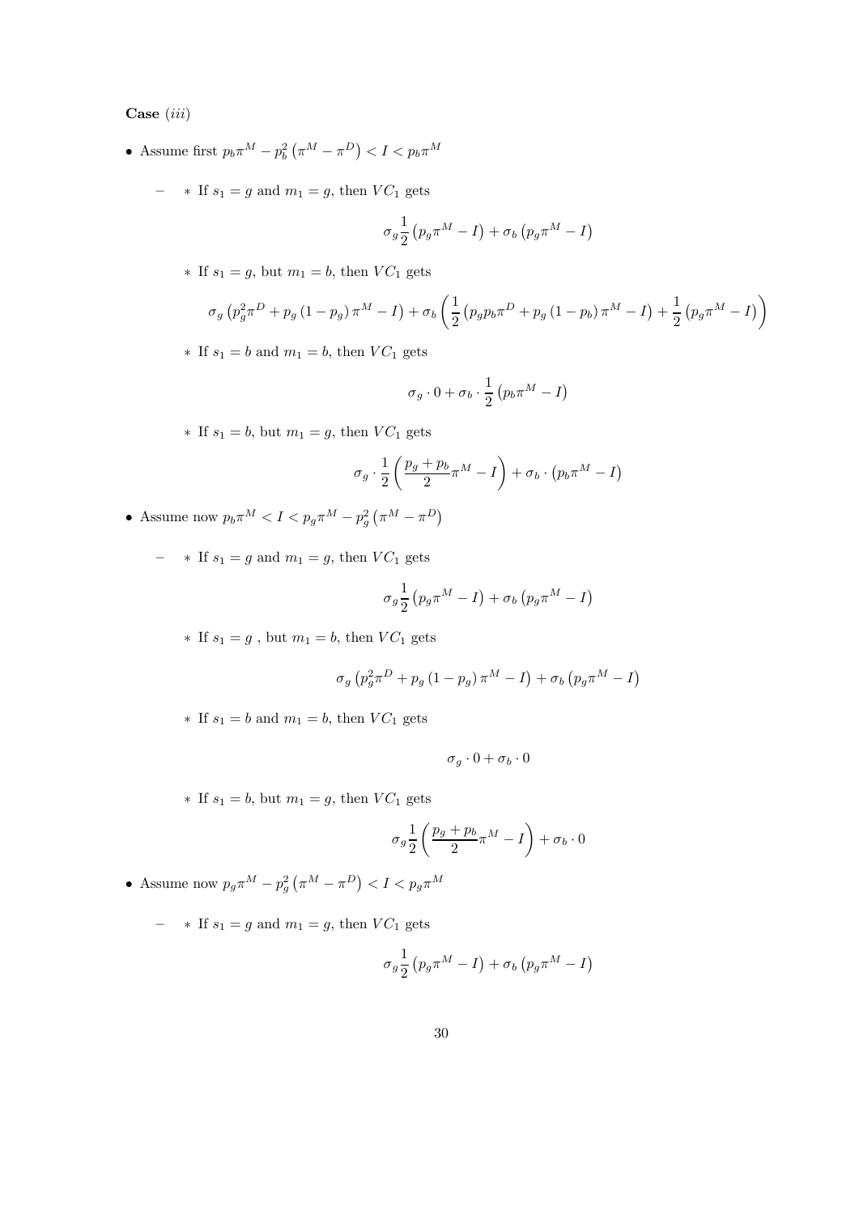**Case** *(iii)*

- Assume first $p_b\pi^M - p_b^2\left(\pi^M - \pi^D\right) < I < p_b\pi^M$

  - If $s_1 = g$ and $m_1 = g$, then $VC_1$ gets

$$\sigma_g \frac{1}{2}\left(p_g\pi^M - I\right) + \sigma_b\left(p_g\pi^M - I\right)$$

  - If $s_1 = g$, but $m_1 = b$, then $VC_1$ gets

$$\sigma_g\left(p_g^2\pi^D + p_g\left(1-p_g\right)\pi^M - I\right) + \sigma_b\left(\frac{1}{2}\left(p_g p_b\pi^D + p_g\left(1-p_b\right)\pi^M - I\right) + \frac{1}{2}\left(p_g\pi^M - I\right)\right)$$

  - If $s_1 = b$ and $m_1 = b$, then $VC_1$ gets

$$\sigma_g \cdot 0 + \sigma_b \cdot \frac{1}{2}\left(p_b\pi^M - I\right)$$

  - If $s_1 = b$, but $m_1 = g$, then $VC_1$ gets

$$\sigma_g \cdot \frac{1}{2}\left(\frac{p_g + p_b}{2}\pi^M - I\right) + \sigma_b \cdot \left(p_b\pi^M - I\right)$$

- Assume now $p_b\pi^M < I < p_g\pi^M - p_g^2\left(\pi^M - \pi^D\right)$

  - If $s_1 = g$ and $m_1 = g$, then $VC_1$ gets

$$\sigma_g \frac{1}{2}\left(p_g\pi^M - I\right) + \sigma_b\left(p_g\pi^M - I\right)$$

  - If $s_1 = g$ , but $m_1 = b$, then $VC_1$ gets

$$\sigma_g\left(p_g^2\pi^D + p_g\left(1-p_g\right)\pi^M - I\right) + \sigma_b\left(p_g\pi^M - I\right)$$

  - If $s_1 = b$ and $m_1 = b$, then $VC_1$ gets

$$\sigma_g \cdot 0 + \sigma_b \cdot 0$$

  - If $s_1 = b$, but $m_1 = g$, then $VC_1$ gets

$$\sigma_g \frac{1}{2}\left(\frac{p_g + p_b}{2}\pi^M - I\right) + \sigma_b \cdot 0$$

- Assume now $p_g\pi^M - p_g^2\left(\pi^M - \pi^D\right) < I < p_g\pi^M$

  - If $s_1 = g$ and $m_1 = g$, then $VC_1$ gets

$$\sigma_g \frac{1}{2}\left(p_g\pi^M - I\right) + \sigma_b\left(p_g\pi^M - I\right)$$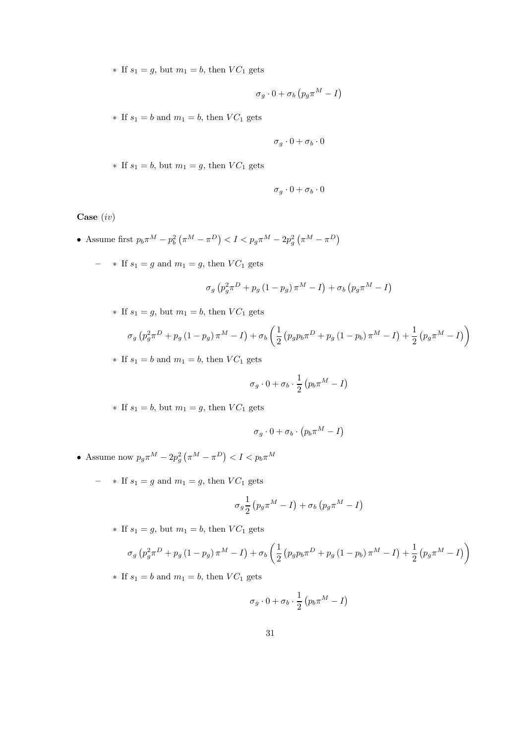* If $s_1 = g$, but $m_1 = b$, then $VC_1$ gets

$$\sigma_g \cdot 0 + \sigma_b \left(p_g \pi^M - I\right)$$

* If $s_1 = b$ and $m_1 = b$, then $VC_1$ gets

$$\sigma_g \cdot 0 + \sigma_b \cdot 0$$

* If $s_1 = b$, but $m_1 = g$, then $VC_1$ gets

$$\sigma_g \cdot 0 + \sigma_b \cdot 0$$

**Case** $(iv)$

- Assume first $p_b \pi^M - p_b^2 \left(\pi^M - \pi^D\right) < I < p_g \pi^M - 2p_g^2 \left(\pi^M - \pi^D\right)$

  - * If $s_1 = g$ and $m_1 = g$, then $VC_1$ gets

$$\sigma_g \left(p_g^2 \pi^D + p_g \left(1 - p_g\right) \pi^M - I\right) + \sigma_b \left(p_g \pi^M - I\right)$$

  * If $s_1 = g$, but $m_1 = b$, then $VC_1$ gets

$$\sigma_g \left(p_g^2 \pi^D + p_g \left(1 - p_g\right) \pi^M - I\right) + \sigma_b \left(\frac{1}{2} \left(p_g p_b \pi^D + p_g \left(1 - p_b\right) \pi^M - I\right) + \frac{1}{2} \left(p_g \pi^M - I\right)\right)$$

  * If $s_1 = b$ and $m_1 = b$, then $VC_1$ gets

$$\sigma_g \cdot 0 + \sigma_b \cdot \frac{1}{2} \left(p_b \pi^M - I\right)$$

  * If $s_1 = b$, but $m_1 = g$, then $VC_1$ gets

$$\sigma_g \cdot 0 + \sigma_b \cdot \left(p_b \pi^M - I\right)$$

- Assume now $p_g \pi^M - 2p_g^2 \left(\pi^M - \pi^D\right) < I < p_b \pi^M$

  - * If $s_1 = g$ and $m_1 = g$, then $VC_1$ gets

$$\sigma_g \frac{1}{2} \left(p_g \pi^M - I\right) + \sigma_b \left(p_g \pi^M - I\right)$$

  * If $s_1 = g$, but $m_1 = b$, then $VC_1$ gets

$$\sigma_g \left(p_g^2 \pi^D + p_g \left(1 - p_g\right) \pi^M - I\right) + \sigma_b \left(\frac{1}{2} \left(p_g p_b \pi^D + p_g \left(1 - p_b\right) \pi^M - I\right) + \frac{1}{2} \left(p_g \pi^M - I\right)\right)$$

  * If $s_1 = b$ and $m_1 = b$, then $VC_1$ gets

$$\sigma_g \cdot 0 + \sigma_b \cdot \frac{1}{2} \left(p_b \pi^M - I\right)$$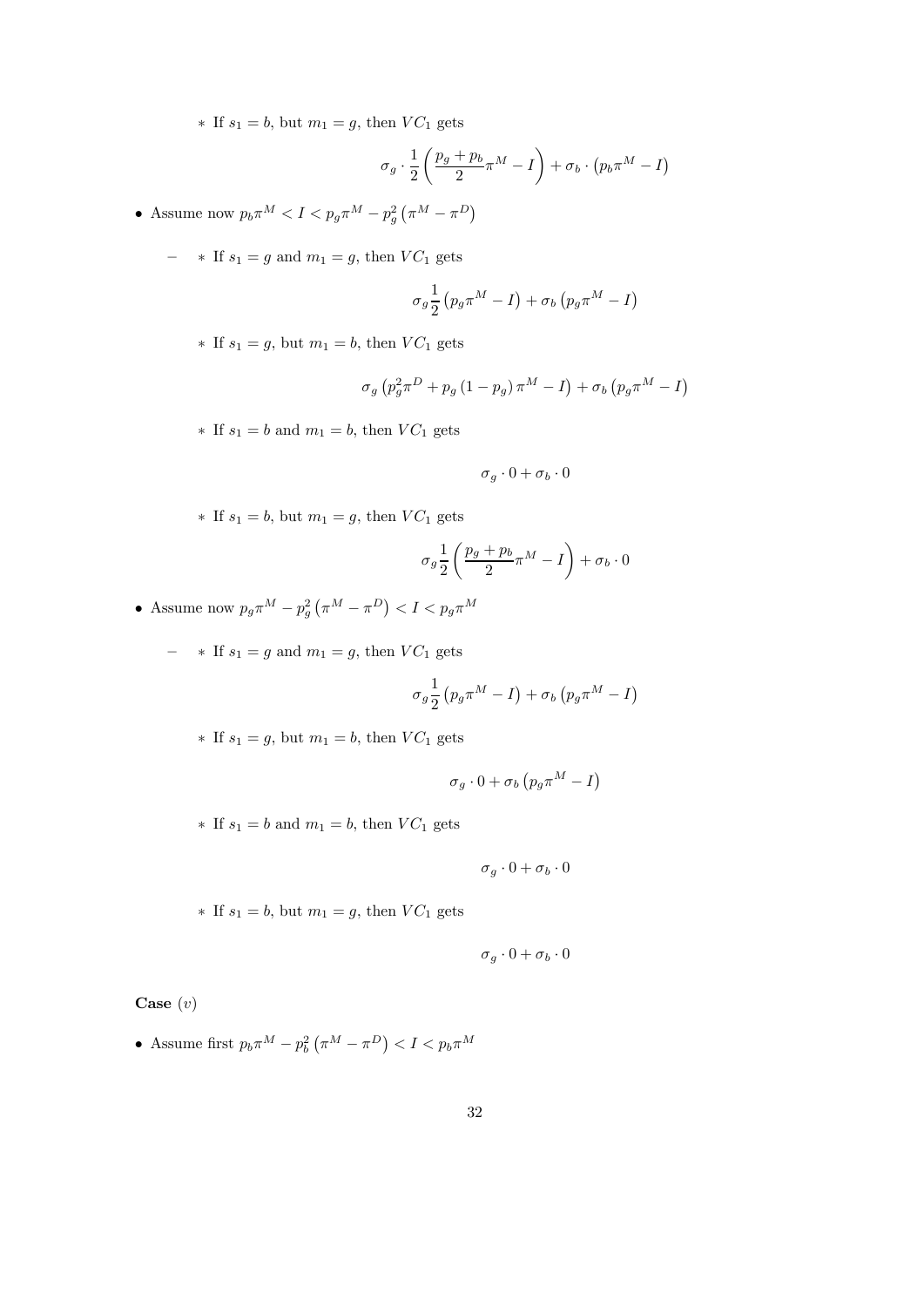* If $s_1 = b$, but $m_1 = g$, then $VC_1$ gets

$$\sigma_g \cdot \frac{1}{2}\left(\frac{p_g + p_b}{2}\pi^M - I\right) + \sigma_b \cdot \left(p_b \pi^M - I\right)$$

- Assume now $p_b \pi^M < I < p_g \pi^M - p_g^2 \left(\pi^M - \pi^D\right)$

  - * If $s_1 = g$ and $m_1 = g$, then $VC_1$ gets

$$\sigma_g \frac{1}{2}\left(p_g \pi^M - I\right) + \sigma_b \left(p_g \pi^M - I\right)$$

    * If $s_1 = g$, but $m_1 = b$, then $VC_1$ gets

$$\sigma_g \left(p_g^2 \pi^D + p_g \left(1 - p_g\right) \pi^M - I\right) + \sigma_b \left(p_g \pi^M - I\right)$$

    * If $s_1 = b$ and $m_1 = b$, then $VC_1$ gets

$$\sigma_g \cdot 0 + \sigma_b \cdot 0$$

    * If $s_1 = b$, but $m_1 = g$, then $VC_1$ gets

$$\sigma_g \frac{1}{2}\left(\frac{p_g + p_b}{2}\pi^M - I\right) + \sigma_b \cdot 0$$

- Assume now $p_g \pi^M - p_g^2 \left(\pi^M - \pi^D\right) < I < p_g \pi^M$

  - * If $s_1 = g$ and $m_1 = g$, then $VC_1$ gets

$$\sigma_g \frac{1}{2}\left(p_g \pi^M - I\right) + \sigma_b \left(p_g \pi^M - I\right)$$

    * If $s_1 = g$, but $m_1 = b$, then $VC_1$ gets

$$\sigma_g \cdot 0 + \sigma_b \left(p_g \pi^M - I\right)$$

    * If $s_1 = b$ and $m_1 = b$, then $VC_1$ gets

$$\sigma_g \cdot 0 + \sigma_b \cdot 0$$

    * If $s_1 = b$, but $m_1 = g$, then $VC_1$ gets

$$\sigma_g \cdot 0 + \sigma_b \cdot 0$$

**Case** $(v)$

- Assume first $p_b \pi^M - p_b^2 \left(\pi^M - \pi^D\right) < I < p_b \pi^M$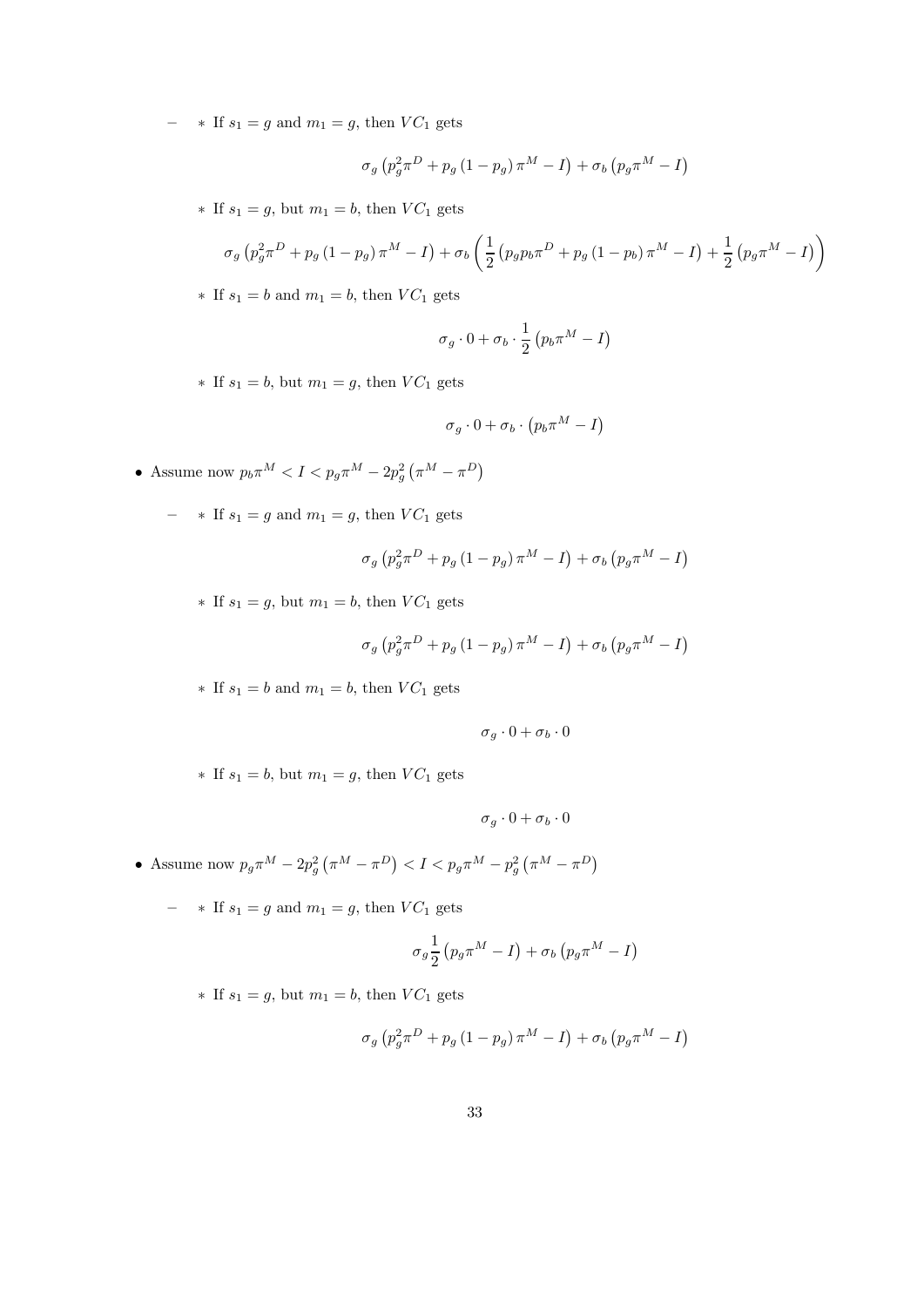- If $s_1 = g$ and $m_1 = g$, then $VC_1$ gets

$$\sigma_g \left(p_g^2 \pi^D + p_g (1 - p_g) \pi^M - I\right) + \sigma_b \left(p_g \pi^M - I\right)$$

- If $s_1 = g$, but $m_1 = b$, then $VC_1$ gets

$$\sigma_g \left(p_g^2 \pi^D + p_g (1 - p_g) \pi^M - I\right) + \sigma_b \left(\frac{1}{2}\left(p_g p_b \pi^D + p_g (1 - p_b) \pi^M - I\right) + \frac{1}{2}\left(p_g \pi^M - I\right)\right)$$

- If $s_1 = b$ and $m_1 = b$, then $VC_1$ gets

$$\sigma_g \cdot 0 + \sigma_b \cdot \frac{1}{2}\left(p_b \pi^M - I\right)$$

- If $s_1 = b$, but $m_1 = g$, then $VC_1$ gets

$$\sigma_g \cdot 0 + \sigma_b \cdot \left(p_b \pi^M - I\right)$$

- Assume now $p_b \pi^M < I < p_g \pi^M - 2p_g^2 \left(\pi^M - \pi^D\right)$

  - If $s_1 = g$ and $m_1 = g$, then $VC_1$ gets

$$\sigma_g \left(p_g^2 \pi^D + p_g (1 - p_g) \pi^M - I\right) + \sigma_b \left(p_g \pi^M - I\right)$$

  - If $s_1 = g$, but $m_1 = b$, then $VC_1$ gets

$$\sigma_g \left(p_g^2 \pi^D + p_g (1 - p_g) \pi^M - I\right) + \sigma_b \left(p_g \pi^M - I\right)$$

  - If $s_1 = b$ and $m_1 = b$, then $VC_1$ gets

$$\sigma_g \cdot 0 + \sigma_b \cdot 0$$

  - If $s_1 = b$, but $m_1 = g$, then $VC_1$ gets

$$\sigma_g \cdot 0 + \sigma_b \cdot 0$$

- Assume now $p_g \pi^M - 2p_g^2 \left(\pi^M - \pi^D\right) < I < p_g \pi^M - p_g^2 \left(\pi^M - \pi^D\right)$

  - If $s_1 = g$ and $m_1 = g$, then $VC_1$ gets

$$\sigma_g \frac{1}{2}\left(p_g \pi^M - I\right) + \sigma_b \left(p_g \pi^M - I\right)$$

  - If $s_1 = g$, but $m_1 = b$, then $VC_1$ gets

$$\sigma_g \left(p_g^2 \pi^D + p_g (1 - p_g) \pi^M - I\right) + \sigma_b \left(p_g \pi^M - I\right)$$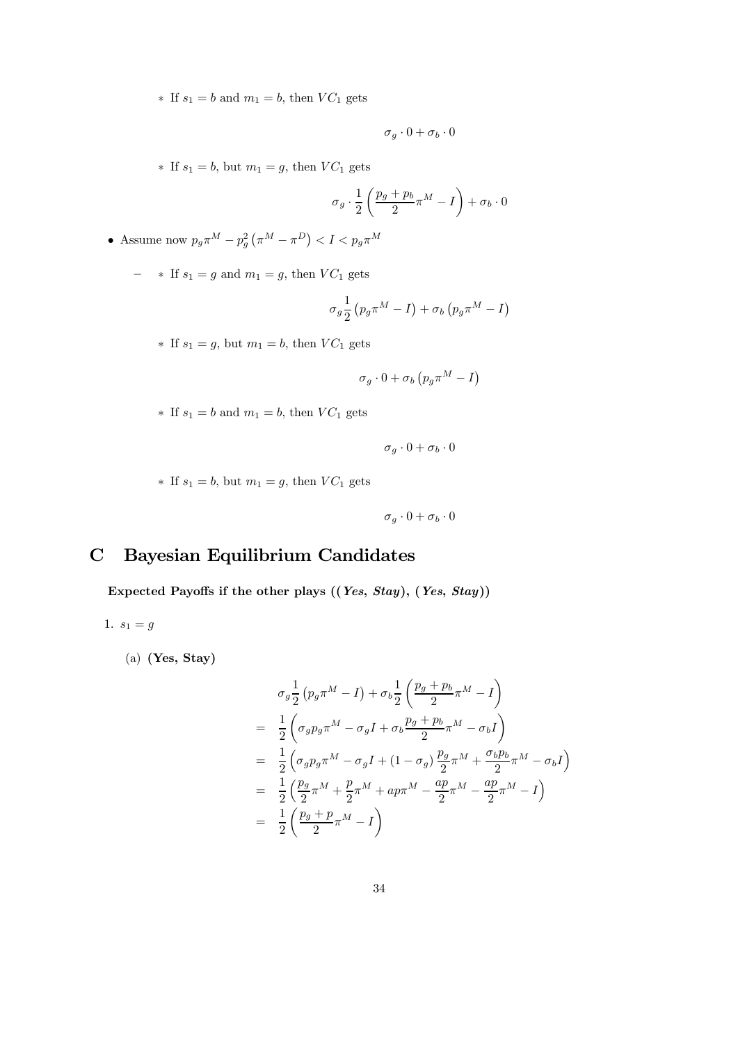* If $s_1 = b$ and $m_1 = b$, then $VC_1$ gets

$$\sigma_g \cdot 0 + \sigma_b \cdot 0$$

  * If $s_1 = b$, but $m_1 = g$, then $VC_1$ gets

$$\sigma_g \cdot \frac{1}{2}\left(\frac{p_g + p_b}{2}\pi^M - I\right) + \sigma_b \cdot 0$$

- Assume now $p_g \pi^M - p_g^2 \left(\pi^M - \pi^D\right) < I < p_g \pi^M$

  – * If $s_1 = g$ and $m_1 = g$, then $VC_1$ gets

$$\sigma_g \frac{1}{2}\left(p_g \pi^M - I\right) + \sigma_b \left(p_g \pi^M - I\right)$$

  * If $s_1 = g$, but $m_1 = b$, then $VC_1$ gets

$$\sigma_g \cdot 0 + \sigma_b \left(p_g \pi^M - I\right)$$

  * If $s_1 = b$ and $m_1 = b$, then $VC_1$ gets

$$\sigma_g \cdot 0 + \sigma_b \cdot 0$$

  * If $s_1 = b$, but $m_1 = g$, then $VC_1$ gets

$$\sigma_g \cdot 0 + \sigma_b \cdot 0$$

# C Bayesian Equilibrium Candidates

**Expected Payoffs if the other plays ((*Yes*, *Stay*), (*Yes*, *Stay*))**

1. $s_1 = g$

   (a) **(Yes, Stay)**

$$\begin{aligned}
& \sigma_g \frac{1}{2}\left(p_g \pi^M - I\right) + \sigma_b \frac{1}{2}\left(\frac{p_g + p_b}{2}\pi^M - I\right) \\
= \; & \frac{1}{2}\left(\sigma_g p_g \pi^M - \sigma_g I + \sigma_b \frac{p_g + p_b}{2}\pi^M - \sigma_b I\right) \\
= \; & \frac{1}{2}\left(\sigma_g p_g \pi^M - \sigma_g I + \left(1 - \sigma_g\right)\frac{p_g}{2}\pi^M + \frac{\sigma_b p_b}{2}\pi^M - \sigma_b I\right) \\
= \; & \frac{1}{2}\left(\frac{p_g}{2}\pi^M + \frac{p}{2}\pi^M + ap\pi^M - \frac{ap}{2}\pi^M - \frac{ap}{2}\pi^M - I\right) \\
= \; & \frac{1}{2}\left(\frac{p_g + p}{2}\pi^M - I\right)
\end{aligned}$$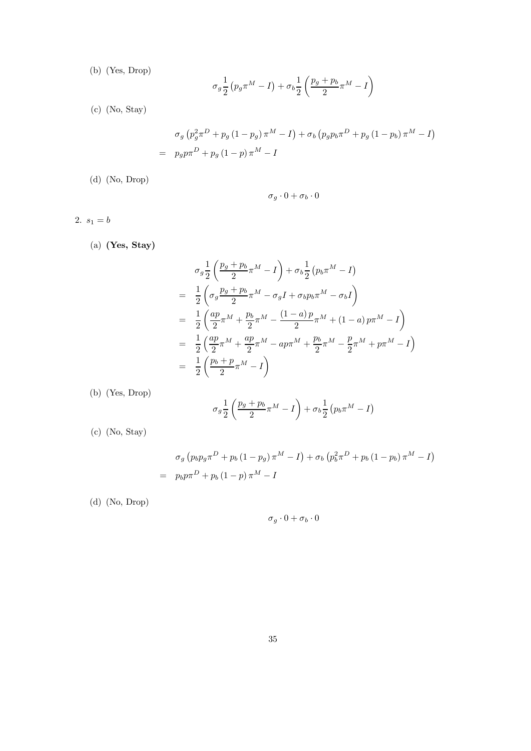(b) (Yes, Drop)

$$\sigma_g \frac{1}{2}\left(p_g \pi^M - I\right) + \sigma_b \frac{1}{2}\left(\frac{p_g + p_b}{2}\pi^M - I\right)$$

(c) (No, Stay)

$$\begin{aligned}
&\sigma_g\left(p_g^2 \pi^D + p_g\left(1-p_g\right)\pi^M - I\right) + \sigma_b\left(p_g p_b \pi^D + p_g\left(1-p_b\right)\pi^M - I\right) \\
=\;& p_g p \pi^D + p_g\left(1-p\right)\pi^M - I
\end{aligned}$$

(d) (No, Drop)

$$\sigma_g \cdot 0 + \sigma_b \cdot 0$$

2. $s_1 = b$

(a) **(Yes, Stay)**

$$\begin{aligned}
&\sigma_g \frac{1}{2}\left(\frac{p_g + p_b}{2}\pi^M - I\right) + \sigma_b \frac{1}{2}\left(p_b \pi^M - I\right) \\
=\;& \frac{1}{2}\left(\sigma_g \frac{p_g + p_b}{2}\pi^M - \sigma_g I + \sigma_b p_b \pi^M - \sigma_b I\right) \\
=\;& \frac{1}{2}\left(\frac{ap}{2}\pi^M + \frac{p_b}{2}\pi^M - \frac{\left(1-a\right)p}{2}\pi^M + \left(1-a\right)p\pi^M - I\right) \\
=\;& \frac{1}{2}\left(\frac{ap}{2}\pi^M + \frac{ap}{2}\pi^M - ap\pi^M + \frac{p_b}{2}\pi^M - \frac{p}{2}\pi^M + p\pi^M - I\right) \\
=\;& \frac{1}{2}\left(\frac{p_b + p}{2}\pi^M - I\right)
\end{aligned}$$

(b) (Yes, Drop)

$$\sigma_g \frac{1}{2}\left(\frac{p_g + p_b}{2}\pi^M - I\right) + \sigma_b \frac{1}{2}\left(p_b \pi^M - I\right)$$

(c) (No, Stay)

$$\begin{aligned}
&\sigma_g\left(p_b p_g \pi^D + p_b\left(1-p_g\right)\pi^M - I\right) + \sigma_b\left(p_b^2 \pi^D + p_b\left(1-p_b\right)\pi^M - I\right) \\
=\;& p_b p \pi^D + p_b\left(1-p\right)\pi^M - I
\end{aligned}$$

(d) (No, Drop)

$$\sigma_g \cdot 0 + \sigma_b \cdot 0$$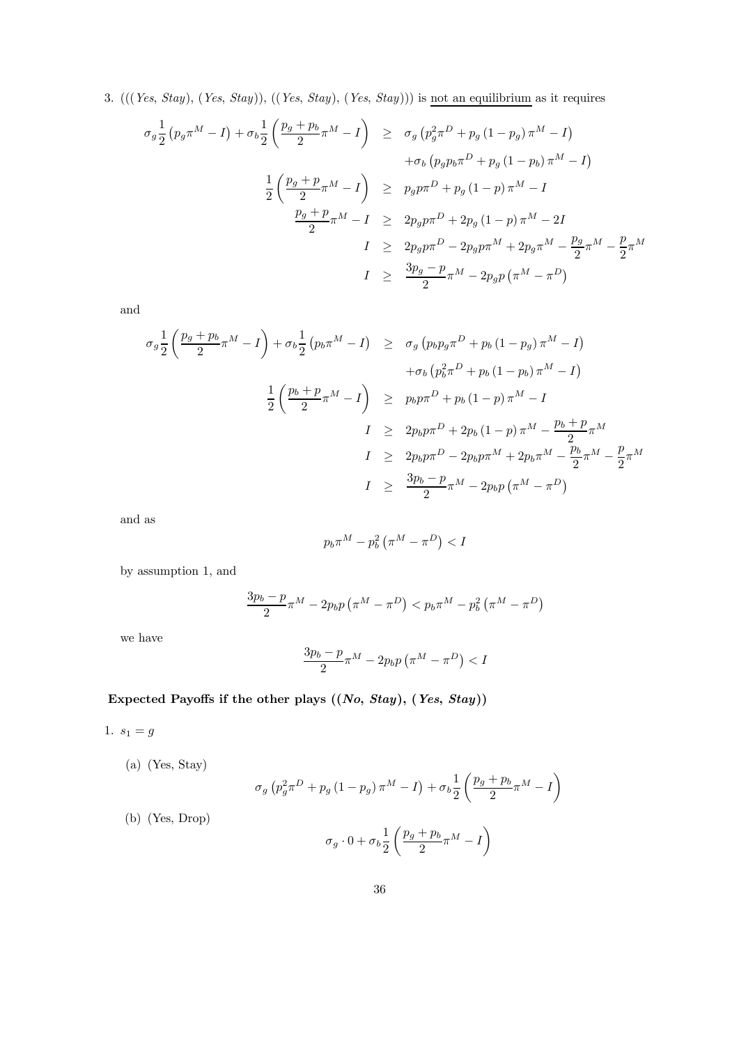3. (((*Yes*, *Stay*), (*Yes*, *Stay*)), ((*Yes*, *Stay*), (*Yes*, *Stay*))) is not an equilibrium as it requires

$$
\begin{aligned}
\sigma_g \frac{1}{2}\left(p_g \pi^M - I\right) + \sigma_b \frac{1}{2}\left(\frac{p_g + p_b}{2}\pi^M - I\right) &\geq \sigma_g\left(p_g^2 \pi^D + p_g\left(1-p_g\right)\pi^M - I\right) \\
&\quad + \sigma_b\left(p_g p_b \pi^D + p_g\left(1-p_b\right)\pi^M - I\right) \\
\frac{1}{2}\left(\frac{p_g + p}{2}\pi^M - I\right) &\geq p_g p \pi^D + p_g\left(1-p\right)\pi^M - I \\
\frac{p_g + p}{2}\pi^M - I &\geq 2p_g p \pi^D + 2p_g\left(1-p\right)\pi^M - 2I \\
I &\geq 2p_g p \pi^D - 2p_g p \pi^M + 2p_g \pi^M - \frac{p_g}{2}\pi^M - \frac{p}{2}\pi^M \\
I &\geq \frac{3p_g - p}{2}\pi^M - 2p_g p\left(\pi^M - \pi^D\right)
\end{aligned}
$$

and

$$
\begin{aligned}
\sigma_g \frac{1}{2}\left(\frac{p_g + p_b}{2}\pi^M - I\right) + \sigma_b \frac{1}{2}\left(p_b \pi^M - I\right) &\geq \sigma_g\left(p_b p_g \pi^D + p_b\left(1-p_g\right)\pi^M - I\right) \\
&\quad + \sigma_b\left(p_b^2 \pi^D + p_b\left(1-p_b\right)\pi^M - I\right) \\
\frac{1}{2}\left(\frac{p_b + p}{2}\pi^M - I\right) &\geq p_b p \pi^D + p_b\left(1-p\right)\pi^M - I \\
I &\geq 2p_b p \pi^D + 2p_b\left(1-p\right)\pi^M - \frac{p_b + p}{2}\pi^M \\
I &\geq 2p_b p \pi^D - 2p_b p \pi^M + 2p_b \pi^M - \frac{p_b}{2}\pi^M - \frac{p}{2}\pi^M \\
I &\geq \frac{3p_b - p}{2}\pi^M - 2p_b p\left(\pi^M - \pi^D\right)
\end{aligned}
$$

and as

$$
p_b \pi^M - p_b^2\left(\pi^M - \pi^D\right) < I
$$

by assumption 1, and

$$
\frac{3p_b - p}{2}\pi^M - 2p_b p\left(\pi^M - \pi^D\right) < p_b \pi^M - p_b^2\left(\pi^M - \pi^D\right)
$$

we have

$$
\frac{3p_b - p}{2}\pi^M - 2p_b p\left(\pi^M - \pi^D\right) < I
$$

### Expected Payoffs if the other plays ((*No*, *Stay*), (*Yes*, *Stay*))

1. $s_1 = g$

   (a) (Yes, Stay)

   $$
   \sigma_g\left(p_g^2 \pi^D + p_g\left(1-p_g\right)\pi^M - I\right) + \sigma_b \frac{1}{2}\left(\frac{p_g + p_b}{2}\pi^M - I\right)
   $$

   (b) (Yes, Drop)

   $$
   \sigma_g \cdot 0 + \sigma_b \frac{1}{2}\left(\frac{p_g + p_b}{2}\pi^M - I\right)
   $$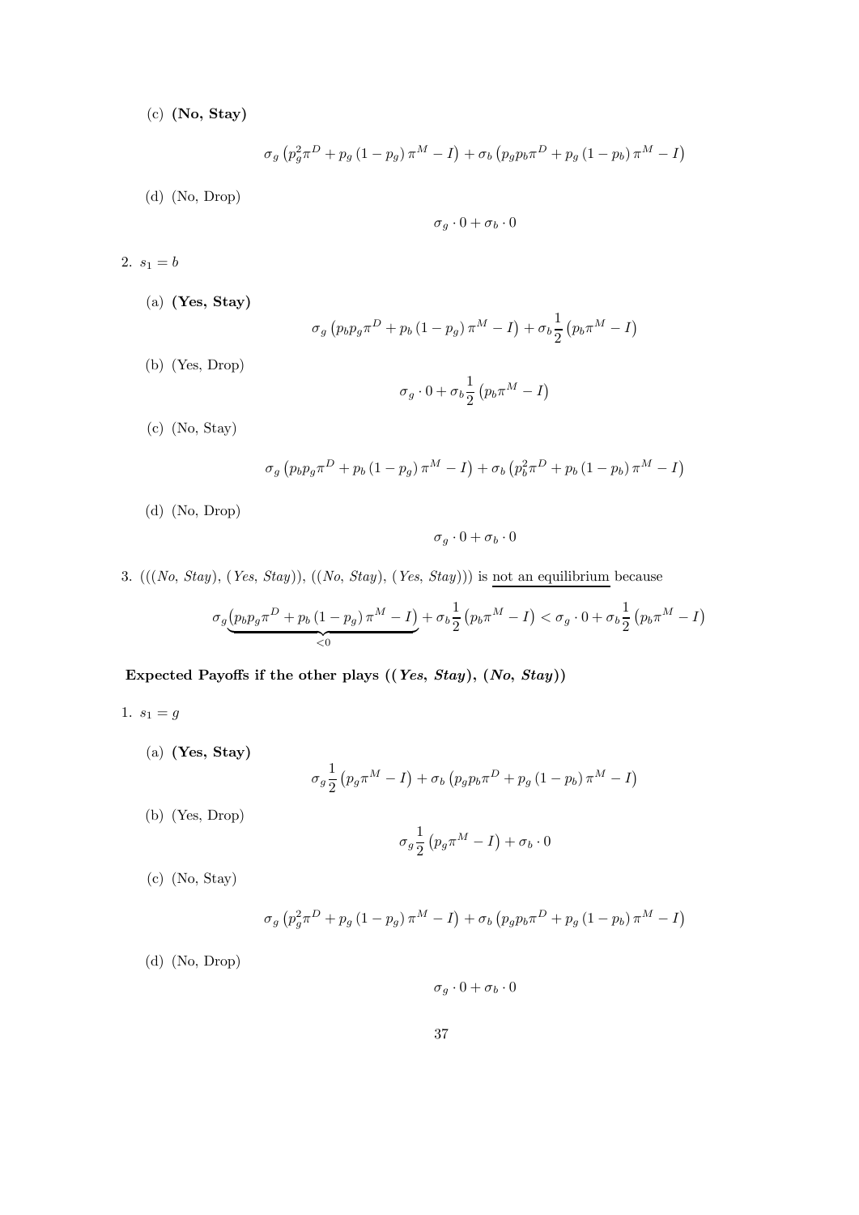(c) **(No, Stay)**

$$\sigma_g\left(p_g^2\pi^D + p_g\left(1-p_g\right)\pi^M - I\right) + \sigma_b\left(p_g p_b\pi^D + p_g\left(1-p_b\right)\pi^M - I\right)$$

(d) (No, Drop)

$$\sigma_g \cdot 0 + \sigma_b \cdot 0$$

2. $s_1 = b$

(a) **(Yes, Stay)**

$$\sigma_g\left(p_b p_g\pi^D + p_b\left(1-p_g\right)\pi^M - I\right) + \sigma_b\frac{1}{2}\left(p_b\pi^M - I\right)$$

(b) (Yes, Drop)

$$\sigma_g \cdot 0 + \sigma_b\frac{1}{2}\left(p_b\pi^M - I\right)$$

(c) (No, Stay)

$$\sigma_g\left(p_b p_g\pi^D + p_b\left(1-p_g\right)\pi^M - I\right) + \sigma_b\left(p_b^2\pi^D + p_b\left(1-p_b\right)\pi^M - I\right)$$

(d) (No, Drop)

$$\sigma_g \cdot 0 + \sigma_b \cdot 0$$

3. (((*No*, *Stay*), (*Yes*, *Stay*)), ((*No*, *Stay*), (*Yes*, *Stay*))) is <u>not an equilibrium</u> because

$$\sigma_g\underbrace{\left(p_b p_g\pi^D + p_b\left(1-p_g\right)\pi^M - I\right)}_{<0} + \sigma_b\frac{1}{2}\left(p_b\pi^M - I\right) < \sigma_g \cdot 0 + \sigma_b\frac{1}{2}\left(p_b\pi^M - I\right)$$

**Expected Payoffs if the other plays ((*Yes*, *Stay*), (*No*, *Stay*))**

1. $s_1 = g$

(a) **(Yes, Stay)**

$$\sigma_g\frac{1}{2}\left(p_g\pi^M - I\right) + \sigma_b\left(p_g p_b\pi^D + p_g\left(1-p_b\right)\pi^M - I\right)$$

(b) (Yes, Drop)

$$\sigma_g\frac{1}{2}\left(p_g\pi^M - I\right) + \sigma_b \cdot 0$$

(c) (No, Stay)

$$\sigma_g\left(p_g^2\pi^D + p_g\left(1-p_g\right)\pi^M - I\right) + \sigma_b\left(p_g p_b\pi^D + p_g\left(1-p_b\right)\pi^M - I\right)$$

(d) (No, Drop)

$$\sigma_g \cdot 0 + \sigma_b \cdot 0$$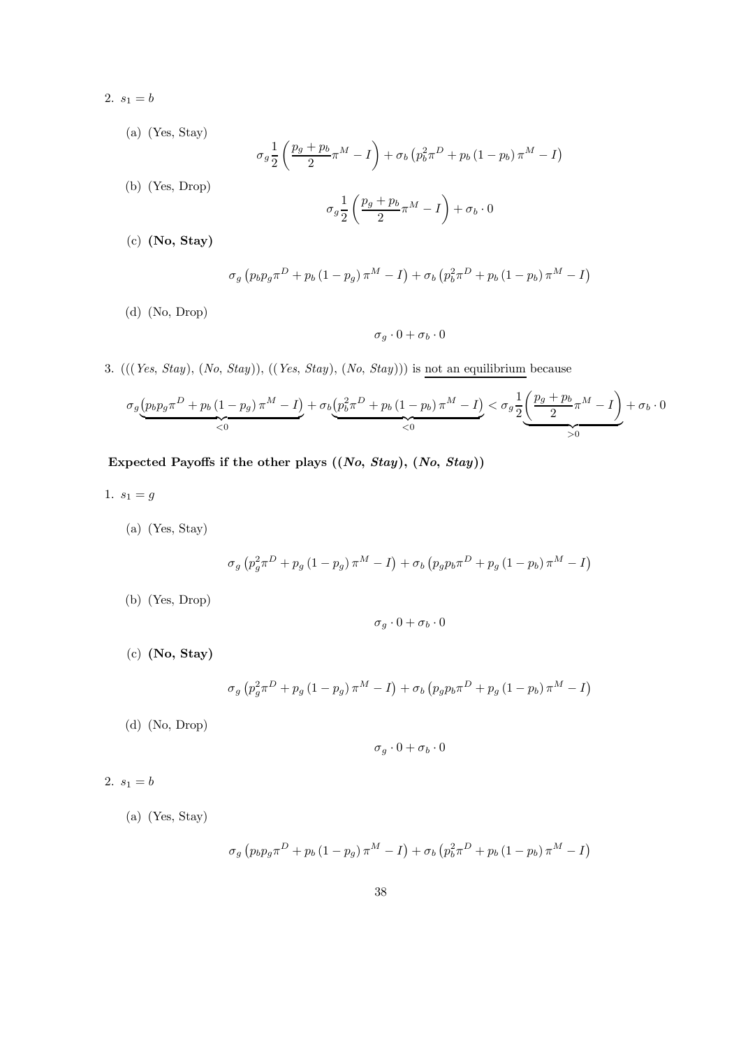2. $s_1 = b$

   (a) (Yes, Stay)
   $$\sigma_g \frac{1}{2}\left(\frac{p_g + p_b}{2}\pi^M - I\right) + \sigma_b \left(p_b^2 \pi^D + p_b (1 - p_b) \pi^M - I\right)$$

   (b) (Yes, Drop)
   $$\sigma_g \frac{1}{2}\left(\frac{p_g + p_b}{2}\pi^M - I\right) + \sigma_b \cdot 0$$

   (c) **(No, Stay)**
   $$\sigma_g \left(p_b p_g \pi^D + p_b (1 - p_g) \pi^M - I\right) + \sigma_b \left(p_b^2 \pi^D + p_b (1 - p_b) \pi^M - I\right)$$

   (d) (No, Drop)
   $$\sigma_g \cdot 0 + \sigma_b \cdot 0$$

3. (((*Yes*, *Stay*), (*No*, *Stay*)), ((*Yes*, *Stay*), (*No*, *Stay*))) is <u>not an equilibrium</u> because

$$\sigma_g \underbrace{\left(p_b p_g \pi^D + p_b (1 - p_g) \pi^M - I\right)}_{<0} + \sigma_b \underbrace{\left(p_b^2 \pi^D + p_b (1 - p_b) \pi^M - I\right)}_{<0} < \sigma_g \frac{1}{2} \underbrace{\left(\frac{p_g + p_b}{2}\pi^M - I\right)}_{>0} + \sigma_b \cdot 0$$

**Expected Payoffs if the other plays ((*No*, *Stay*), (*No*, *Stay*))**

1. $s_1 = g$

   (a) (Yes, Stay)
   $$\sigma_g \left(p_g^2 \pi^D + p_g (1 - p_g) \pi^M - I\right) + \sigma_b \left(p_g p_b \pi^D + p_g (1 - p_b) \pi^M - I\right)$$

   (b) (Yes, Drop)
   $$\sigma_g \cdot 0 + \sigma_b \cdot 0$$

   (c) **(No, Stay)**
   $$\sigma_g \left(p_g^2 \pi^D + p_g (1 - p_g) \pi^M - I\right) + \sigma_b \left(p_g p_b \pi^D + p_g (1 - p_b) \pi^M - I\right)$$

   (d) (No, Drop)
   $$\sigma_g \cdot 0 + \sigma_b \cdot 0$$

2. $s_1 = b$

   (a) (Yes, Stay)
   $$\sigma_g \left(p_b p_g \pi^D + p_b (1 - p_g) \pi^M - I\right) + \sigma_b \left(p_b^2 \pi^D + p_b (1 - p_b) \pi^M - I\right)$$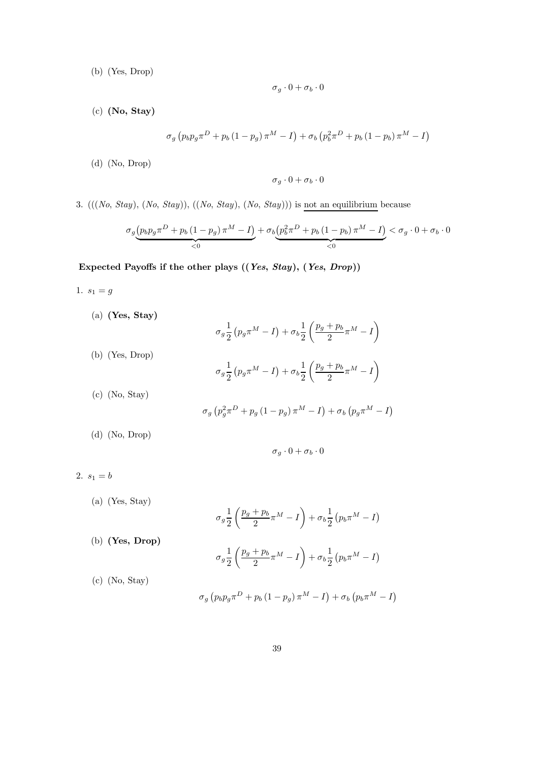(b) (Yes, Drop)

$$\sigma_g \cdot 0 + \sigma_b \cdot 0$$

(c) **(No, Stay)**

$$\sigma_g \left(p_b p_g \pi^D + p_b \left(1 - p_g\right) \pi^M - I\right) + \sigma_b \left(p_b^2 \pi^D + p_b \left(1 - p_b\right) \pi^M - I\right)$$

(d) (No, Drop)

$$\sigma_g \cdot 0 + \sigma_b \cdot 0$$

3. (((*No*, *Stay*), (*No*, *Stay*)), ((*No*, *Stay*), (*No*, *Stay*))) is not an equilibrium because

$$\sigma_g \underbrace{\left(p_b p_g \pi^D + p_b \left(1 - p_g\right) \pi^M - I\right)}_{<0} + \sigma_b \underbrace{\left(p_b^2 \pi^D + p_b \left(1 - p_b\right) \pi^M - I\right)}_{<0} < \sigma_g \cdot 0 + \sigma_b \cdot 0$$

**Expected Payoffs if the other plays ((*Yes*, *Stay*), (*Yes*, *Drop*))**

1. $s_1 = g$

(a) **(Yes, Stay)**

$$\sigma_g \frac{1}{2} \left(p_g \pi^M - I\right) + \sigma_b \frac{1}{2} \left(\frac{p_g + p_b}{2} \pi^M - I\right)$$

(b) (Yes, Drop)

$$\sigma_g \frac{1}{2} \left(p_g \pi^M - I\right) + \sigma_b \frac{1}{2} \left(\frac{p_g + p_b}{2} \pi^M - I\right)$$

(c) (No, Stay)

$$\sigma_g \left(p_g^2 \pi^D + p_g \left(1 - p_g\right) \pi^M - I\right) + \sigma_b \left(p_g \pi^M - I\right)$$

(d) (No, Drop)

$$\sigma_g \cdot 0 + \sigma_b \cdot 0$$

2. $s_1 = b$

(a) (Yes, Stay)

$$\sigma_g \frac{1}{2} \left(\frac{p_g + p_b}{2} \pi^M - I\right) + \sigma_b \frac{1}{2} \left(p_b \pi^M - I\right)$$

(b) **(Yes, Drop)**

$$\sigma_g \frac{1}{2} \left(\frac{p_g + p_b}{2} \pi^M - I\right) + \sigma_b \frac{1}{2} \left(p_b \pi^M - I\right)$$

(c) (No, Stay)

$$\sigma_g \left(p_b p_g \pi^D + p_b \left(1 - p_g\right) \pi^M - I\right) + \sigma_b \left(p_b \pi^M - I\right)$$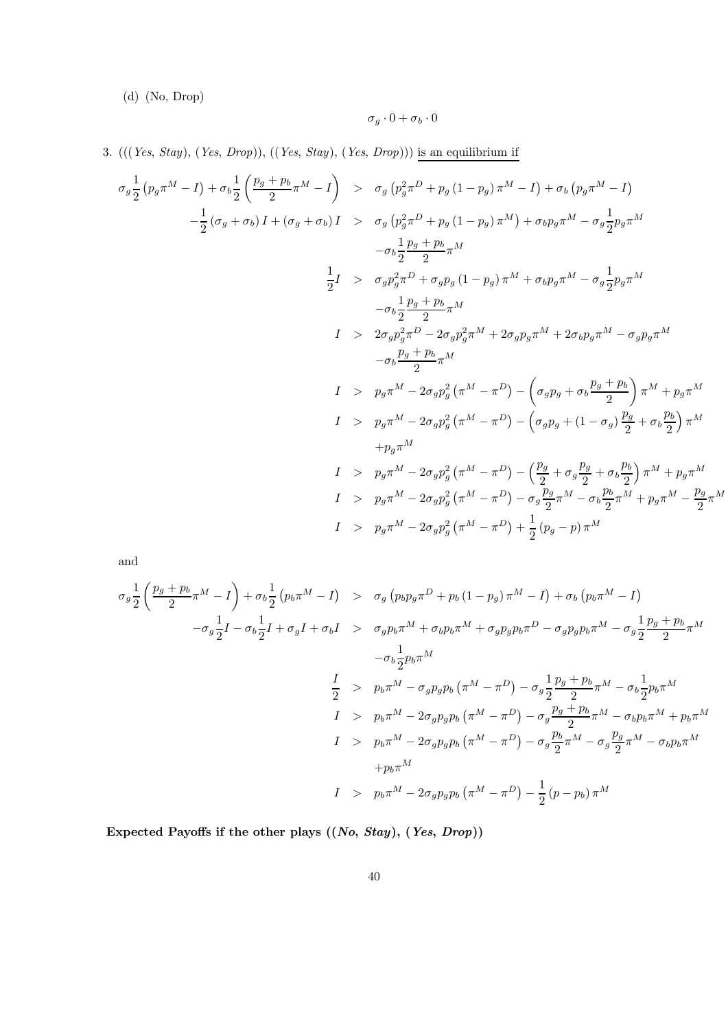(d) (No, Drop)

$$\sigma_g \cdot 0 + \sigma_b \cdot 0$$

3. $(((Yes,\ Stay),\ (Yes,\ Drop)),\ ((Yes,\ Stay),\ (Yes,\ Drop)))$ <u>is an equilibrium if</u>

$$
\begin{aligned}
\sigma_g \frac{1}{2}\left(p_g\pi^M - I\right) + \sigma_b \frac{1}{2}\left(\frac{p_g+p_b}{2}\pi^M - I\right) &> \sigma_g\left(p_g^2\pi^D + p_g\left(1-p_g\right)\pi^M - I\right) + \sigma_b\left(p_g\pi^M - I\right) \\
-\frac{1}{2}\left(\sigma_g+\sigma_b\right)I + \left(\sigma_g+\sigma_b\right)I &> \sigma_g\left(p_g^2\pi^D + p_g\left(1-p_g\right)\pi^M\right) + \sigma_b p_g\pi^M - \sigma_g\frac{1}{2}p_g\pi^M \\
&\quad -\sigma_b\frac{1}{2}\frac{p_g+p_b}{2}\pi^M \\
\frac{1}{2}I &> \sigma_g p_g^2\pi^D + \sigma_g p_g\left(1-p_g\right)\pi^M + \sigma_b p_g\pi^M - \sigma_g\frac{1}{2}p_g\pi^M \\
&\quad -\sigma_b\frac{1}{2}\frac{p_g+p_b}{2}\pi^M \\
I &> 2\sigma_g p_g^2\pi^D - 2\sigma_g p_g^2\pi^M + 2\sigma_g p_g\pi^M + 2\sigma_b p_g\pi^M - \sigma_g p_g\pi^M \\
&\quad -\sigma_b\frac{p_g+p_b}{2}\pi^M \\
I &> p_g\pi^M - 2\sigma_g p_g^2\left(\pi^M - \pi^D\right) - \left(\sigma_g p_g + \sigma_b\frac{p_g+p_b}{2}\right)\pi^M + p_g\pi^M \\
I &> p_g\pi^M - 2\sigma_g p_g^2\left(\pi^M - \pi^D\right) - \left(\sigma_g p_g + \left(1-\sigma_g\right)\frac{p_g}{2} + \sigma_b\frac{p_b}{2}\right)\pi^M \\
&\quad +p_g\pi^M \\
I &> p_g\pi^M - 2\sigma_g p_g^2\left(\pi^M - \pi^D\right) - \left(\frac{p_g}{2} + \sigma_g\frac{p_g}{2} + \sigma_b\frac{p_b}{2}\right)\pi^M + p_g\pi^M \\
I &> p_g\pi^M - 2\sigma_g p_g^2\left(\pi^M - \pi^D\right) - \sigma_g\frac{p_g}{2}\pi^M - \sigma_b\frac{p_b}{2}\pi^M + p_g\pi^M - \frac{p_g}{2}\pi^M \\
I &> p_g\pi^M - 2\sigma_g p_g^2\left(\pi^M - \pi^D\right) + \frac{1}{2}\left(p_g - p\right)\pi^M
\end{aligned}
$$

and

$$
\begin{aligned}
\sigma_g \frac{1}{2}\left(\frac{p_g+p_b}{2}\pi^M - I\right) + \sigma_b\frac{1}{2}\left(p_b\pi^M - I\right) &> \sigma_g\left(p_b p_g\pi^D + p_b\left(1-p_g\right)\pi^M - I\right) + \sigma_b\left(p_b\pi^M - I\right) \\
-\sigma_g\frac{1}{2}I - \sigma_b\frac{1}{2}I + \sigma_g I + \sigma_b I &> \sigma_g p_b\pi^M + \sigma_b p_b\pi^M + \sigma_g p_g p_b\pi^D - \sigma_g p_g p_b\pi^M - \sigma_g\frac{1}{2}\frac{p_g+p_b}{2}\pi^M \\
&\quad -\sigma_b\frac{1}{2}p_b\pi^M \\
\frac{I}{2} &> p_b\pi^M - \sigma_g p_g p_b\left(\pi^M - \pi^D\right) - \sigma_g\frac{1}{2}\frac{p_g+p_b}{2}\pi^M - \sigma_b\frac{1}{2}p_b\pi^M \\
I &> p_b\pi^M - 2\sigma_g p_g p_b\left(\pi^M - \pi^D\right) - \sigma_g\frac{p_g+p_b}{2}\pi^M - \sigma_b p_b\pi^M + p_b\pi^M \\
I &> p_b\pi^M - 2\sigma_g p_g p_b\left(\pi^M - \pi^D\right) - \sigma_g\frac{p_b}{2}\pi^M - \sigma_g\frac{p_g}{2}\pi^M - \sigma_b p_b\pi^M \\
&\quad +p_b\pi^M \\
I &> p_b\pi^M - 2\sigma_g p_g p_b\left(\pi^M - \pi^D\right) - \frac{1}{2}\left(p - p_b\right)\pi^M
\end{aligned}
$$

**Expected Payoffs if the other plays ((*No, Stay*), (*Yes, Drop*))**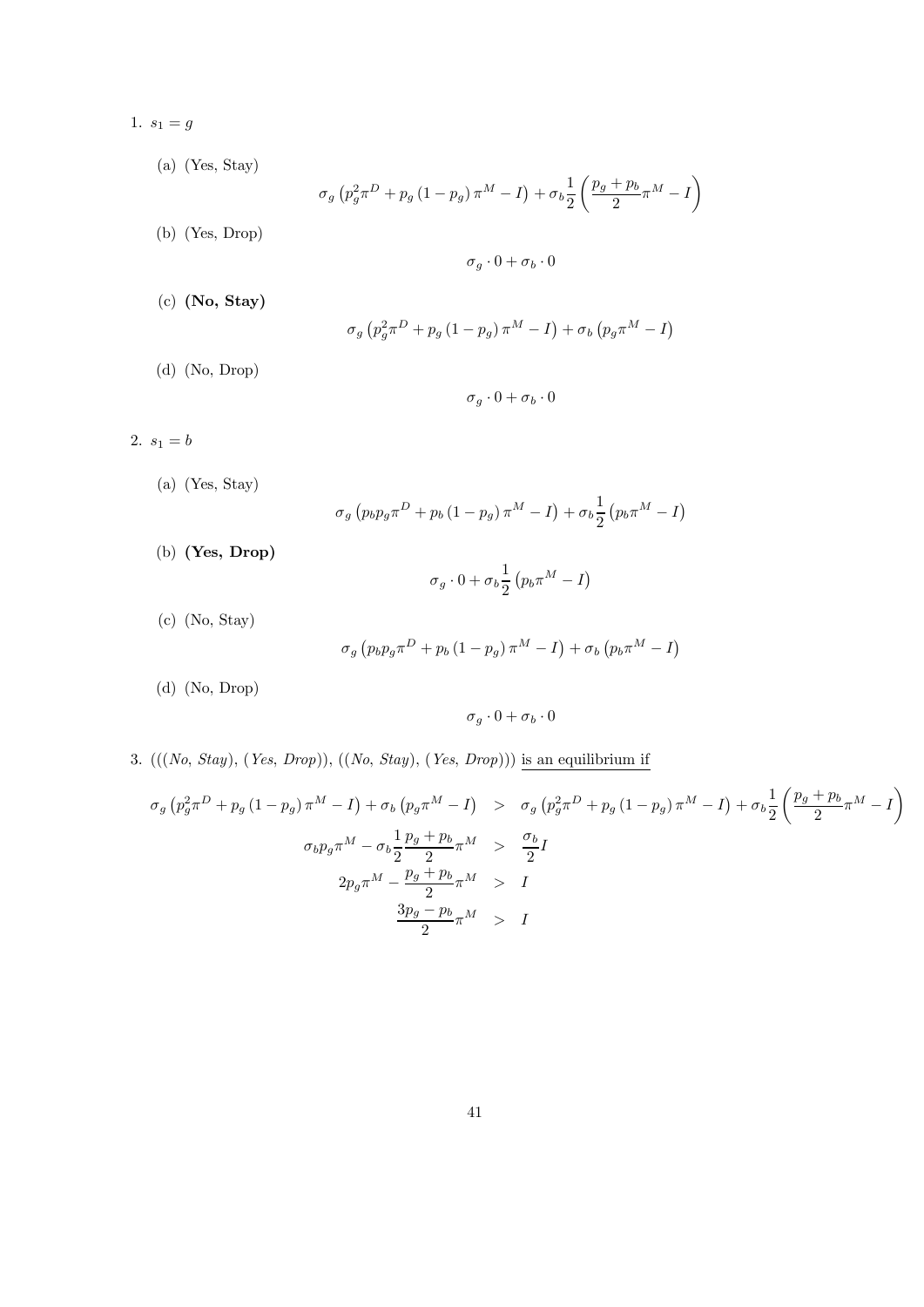1. $s_1 = g$

   (a) (Yes, Stay)

   $$\sigma_g \left(p_g^2 \pi^D + p_g (1 - p_g) \pi^M - I\right) + \sigma_b \frac{1}{2} \left(\frac{p_g + p_b}{2} \pi^M - I\right)$$

   (b) (Yes, Drop)

   $$\sigma_g \cdot 0 + \sigma_b \cdot 0$$

   (c) **(No, Stay)**

   $$\sigma_g \left(p_g^2 \pi^D + p_g (1 - p_g) \pi^M - I\right) + \sigma_b \left(p_g \pi^M - I\right)$$

   (d) (No, Drop)

   $$\sigma_g \cdot 0 + \sigma_b \cdot 0$$

2. $s_1 = b$

   (a) (Yes, Stay)

   $$\sigma_g \left(p_b p_g \pi^D + p_b (1 - p_g) \pi^M - I\right) + \sigma_b \frac{1}{2} \left(p_b \pi^M - I\right)$$

   (b) **(Yes, Drop)**

   $$\sigma_g \cdot 0 + \sigma_b \frac{1}{2} \left(p_b \pi^M - I\right)$$

   (c) (No, Stay)

   $$\sigma_g \left(p_b p_g \pi^D + p_b (1 - p_g) \pi^M - I\right) + \sigma_b \left(p_b \pi^M - I\right)$$

   (d) (No, Drop)

   $$\sigma_g \cdot 0 + \sigma_b \cdot 0$$

3. $(((No,\ Stay),\ (Yes,\ Drop)),\ ((No,\ Stay),\ (Yes,\ Drop)))$ is an equilibrium if

$$\begin{aligned}
\sigma_g \left(p_g^2 \pi^D + p_g (1 - p_g) \pi^M - I\right) + \sigma_b \left(p_g \pi^M - I\right) &> \sigma_g \left(p_g^2 \pi^D + p_g (1 - p_g) \pi^M - I\right) + \sigma_b \frac{1}{2} \left(\frac{p_g + p_b}{2} \pi^M - I\right) \\
\sigma_b p_g \pi^M - \sigma_b \frac{1}{2} \frac{p_g + p_b}{2} \pi^M &> \frac{\sigma_b}{2} I \\
2 p_g \pi^M - \frac{p_g + p_b}{2} \pi^M &> I \\
\frac{3 p_g - p_b}{2} \pi^M &> I
\end{aligned}$$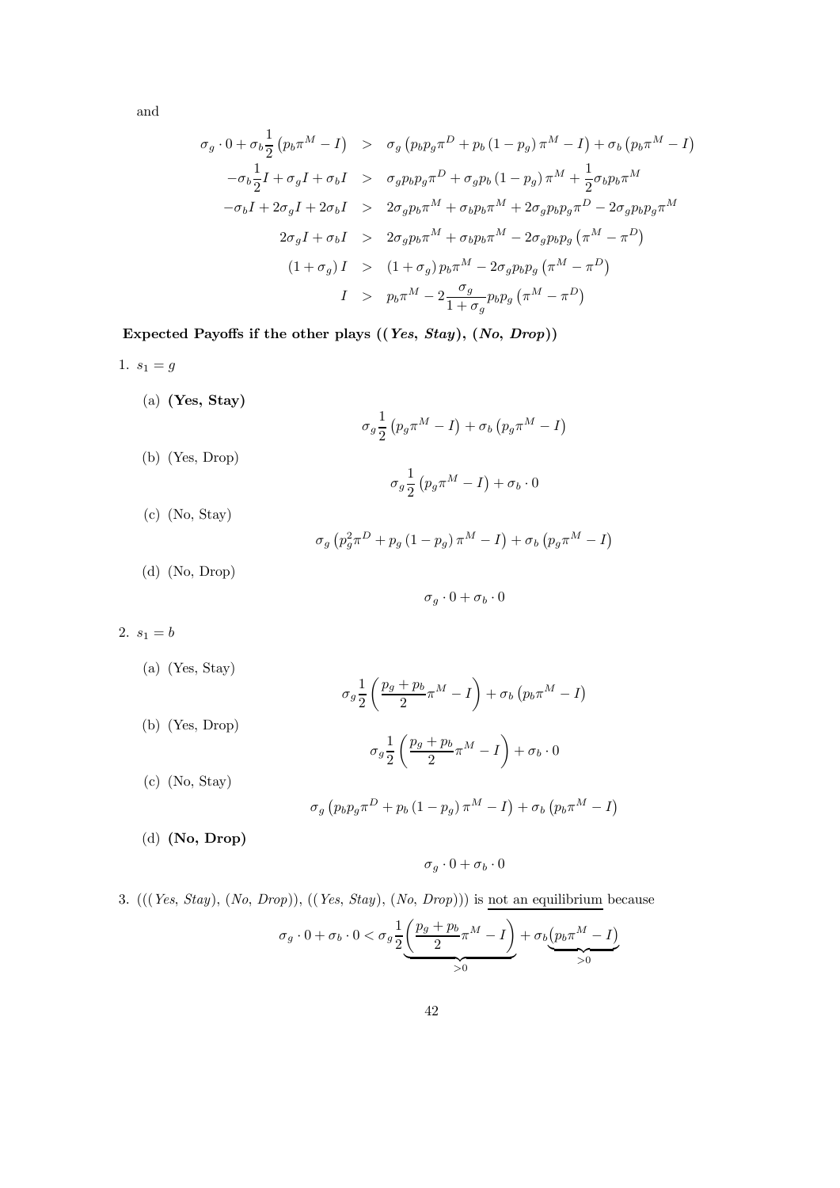and

$$
\begin{aligned}
\sigma_g \cdot 0 + \sigma_b \frac{1}{2}\left(p_b \pi^M - I\right) &> \sigma_g\left(p_b p_g \pi^D + p_b\left(1-p_g\right)\pi^M - I\right) + \sigma_b\left(p_b \pi^M - I\right) \\
-\sigma_b \frac{1}{2} I + \sigma_g I + \sigma_b I &> \sigma_g p_b p_g \pi^D + \sigma_g p_b\left(1-p_g\right)\pi^M + \frac{1}{2}\sigma_b p_b \pi^M \\
-\sigma_b I + 2\sigma_g I + 2\sigma_b I &> 2\sigma_g p_b \pi^M + \sigma_b p_b \pi^M + 2\sigma_g p_b p_g \pi^D - 2\sigma_g p_b p_g \pi^M \\
2\sigma_g I + \sigma_b I &> 2\sigma_g p_b \pi^M + \sigma_b p_b \pi^M - 2\sigma_g p_b p_g\left(\pi^M - \pi^D\right) \\
\left(1+\sigma_g\right) I &> \left(1+\sigma_g\right) p_b \pi^M - 2\sigma_g p_b p_g\left(\pi^M - \pi^D\right) \\
I &> p_b \pi^M - 2\frac{\sigma_g}{1+\sigma_g} p_b p_g\left(\pi^M - \pi^D\right)
\end{aligned}
$$

**Expected Payoffs if the other plays ((*Yes*, *Stay*), (*No*, *Drop*))**

1. $s_1 = g$

   (a) **(Yes, Stay)**
   $$\sigma_g \frac{1}{2}\left(p_g \pi^M - I\right) + \sigma_b\left(p_g \pi^M - I\right)$$

   (b) (Yes, Drop)
   $$\sigma_g \frac{1}{2}\left(p_g \pi^M - I\right) + \sigma_b \cdot 0$$

   (c) (No, Stay)
   $$\sigma_g\left(p_g^2 \pi^D + p_g\left(1-p_g\right)\pi^M - I\right) + \sigma_b\left(p_g \pi^M - I\right)$$

   (d) (No, Drop)
   $$\sigma_g \cdot 0 + \sigma_b \cdot 0$$

2. $s_1 = b$

   (a) (Yes, Stay)
   $$\sigma_g \frac{1}{2}\left(\frac{p_g + p_b}{2}\pi^M - I\right) + \sigma_b\left(p_b \pi^M - I\right)$$

   (b) (Yes, Drop)
   $$\sigma_g \frac{1}{2}\left(\frac{p_g + p_b}{2}\pi^M - I\right) + \sigma_b \cdot 0$$

   (c) (No, Stay)
   $$\sigma_g\left(p_b p_g \pi^D + p_b\left(1-p_g\right)\pi^M - I\right) + \sigma_b\left(p_b \pi^M - I\right)$$

   (d) **(No, Drop)**
   $$\sigma_g \cdot 0 + \sigma_b \cdot 0$$

3. (((*Yes*, *Stay*), (*No*, *Drop*)), ((*Yes*, *Stay*), (*No*, *Drop*))) is <u>not an equilibrium</u> because
   $$\sigma_g \cdot 0 + \sigma_b \cdot 0 < \sigma_g \frac{1}{2}\underbrace{\left(\frac{p_g + p_b}{2}\pi^M - I\right)}_{>0} + \sigma_b \underbrace{\left(p_b \pi^M - I\right)}_{>0}$$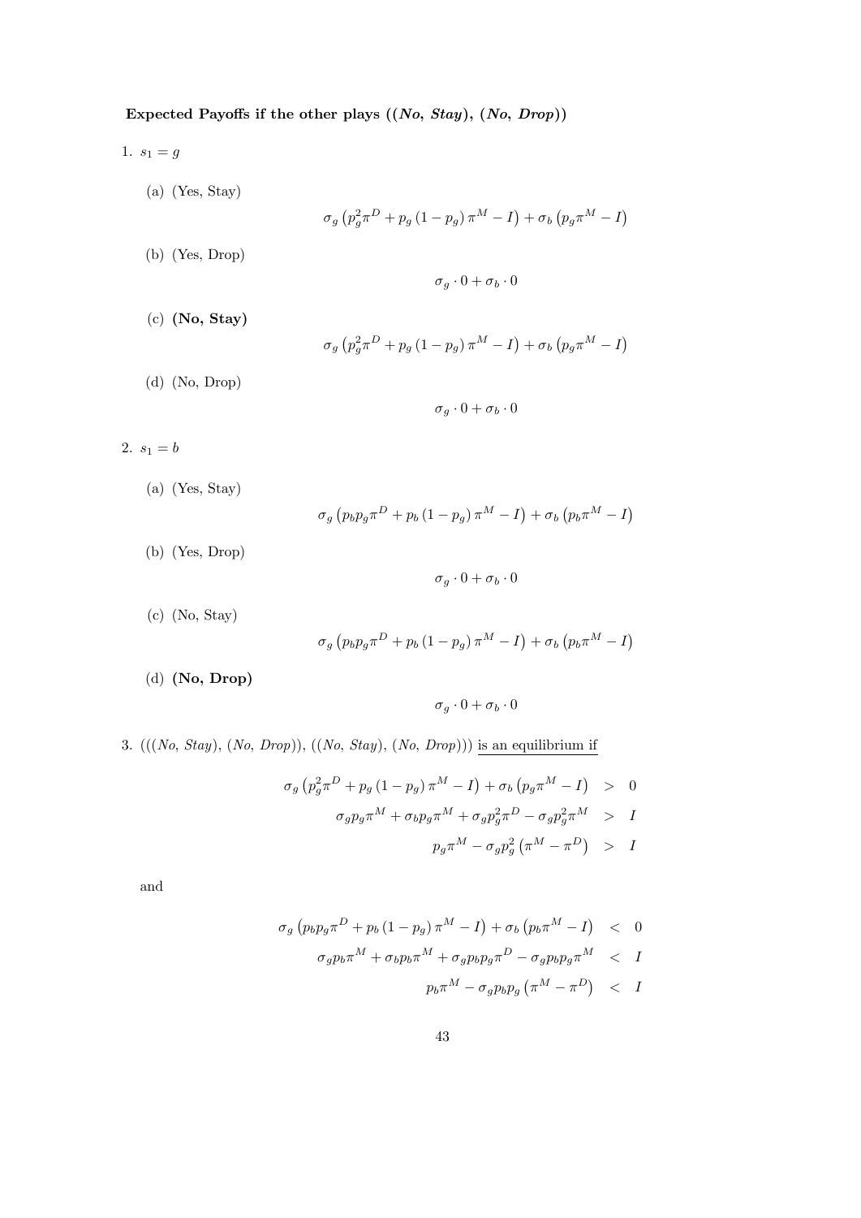**Expected Payoffs if the other plays ((*No*, *Stay*), (*No*, *Drop*))**

1. $s_1 = g$

   (a) (Yes, Stay)
   $$\sigma_g \left(p_g^2 \pi^D + p_g (1 - p_g) \pi^M - I\right) + \sigma_b \left(p_g \pi^M - I\right)$$

   (b) (Yes, Drop)
   $$\sigma_g \cdot 0 + \sigma_b \cdot 0$$

   (c) **(No, Stay)**
   $$\sigma_g \left(p_g^2 \pi^D + p_g (1 - p_g) \pi^M - I\right) + \sigma_b \left(p_g \pi^M - I\right)$$

   (d) (No, Drop)
   $$\sigma_g \cdot 0 + \sigma_b \cdot 0$$

2. $s_1 = b$

   (a) (Yes, Stay)
   $$\sigma_g \left(p_b p_g \pi^D + p_b (1 - p_g) \pi^M - I\right) + \sigma_b \left(p_b \pi^M - I\right)$$

   (b) (Yes, Drop)
   $$\sigma_g \cdot 0 + \sigma_b \cdot 0$$

   (c) (No, Stay)
   $$\sigma_g \left(p_b p_g \pi^D + p_b (1 - p_g) \pi^M - I\right) + \sigma_b \left(p_b \pi^M - I\right)$$

   (d) **(No, Drop)**
   $$\sigma_g \cdot 0 + \sigma_b \cdot 0$$

3. (((*No*, *Stay*), (*No*, *Drop*)), ((*No*, *Stay*), (*No*, *Drop*))) is an equilibrium if

$$\begin{aligned}
\sigma_g \left(p_g^2 \pi^D + p_g (1 - p_g) \pi^M - I\right) + \sigma_b \left(p_g \pi^M - I\right) &> 0 \\
\sigma_g p_g \pi^M + \sigma_b p_g \pi^M + \sigma_g p_g^2 \pi^D - \sigma_g p_g^2 \pi^M &> I \\
p_g \pi^M - \sigma_g p_g^2 \left(\pi^M - \pi^D\right) &> I
\end{aligned}$$

and

$$\begin{aligned}
\sigma_g \left(p_b p_g \pi^D + p_b (1 - p_g) \pi^M - I\right) + \sigma_b \left(p_b \pi^M - I\right) &< 0 \\
\sigma_g p_b \pi^M + \sigma_b p_b \pi^M + \sigma_g p_b p_g \pi^D - \sigma_g p_b p_g \pi^M &< I \\
p_b \pi^M - \sigma_g p_b p_g \left(\pi^M - \pi^D\right) &< I
\end{aligned}$$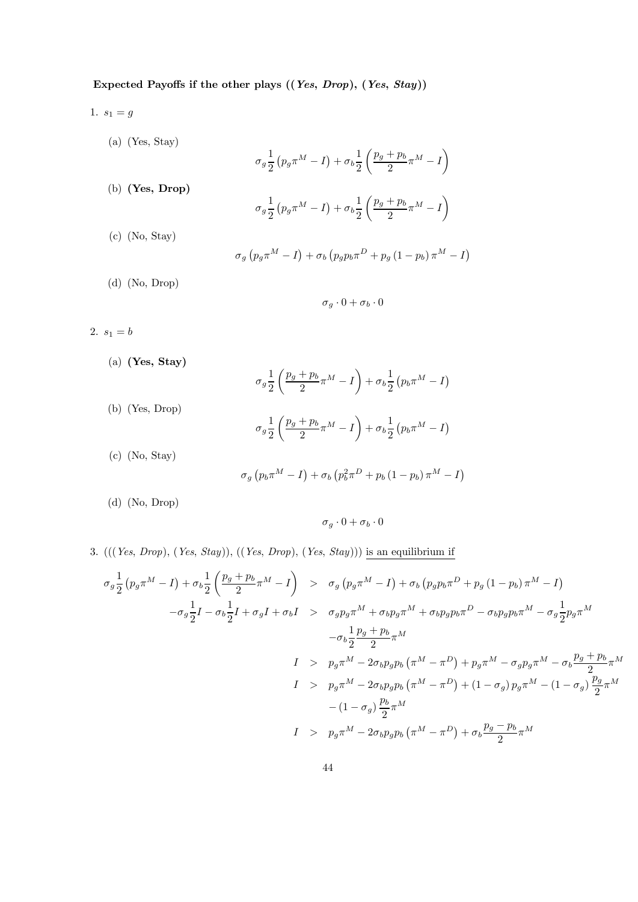**Expected Payoffs if the other plays ((*Yes*, *Drop*), (*Yes*, *Stay*))**

1. $s_1 = g$

   (a) (Yes, Stay)
   $$\sigma_g \frac{1}{2}\left(p_g \pi^M - I\right) + \sigma_b \frac{1}{2}\left(\frac{p_g + p_b}{2}\pi^M - I\right)$$

   (b) **(Yes, Drop)**
   $$\sigma_g \frac{1}{2}\left(p_g \pi^M - I\right) + \sigma_b \frac{1}{2}\left(\frac{p_g + p_b}{2}\pi^M - I\right)$$

   (c) (No, Stay)
   $$\sigma_g \left(p_g \pi^M - I\right) + \sigma_b \left(p_g p_b \pi^D + p_g \left(1 - p_b\right)\pi^M - I\right)$$

   (d) (No, Drop)
   $$\sigma_g \cdot 0 + \sigma_b \cdot 0$$

2. $s_1 = b$

   (a) **(Yes, Stay)**
   $$\sigma_g \frac{1}{2}\left(\frac{p_g + p_b}{2}\pi^M - I\right) + \sigma_b \frac{1}{2}\left(p_b \pi^M - I\right)$$

   (b) (Yes, Drop)
   $$\sigma_g \frac{1}{2}\left(\frac{p_g + p_b}{2}\pi^M - I\right) + \sigma_b \frac{1}{2}\left(p_b \pi^M - I\right)$$

   (c) (No, Stay)
   $$\sigma_g \left(p_b \pi^M - I\right) + \sigma_b \left(p_b^2 \pi^D + p_b \left(1 - p_b\right)\pi^M - I\right)$$

   (d) (No, Drop)
   $$\sigma_g \cdot 0 + \sigma_b \cdot 0$$

3. (((*Yes*, *Drop*), (*Yes*, *Stay*)), ((*Yes*, *Drop*), (*Yes*, *Stay*))) is an equilibrium if

$$
\begin{aligned}
\sigma_g \frac{1}{2}\left(p_g \pi^M - I\right) + \sigma_b \frac{1}{2}\left(\frac{p_g + p_b}{2}\pi^M - I\right) &> \sigma_g \left(p_g \pi^M - I\right) + \sigma_b \left(p_g p_b \pi^D + p_g \left(1 - p_b\right)\pi^M - I\right) \\
-\sigma_g \frac{1}{2} I - \sigma_b \frac{1}{2} I + \sigma_g I + \sigma_b I &> \sigma_g p_g \pi^M + \sigma_b p_g \pi^M + \sigma_b p_g p_b \pi^D - \sigma_b p_g p_b \pi^M - \sigma_g \frac{1}{2} p_g \pi^M \\
&\quad - \sigma_b \frac{1}{2}\frac{p_g + p_b}{2}\pi^M \\
I &> p_g \pi^M - 2\sigma_b p_g p_b \left(\pi^M - \pi^D\right) + p_g \pi^M - \sigma_g p_g \pi^M - \sigma_b \frac{p_g + p_b}{2}\pi^M \\
I &> p_g \pi^M - 2\sigma_b p_g p_b \left(\pi^M - \pi^D\right) + \left(1 - \sigma_g\right) p_g \pi^M - \left(1 - \sigma_g\right)\frac{p_g}{2}\pi^M \\
&\quad - \left(1 - \sigma_g\right)\frac{p_b}{2}\pi^M \\
I &> p_g \pi^M - 2\sigma_b p_g p_b \left(\pi^M - \pi^D\right) + \sigma_b \frac{p_g - p_b}{2}\pi^M
\end{aligned}
$$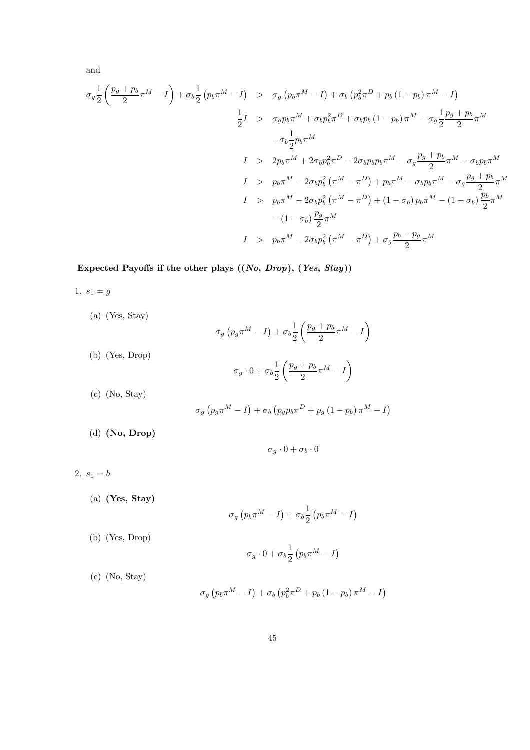and

$$
\begin{aligned}
\sigma_g \frac{1}{2}\left(\frac{p_g+p_b}{2}\pi^M - I\right) + \sigma_b \frac{1}{2}\left(p_b \pi^M - I\right) &> \sigma_g\left(p_b\pi^M - I\right) + \sigma_b\left(p_b^2\pi^D + p_b\left(1-p_b\right)\pi^M - I\right) \\
\frac{1}{2} I &> \sigma_g p_b \pi^M + \sigma_b p_b^2 \pi^D + \sigma_b p_b\left(1-p_b\right)\pi^M - \sigma_g \frac{1}{2}\frac{p_g+p_b}{2}\pi^M \\
&\quad -\sigma_b \frac{1}{2} p_b \pi^M \\
I &> 2p_b\pi^M + 2\sigma_b p_b^2 \pi^D - 2\sigma_b p_b p_b \pi^M - \sigma_g \frac{p_g+p_b}{2}\pi^M - \sigma_b p_b \pi^M \\
I &> p_b\pi^M - 2\sigma_b p_b^2\left(\pi^M - \pi^D\right) + p_b\pi^M - \sigma_b p_b \pi^M - \sigma_g \frac{p_g+p_b}{2}\pi^M \\
I &> p_b\pi^M - 2\sigma_b p_b^2\left(\pi^M - \pi^D\right) + \left(1-\sigma_b\right)p_b\pi^M - \left(1-\sigma_b\right)\frac{p_b}{2}\pi^M \\
&\quad -\left(1-\sigma_b\right)\frac{p_g}{2}\pi^M \\
I &> p_b\pi^M - 2\sigma_b p_b^2\left(\pi^M - \pi^D\right) + \sigma_g \frac{p_b - p_g}{2}\pi^M
\end{aligned}
$$

**Expected Payoffs if the other plays ((*No*, *Drop*), (*Yes*, *Stay*))**

1. $s_1 = g$

   (a) (Yes, Stay)

   $$\sigma_g\left(p_g\pi^M - I\right) + \sigma_b \frac{1}{2}\left(\frac{p_g+p_b}{2}\pi^M - I\right)$$

   (b) (Yes, Drop)

   $$\sigma_g \cdot 0 + \sigma_b \frac{1}{2}\left(\frac{p_g+p_b}{2}\pi^M - I\right)$$

   (c) (No, Stay)

   $$\sigma_g\left(p_g\pi^M - I\right) + \sigma_b\left(p_g p_b \pi^D + p_g\left(1-p_b\right)\pi^M - I\right)$$

   (d) **(No, Drop)**

   $$\sigma_g \cdot 0 + \sigma_b \cdot 0$$

2. $s_1 = b$

   (a) **(Yes, Stay)**

   $$\sigma_g\left(p_b\pi^M - I\right) + \sigma_b \frac{1}{2}\left(p_b\pi^M - I\right)$$

   (b) (Yes, Drop)

   $$\sigma_g \cdot 0 + \sigma_b \frac{1}{2}\left(p_b\pi^M - I\right)$$

   (c) (No, Stay)

   $$\sigma_g\left(p_b\pi^M - I\right) + \sigma_b\left(p_b^2\pi^D + p_b\left(1-p_b\right)\pi^M - I\right)$$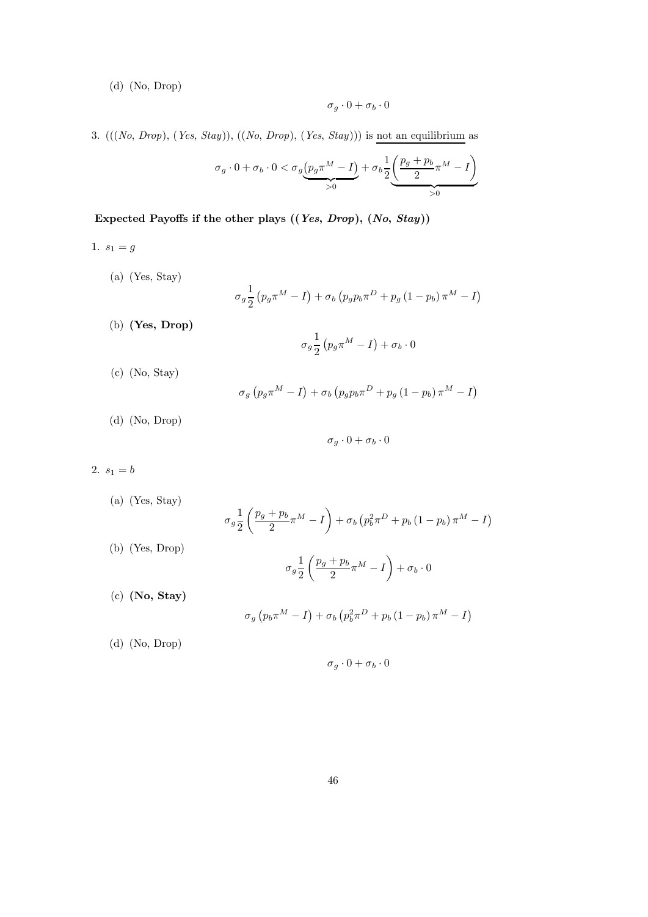(d) (No, Drop)

$$\sigma_g \cdot 0 + \sigma_b \cdot 0$$

3. (((*No*, *Drop*), (*Yes*, *Stay*)), ((*No*, *Drop*), (*Yes*, *Stay*))) is <u>not an equilibrium</u> as

$$\sigma_g \cdot 0 + \sigma_b \cdot 0 < \sigma_g \underbrace{\left(p_g \pi^M - I\right)}_{>0} + \sigma_b \frac{1}{2} \underbrace{\left(\frac{p_g + p_b}{2} \pi^M - I\right)}_{>0}$$

**Expected Payoffs if the other plays ((*Yes*, *Drop*), (*No*, *Stay*))**

1. $s_1 = g$

   (a) (Yes, Stay)
   $$\sigma_g \frac{1}{2}\left(p_g \pi^M - I\right) + \sigma_b \left(p_g p_b \pi^D + p_g (1 - p_b) \pi^M - I\right)$$

   (b) **(Yes, Drop)**
   $$\sigma_g \frac{1}{2}\left(p_g \pi^M - I\right) + \sigma_b \cdot 0$$

   (c) (No, Stay)
   $$\sigma_g \left(p_g \pi^M - I\right) + \sigma_b \left(p_g p_b \pi^D + p_g (1 - p_b) \pi^M - I\right)$$

   (d) (No, Drop)
   $$\sigma_g \cdot 0 + \sigma_b \cdot 0$$

2. $s_1 = b$

   (a) (Yes, Stay)
   $$\sigma_g \frac{1}{2}\left(\frac{p_g + p_b}{2} \pi^M - I\right) + \sigma_b \left(p_b^2 \pi^D + p_b (1 - p_b) \pi^M - I\right)$$

   (b) (Yes, Drop)
   $$\sigma_g \frac{1}{2}\left(\frac{p_g + p_b}{2} \pi^M - I\right) + \sigma_b \cdot 0$$

   (c) **(No, Stay)**
   $$\sigma_g \left(p_b \pi^M - I\right) + \sigma_b \left(p_b^2 \pi^D + p_b (1 - p_b) \pi^M - I\right)$$

   (d) (No, Drop)
   $$\sigma_g \cdot 0 + \sigma_b \cdot 0$$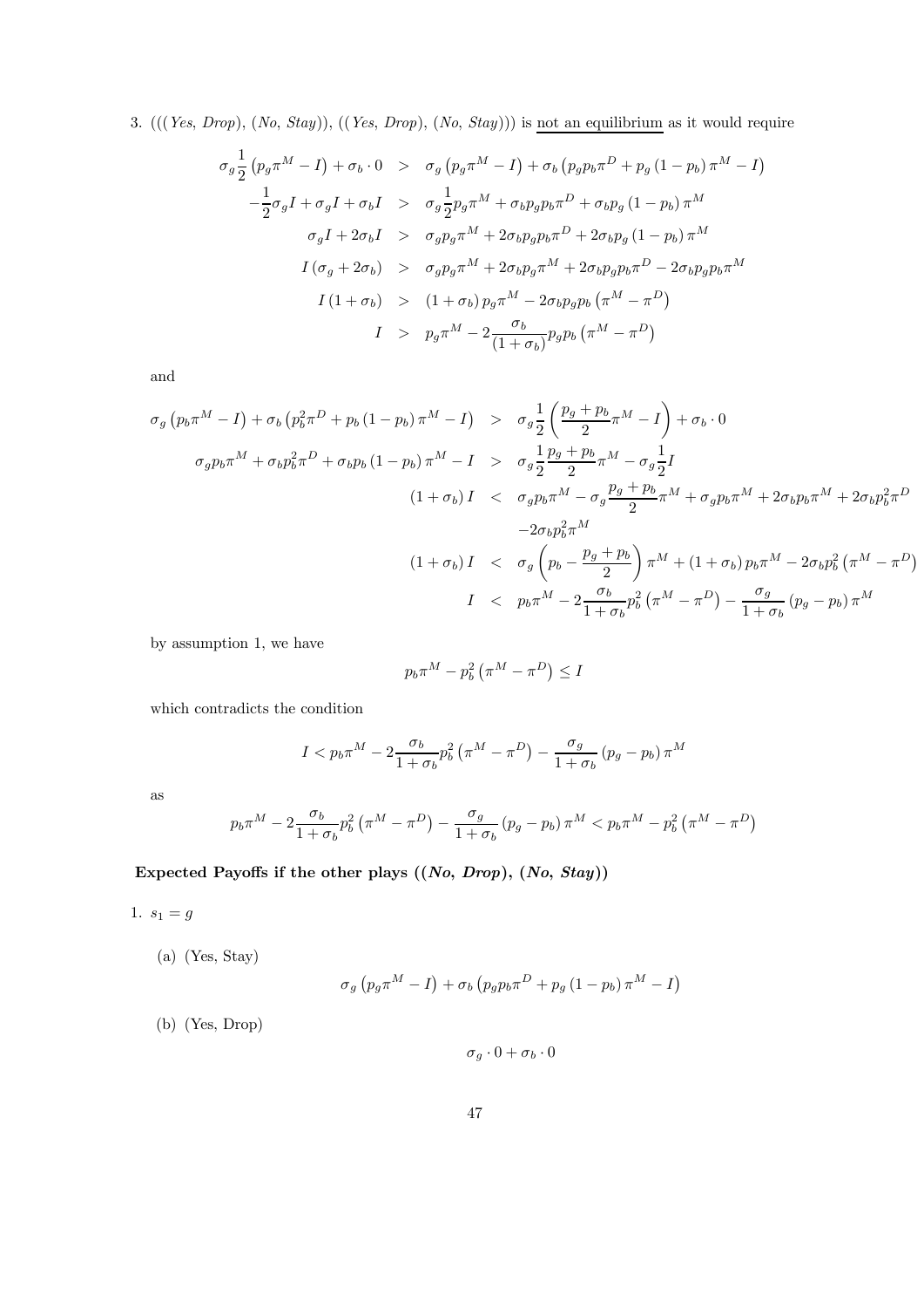3. $(((Yes, Drop), (No, Stay)), ((Yes, Drop), (No, Stay)))$ is <u>not an equilibrium</u> as it would require

$$
\begin{aligned}
\sigma_g \frac{1}{2}\left(p_g \pi^M - I\right) + \sigma_b \cdot 0 &> \sigma_g\left(p_g \pi^M - I\right) + \sigma_b\left(p_g p_b \pi^D + p_g\left(1-p_b\right)\pi^M - I\right) \\
-\frac{1}{2}\sigma_g I + \sigma_g I + \sigma_b I &> \sigma_g \frac{1}{2} p_g \pi^M + \sigma_b p_g p_b \pi^D + \sigma_b p_g\left(1-p_b\right)\pi^M \\
\sigma_g I + 2\sigma_b I &> \sigma_g p_g \pi^M + 2\sigma_b p_g p_b \pi^D + 2\sigma_b p_g\left(1-p_b\right)\pi^M \\
I\left(\sigma_g + 2\sigma_b\right) &> \sigma_g p_g \pi^M + 2\sigma_b p_g \pi^M + 2\sigma_b p_g p_b \pi^D - 2\sigma_b p_g p_b \pi^M \\
I\left(1+\sigma_b\right) &> \left(1+\sigma_b\right) p_g \pi^M - 2\sigma_b p_g p_b\left(\pi^M - \pi^D\right) \\
I &> p_g \pi^M - 2\frac{\sigma_b}{\left(1+\sigma_b\right)} p_g p_b\left(\pi^M - \pi^D\right)
\end{aligned}
$$

and

$$
\begin{aligned}
\sigma_g\left(p_b \pi^M - I\right) + \sigma_b\left(p_b^2 \pi^D + p_b\left(1-p_b\right)\pi^M - I\right) &> \sigma_g \frac{1}{2}\left(\frac{p_g + p_b}{2}\pi^M - I\right) + \sigma_b \cdot 0 \\
\sigma_g p_b \pi^M + \sigma_b p_b^2 \pi^D + \sigma_b p_b\left(1-p_b\right)\pi^M - I &> \sigma_g \frac{1}{2}\frac{p_g + p_b}{2}\pi^M - \sigma_g \frac{1}{2} I \\
\left(1+\sigma_b\right) I &< \sigma_g p_b \pi^M - \sigma_g \frac{p_g + p_b}{2}\pi^M + \sigma_g p_b \pi^M + 2\sigma_b p_b \pi^M + 2\sigma_b p_b^2 \pi^D \\
&\quad -2\sigma_b p_b^2 \pi^M \\
\left(1+\sigma_b\right) I &< \sigma_g\left(p_b - \frac{p_g + p_b}{2}\right)\pi^M + \left(1+\sigma_b\right) p_b \pi^M - 2\sigma_b p_b^2\left(\pi^M - \pi^D\right) \\
I &< p_b \pi^M - 2\frac{\sigma_b}{1+\sigma_b} p_b^2\left(\pi^M - \pi^D\right) - \frac{\sigma_g}{1+\sigma_b}\left(p_g - p_b\right)\pi^M
\end{aligned}
$$

by assumption 1, we have

$$
p_b \pi^M - p_b^2\left(\pi^M - \pi^D\right) \leq I
$$

which contradicts the condition

$$
I < p_b \pi^M - 2\frac{\sigma_b}{1+\sigma_b} p_b^2\left(\pi^M - \pi^D\right) - \frac{\sigma_g}{1+\sigma_b}\left(p_g - p_b\right)\pi^M
$$

as

$$
p_b \pi^M - 2\frac{\sigma_b}{1+\sigma_b} p_b^2\left(\pi^M - \pi^D\right) - \frac{\sigma_g}{1+\sigma_b}\left(p_g - p_b\right)\pi^M < p_b \pi^M - p_b^2\left(\pi^M - \pi^D\right)
$$

**Expected Payoffs if the other plays ((*No*, *Drop*), (*No*, *Stay*))**

1. $s_1 = g$

   (a) (Yes, Stay)

   $$
   \sigma_g\left(p_g \pi^M - I\right) + \sigma_b\left(p_g p_b \pi^D + p_g\left(1-p_b\right)\pi^M - I\right)
   $$

   (b) (Yes, Drop)

   $$
   \sigma_g \cdot 0 + \sigma_b \cdot 0
   $$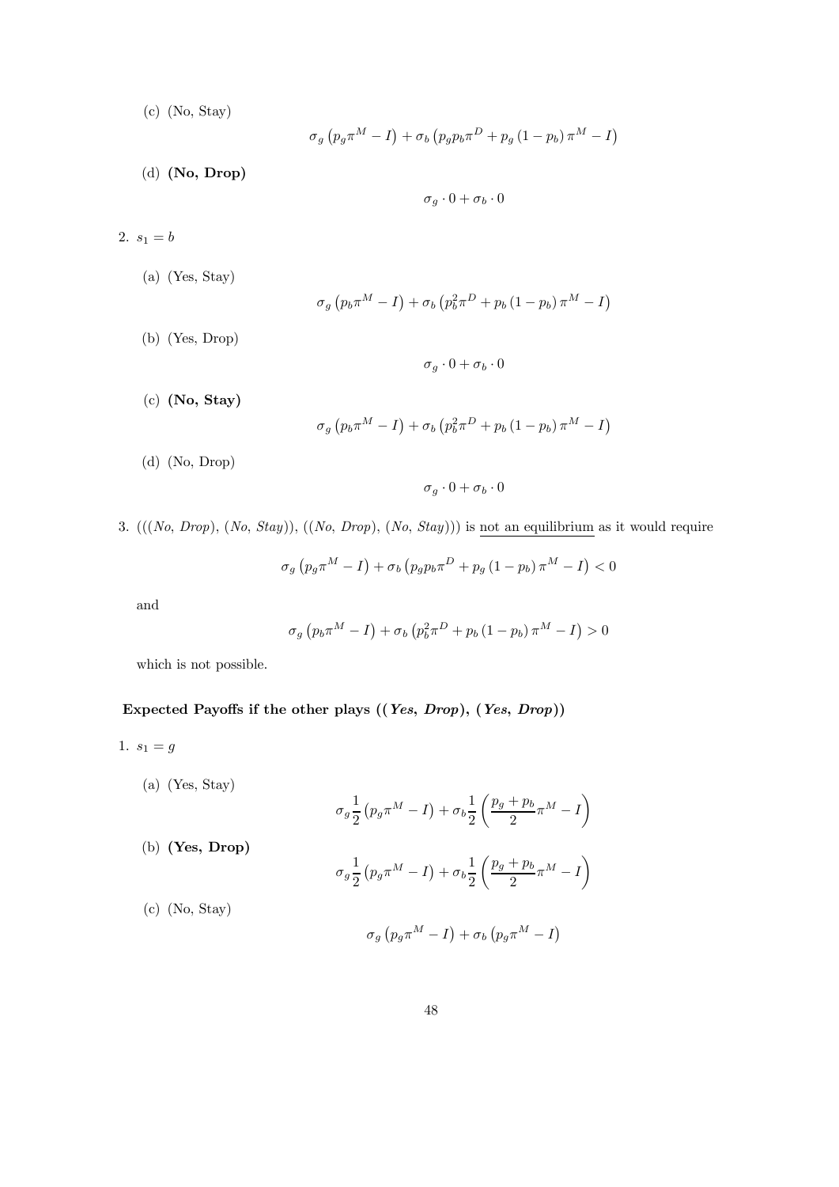(c) (No, Stay)

$$\sigma_g \left(p_g \pi^M - I\right) + \sigma_b \left(p_g p_b \pi^D + p_g \left(1 - p_b\right) \pi^M - I\right)$$

(d) **(No, Drop)**

$$\sigma_g \cdot 0 + \sigma_b \cdot 0$$

2. $s_1 = b$

(a) (Yes, Stay)

$$\sigma_g \left(p_b \pi^M - I\right) + \sigma_b \left(p_b^2 \pi^D + p_b \left(1 - p_b\right) \pi^M - I\right)$$

(b) (Yes, Drop)

$$\sigma_g \cdot 0 + \sigma_b \cdot 0$$

(c) **(No, Stay)**

$$\sigma_g \left(p_b \pi^M - I\right) + \sigma_b \left(p_b^2 \pi^D + p_b \left(1 - p_b\right) \pi^M - I\right)$$

(d) (No, Drop)

$$\sigma_g \cdot 0 + \sigma_b \cdot 0$$

3. (((*No*, *Drop*), (*No*, *Stay*)), ((*No*, *Drop*), (*No*, *Stay*))) is not an equilibrium as it would require

$$\sigma_g \left(p_g \pi^M - I\right) + \sigma_b \left(p_g p_b \pi^D + p_g \left(1 - p_b\right) \pi^M - I\right) < 0$$

and

$$\sigma_g \left(p_b \pi^M - I\right) + \sigma_b \left(p_b^2 \pi^D + p_b \left(1 - p_b\right) \pi^M - I\right) > 0$$

which is not possible.

**Expected Payoffs if the other plays ((*Yes*, *Drop*), (*Yes*, *Drop*))**

1. $s_1 = g$

(a) (Yes, Stay)

$$\sigma_g \frac{1}{2} \left(p_g \pi^M - I\right) + \sigma_b \frac{1}{2} \left(\frac{p_g + p_b}{2} \pi^M - I\right)$$

(b) **(Yes, Drop)**

$$\sigma_g \frac{1}{2} \left(p_g \pi^M - I\right) + \sigma_b \frac{1}{2} \left(\frac{p_g + p_b}{2} \pi^M - I\right)$$

(c) (No, Stay)

$$\sigma_g \left(p_g \pi^M - I\right) + \sigma_b \left(p_g \pi^M - I\right)$$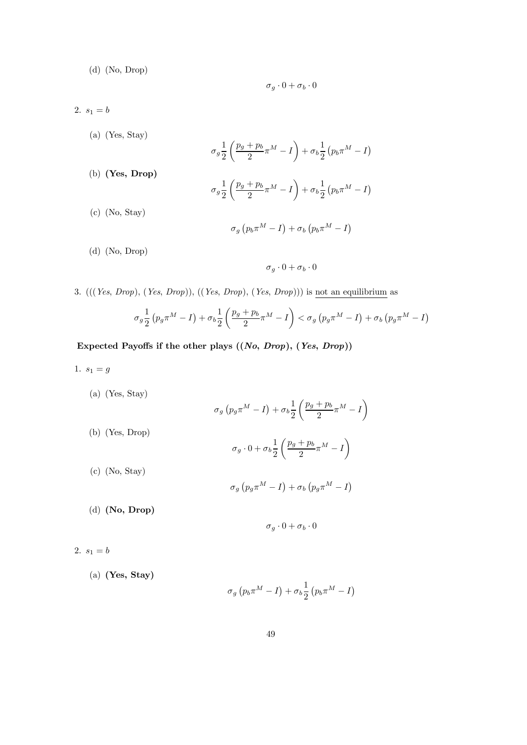(d) (No, Drop)

$$\sigma_g \cdot 0 + \sigma_b \cdot 0$$

2. $s_1 = b$

(a) (Yes, Stay)

$$\sigma_g \frac{1}{2}\left(\frac{p_g + p_b}{2}\pi^M - I\right) + \sigma_b \frac{1}{2}\left(p_b \pi^M - I\right)$$

(b) **(Yes, Drop)**

$$\sigma_g \frac{1}{2}\left(\frac{p_g + p_b}{2}\pi^M - I\right) + \sigma_b \frac{1}{2}\left(p_b \pi^M - I\right)$$

(c) (No, Stay)

$$\sigma_g \left(p_b \pi^M - I\right) + \sigma_b \left(p_b \pi^M - I\right)$$

(d) (No, Drop)

$$\sigma_g \cdot 0 + \sigma_b \cdot 0$$

3. (((*Yes*, *Drop*), (*Yes*, *Drop*)), ((*Yes*, *Drop*), (*Yes*, *Drop*))) is not an equilibrium as

$$\sigma_g \frac{1}{2}\left(p_g \pi^M - I\right) + \sigma_b \frac{1}{2}\left(\frac{p_g + p_b}{2}\pi^M - I\right) < \sigma_g \left(p_g \pi^M - I\right) + \sigma_b \left(p_g \pi^M - I\right)$$

**Expected Payoffs if the other plays ((*No*, *Drop*), (*Yes*, *Drop*))**

1. $s_1 = g$

(a) (Yes, Stay)

$$\sigma_g \left(p_g \pi^M - I\right) + \sigma_b \frac{1}{2}\left(\frac{p_g + p_b}{2}\pi^M - I\right)$$

(b) (Yes, Drop)

$$\sigma_g \cdot 0 + \sigma_b \frac{1}{2}\left(\frac{p_g + p_b}{2}\pi^M - I\right)$$

(c) (No, Stay)

$$\sigma_g \left(p_g \pi^M - I\right) + \sigma_b \left(p_g \pi^M - I\right)$$

(d) **(No, Drop)**

$$\sigma_g \cdot 0 + \sigma_b \cdot 0$$

2. $s_1 = b$

(a) **(Yes, Stay)**

$$\sigma_g \left(p_b \pi^M - I\right) + \sigma_b \frac{1}{2}\left(p_b \pi^M - I\right)$$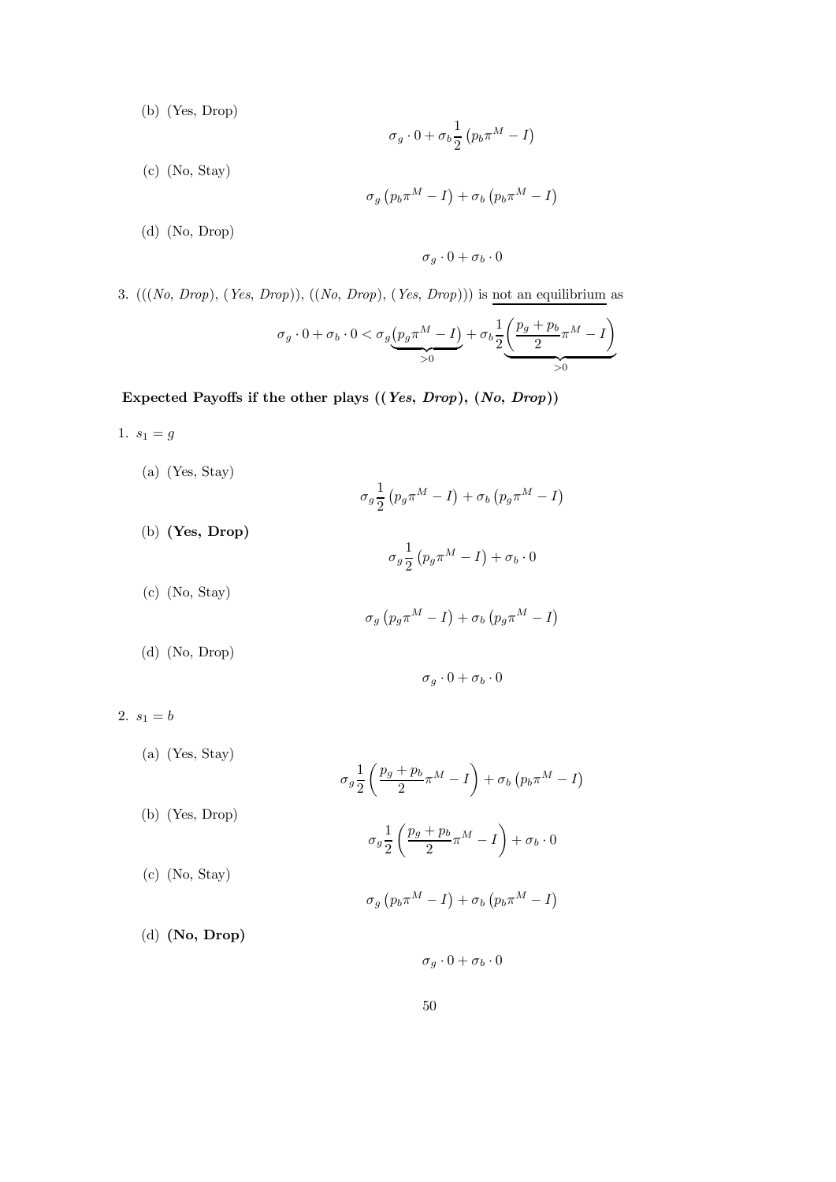(b) (Yes, Drop)

$$\sigma_g \cdot 0 + \sigma_b \frac{1}{2}\left(p_b \pi^M - I\right)$$

(c) (No, Stay)

$$\sigma_g\left(p_b \pi^M - I\right) + \sigma_b\left(p_b \pi^M - I\right)$$

(d) (No, Drop)

$$\sigma_g \cdot 0 + \sigma_b \cdot 0$$

3. (((*No*, *Drop*), (*Yes*, *Drop*)), ((*No*, *Drop*), (*Yes*, *Drop*))) is <u>not an equilibrium</u> as

$$\sigma_g \cdot 0 + \sigma_b \cdot 0 < \sigma_g \underbrace{\left(p_g \pi^M - I\right)}_{>0} + \sigma_b \frac{1}{2} \underbrace{\left(\frac{p_g + p_b}{2} \pi^M - I\right)}_{>0}$$

**Expected Payoffs if the other plays ((*Yes*, *Drop*), (*No*, *Drop*))**

1. $s_1 = g$

(a) (Yes, Stay)

$$\sigma_g \frac{1}{2}\left(p_g \pi^M - I\right) + \sigma_b\left(p_g \pi^M - I\right)$$

(b) **(Yes, Drop)**

$$\sigma_g \frac{1}{2}\left(p_g \pi^M - I\right) + \sigma_b \cdot 0$$

(c) (No, Stay)

$$\sigma_g\left(p_g \pi^M - I\right) + \sigma_b\left(p_g \pi^M - I\right)$$

(d) (No, Drop)

$$\sigma_g \cdot 0 + \sigma_b \cdot 0$$

2. $s_1 = b$

(a) (Yes, Stay)

$$\sigma_g \frac{1}{2}\left(\frac{p_g + p_b}{2} \pi^M - I\right) + \sigma_b\left(p_b \pi^M - I\right)$$

(b) (Yes, Drop)

$$\sigma_g \frac{1}{2}\left(\frac{p_g + p_b}{2} \pi^M - I\right) + \sigma_b \cdot 0$$

(c) (No, Stay)

$$\sigma_g\left(p_b \pi^M - I\right) + \sigma_b\left(p_b \pi^M - I\right)$$

(d) **(No, Drop)**

$$\sigma_g \cdot 0 + \sigma_b \cdot 0$$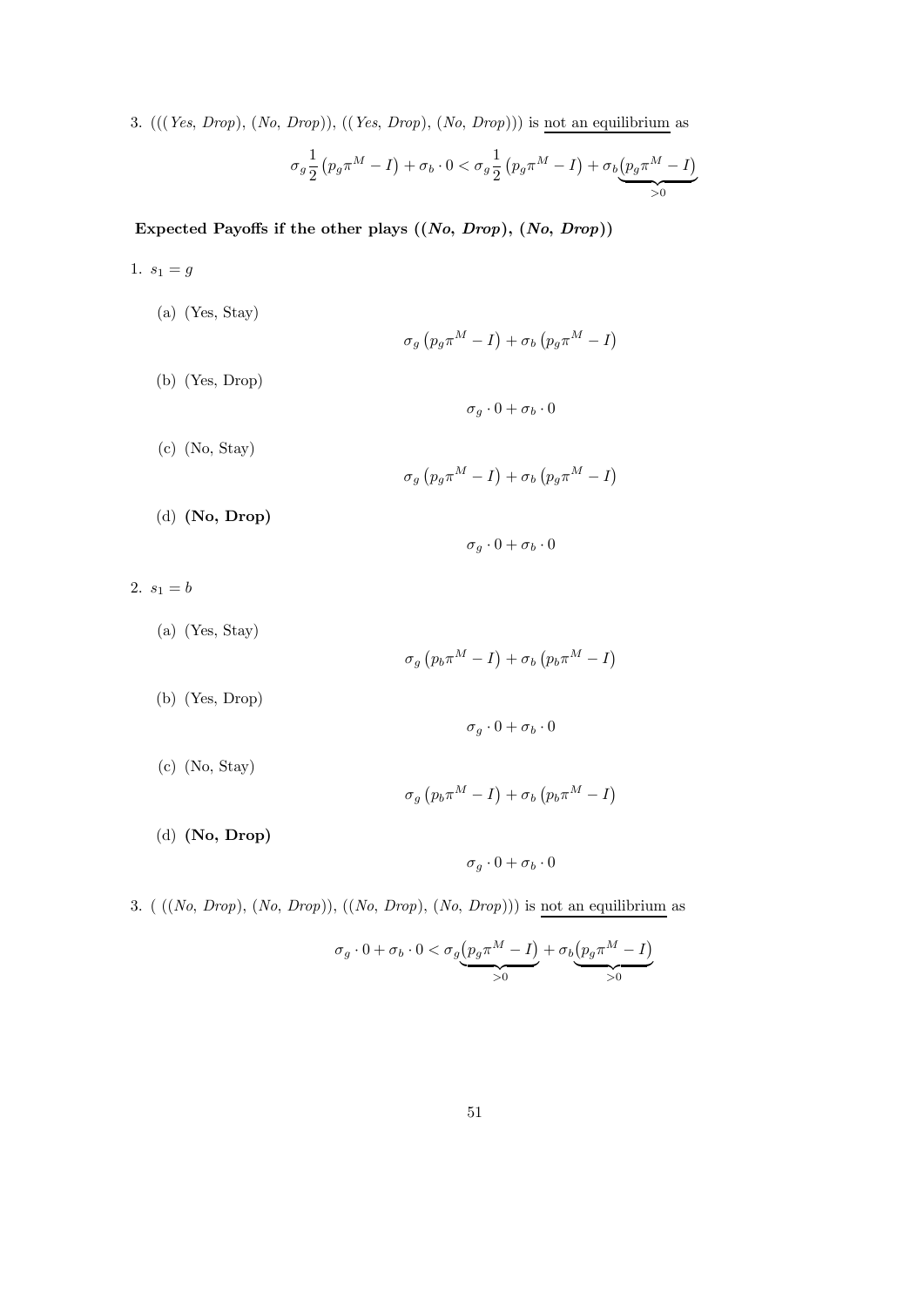3. $(((Yes,\ Drop),\ (No,\ Drop)),\ ((Yes,\ Drop),\ (No,\ Drop)))$ is <u>not an equilibrium</u> as

$$\sigma_g \frac{1}{2}\left(p_g \pi^M - I\right) + \sigma_b \cdot 0 < \sigma_g \frac{1}{2}\left(p_g \pi^M - I\right) + \sigma_b \underbrace{\left(p_g \pi^M - I\right)}_{>0}$$

**Expected Payoffs if the other plays ((*No, Drop*), (*No, Drop*))**

1. $s_1 = g$

   (a) (Yes, Stay)

   $$\sigma_g \left(p_g \pi^M - I\right) + \sigma_b \left(p_g \pi^M - I\right)$$

   (b) (Yes, Drop)

   $$\sigma_g \cdot 0 + \sigma_b \cdot 0$$

   (c) (No, Stay)

   $$\sigma_g \left(p_g \pi^M - I\right) + \sigma_b \left(p_g \pi^M - I\right)$$

   (d) **(No, Drop)**

   $$\sigma_g \cdot 0 + \sigma_b \cdot 0$$

2. $s_1 = b$

   (a) (Yes, Stay)

   $$\sigma_g \left(p_b \pi^M - I\right) + \sigma_b \left(p_b \pi^M - I\right)$$

   (b) (Yes, Drop)

   $$\sigma_g \cdot 0 + \sigma_b \cdot 0$$

   (c) (No, Stay)

   $$\sigma_g \left(p_b \pi^M - I\right) + \sigma_b \left(p_b \pi^M - I\right)$$

   (d) **(No, Drop)**

   $$\sigma_g \cdot 0 + \sigma_b \cdot 0$$

3. $(\ ((No,\ Drop),\ (No,\ Drop)),\ ((No,\ Drop),\ (No,\ Drop)))$ is <u>not an equilibrium</u> as

$$\sigma_g \cdot 0 + \sigma_b \cdot 0 < \sigma_g \underbrace{\left(p_g \pi^M - I\right)}_{>0} + \sigma_b \underbrace{\left(p_g \pi^M - I\right)}_{>0}$$